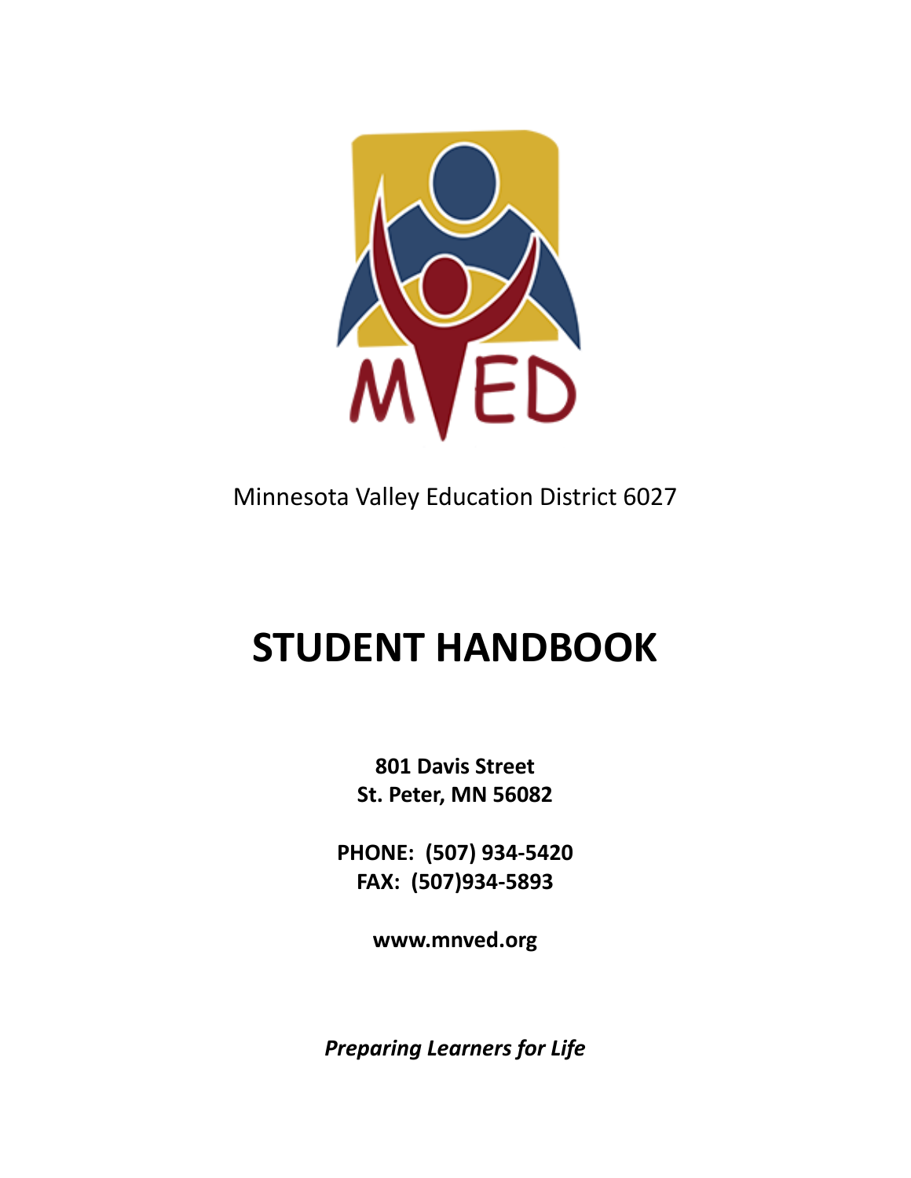MVED

Minnesota Valley Education District 6027

# STUDENT HANDBOOK

**801 Davis Street**
**St. Peter, MN 56082**

**PHONE: (507) 934-5420**
**FAX: (507)934-5893**

**www.mnved.org**

***Preparing Learners for Life***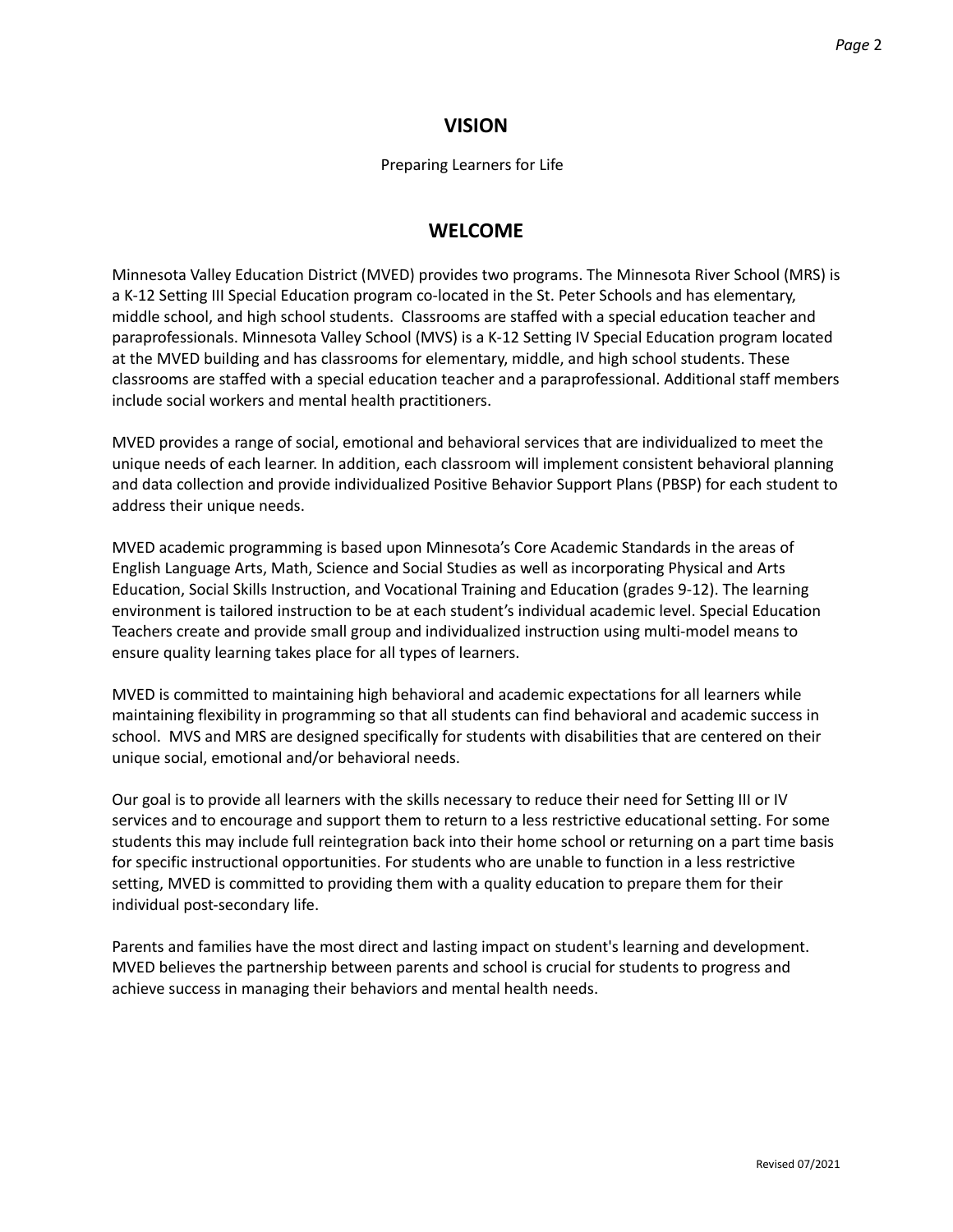## VISION

Preparing Learners for Life

## WELCOME

Minnesota Valley Education District (MVED) provides two programs. The Minnesota River School (MRS) is a K-12 Setting III Special Education program co-located in the St. Peter Schools and has elementary, middle school, and high school students. Classrooms are staffed with a special education teacher and paraprofessionals. Minnesota Valley School (MVS) is a K-12 Setting IV Special Education program located at the MVED building and has classrooms for elementary, middle, and high school students. These classrooms are staffed with a special education teacher and a paraprofessional. Additional staff members include social workers and mental health practitioners.

MVED provides a range of social, emotional and behavioral services that are individualized to meet the unique needs of each learner. In addition, each classroom will implement consistent behavioral planning and data collection and provide individualized Positive Behavior Support Plans (PBSP) for each student to address their unique needs.

MVED academic programming is based upon Minnesota's Core Academic Standards in the areas of English Language Arts, Math, Science and Social Studies as well as incorporating Physical and Arts Education, Social Skills Instruction, and Vocational Training and Education (grades 9-12). The learning environment is tailored instruction to be at each student's individual academic level. Special Education Teachers create and provide small group and individualized instruction using multi-model means to ensure quality learning takes place for all types of learners.

MVED is committed to maintaining high behavioral and academic expectations for all learners while maintaining flexibility in programming so that all students can find behavioral and academic success in school. MVS and MRS are designed specifically for students with disabilities that are centered on their unique social, emotional and/or behavioral needs.

Our goal is to provide all learners with the skills necessary to reduce their need for Setting III or IV services and to encourage and support them to return to a less restrictive educational setting. For some students this may include full reintegration back into their home school or returning on a part time basis for specific instructional opportunities. For students who are unable to function in a less restrictive setting, MVED is committed to providing them with a quality education to prepare them for their individual post-secondary life.

Parents and families have the most direct and lasting impact on student's learning and development. MVED believes the partnership between parents and school is crucial for students to progress and achieve success in managing their behaviors and mental health needs.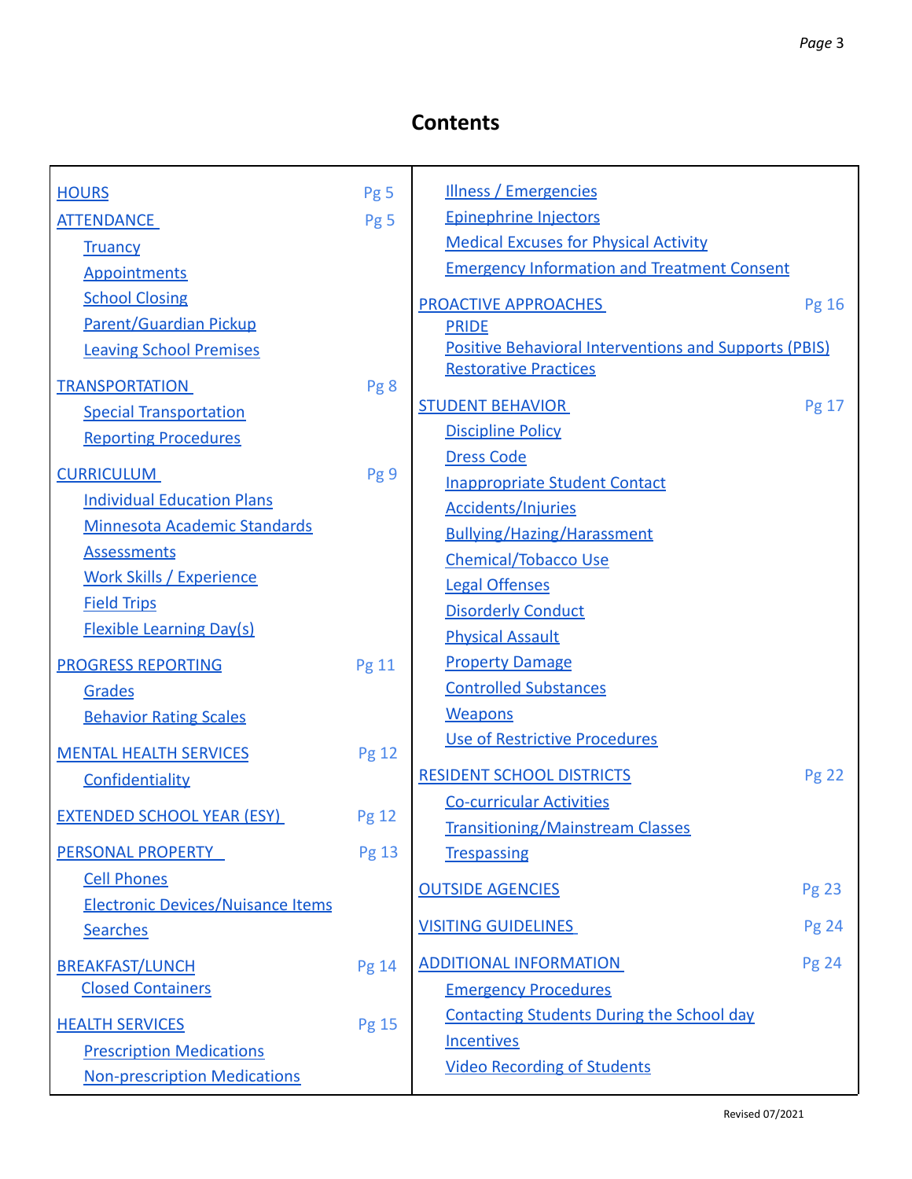# Contents

- HOURS — Pg 5
- ATTENDANCE — Pg 5
  - Truancy
  - Appointments
  - School Closing
  - Parent/Guardian Pickup
  - Leaving School Premises
- TRANSPORTATION — Pg 8
  - Special Transportation
  - Reporting Procedures
- CURRICULUM — Pg 9
  - Individual Education Plans
  - Minnesota Academic Standards
  - Assessments
  - Work Skills / Experience
  - Field Trips
  - Flexible Learning Day(s)
- PROGRESS REPORTING — Pg 11
  - Grades
  - Behavior Rating Scales
- MENTAL HEALTH SERVICES — Pg 12
  - Confidentiality
- EXTENDED SCHOOL YEAR (ESY) — Pg 12
- PERSONAL PROPERTY — Pg 13
  - Cell Phones
  - Electronic Devices/Nuisance Items
  - Searches
- BREAKFAST/LUNCH — Pg 14
  - Closed Containers
- HEALTH SERVICES — Pg 15
  - Prescription Medications
  - Non-prescription Medications
  - Illness / Emergencies
  - Epinephrine Injectors
  - Medical Excuses for Physical Activity
  - Emergency Information and Treatment Consent
- PROACTIVE APPROACHES — Pg 16
  - PRIDE
  - Positive Behavioral Interventions and Supports (PBIS)
  - Restorative Practices
- STUDENT BEHAVIOR — Pg 17
  - Discipline Policy
  - Dress Code
  - Inappropriate Student Contact
  - Accidents/Injuries
  - Bullying/Hazing/Harassment
  - Chemical/Tobacco Use
  - Legal Offenses
  - Disorderly Conduct
  - Physical Assault
  - Property Damage
  - Controlled Substances
  - Weapons
  - Use of Restrictive Procedures
- RESIDENT SCHOOL DISTRICTS — Pg 22
  - Co-curricular Activities
  - Transitioning/Mainstream Classes
  - Trespassing
- OUTSIDE AGENCIES — Pg 23
- VISITING GUIDELINES — Pg 24
- ADDITIONAL INFORMATION — Pg 24
  - Emergency Procedures
  - Contacting Students During the School day
  - Incentives
  - Video Recording of Students

Revised 07/2021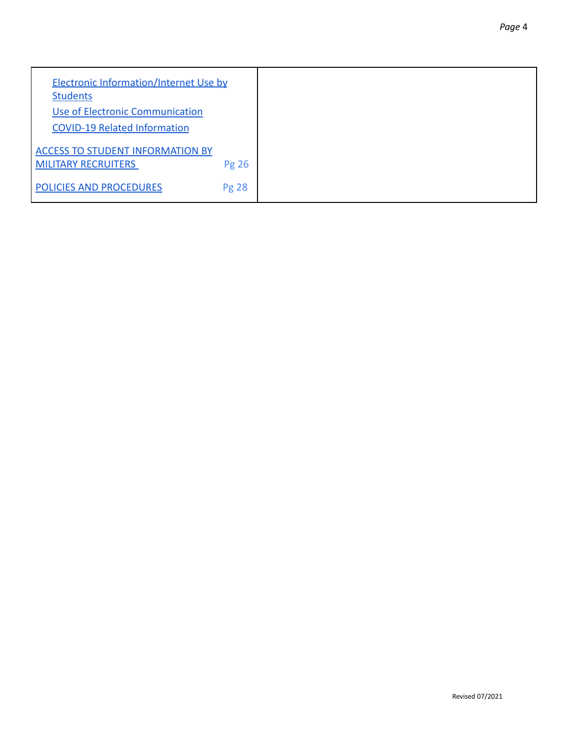| | |
|---|---|
| Electronic Information/Internet Use by Students<br>Use of Electronic Communication<br>COVID-19 Related Information<br><br>ACCESS TO STUDENT INFORMATION BY MILITARY RECRUITERS Pg 26<br><br>POLICIES AND PROCEDURES Pg 28 | |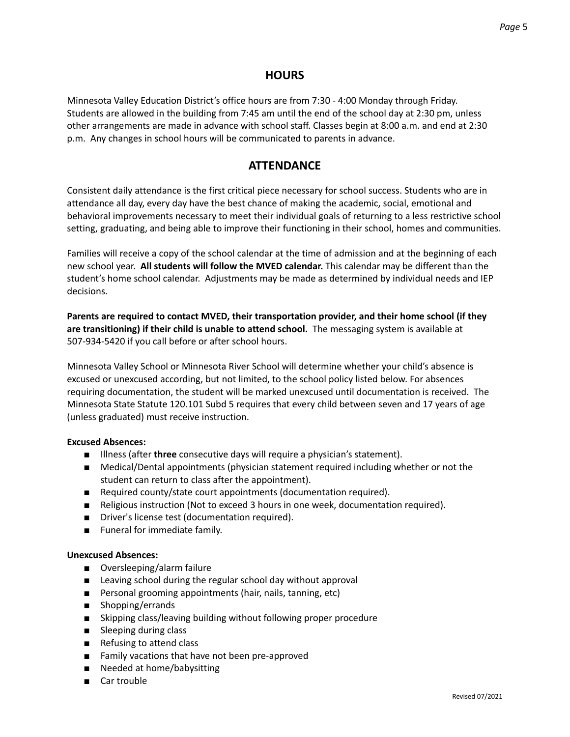## HOURS

Minnesota Valley Education District's office hours are from 7:30 - 4:00 Monday through Friday. Students are allowed in the building from 7:45 am until the end of the school day at 2:30 pm, unless other arrangements are made in advance with school staff. Classes begin at 8:00 a.m. and end at 2:30 p.m. Any changes in school hours will be communicated to parents in advance.

## ATTENDANCE

Consistent daily attendance is the first critical piece necessary for school success. Students who are in attendance all day, every day have the best chance of making the academic, social, emotional and behavioral improvements necessary to meet their individual goals of returning to a less restrictive school setting, graduating, and being able to improve their functioning in their school, homes and communities.

Families will receive a copy of the school calendar at the time of admission and at the beginning of each new school year. **All students will follow the MVED calendar.** This calendar may be different than the student's home school calendar. Adjustments may be made as determined by individual needs and IEP decisions.

**Parents are required to contact MVED, their transportation provider, and their home school (if they are transitioning) if their child is unable to attend school.** The messaging system is available at 507-934-5420 if you call before or after school hours.

Minnesota Valley School or Minnesota River School will determine whether your child's absence is excused or unexcused according, but not limited, to the school policy listed below. For absences requiring documentation, the student will be marked unexcused until documentation is received. The Minnesota State Statute 120.101 Subd 5 requires that every child between seven and 17 years of age (unless graduated) must receive instruction.

**Excused Absences:**

- Illness (after **three** consecutive days will require a physician's statement).
- Medical/Dental appointments (physician statement required including whether or not the student can return to class after the appointment).
- Required county/state court appointments (documentation required).
- Religious instruction (Not to exceed 3 hours in one week, documentation required).
- Driver's license test (documentation required).
- Funeral for immediate family.

**Unexcused Absences:**

- Oversleeping/alarm failure
- Leaving school during the regular school day without approval
- Personal grooming appointments (hair, nails, tanning, etc)
- Shopping/errands
- Skipping class/leaving building without following proper procedure
- Sleeping during class
- Refusing to attend class
- Family vacations that have not been pre-approved
- Needed at home/babysitting
- Car trouble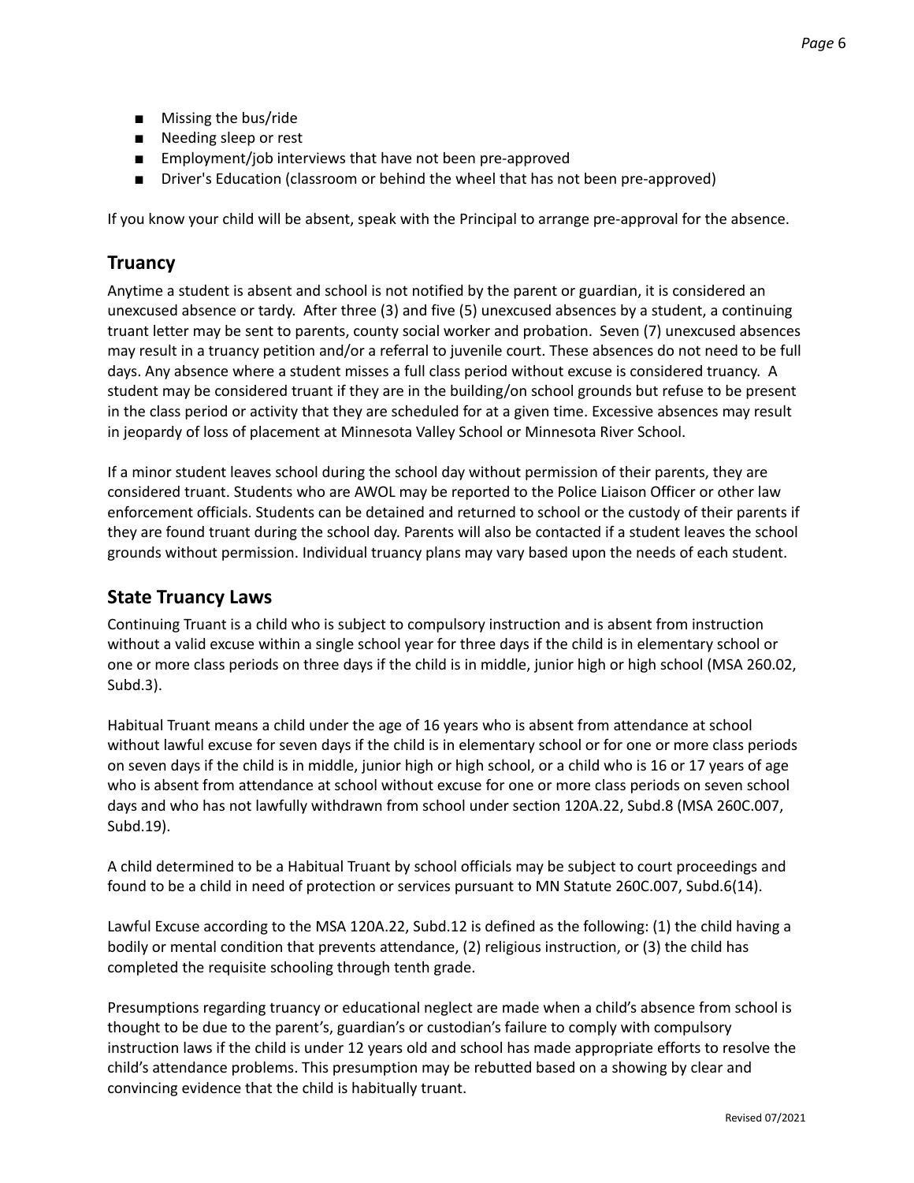- Missing the bus/ride
- Needing sleep or rest
- Employment/job interviews that have not been pre-approved
- Driver's Education (classroom or behind the wheel that has not been pre-approved)

If you know your child will be absent, speak with the Principal to arrange pre-approval for the absence.

## Truancy

Anytime a student is absent and school is not notified by the parent or guardian, it is considered an unexcused absence or tardy. After three (3) and five (5) unexcused absences by a student, a continuing truant letter may be sent to parents, county social worker and probation. Seven (7) unexcused absences may result in a truancy petition and/or a referral to juvenile court. These absences do not need to be full days. Any absence where a student misses a full class period without excuse is considered truancy. A student may be considered truant if they are in the building/on school grounds but refuse to be present in the class period or activity that they are scheduled for at a given time. Excessive absences may result in jeopardy of loss of placement at Minnesota Valley School or Minnesota River School.

If a minor student leaves school during the school day without permission of their parents, they are considered truant. Students who are AWOL may be reported to the Police Liaison Officer or other law enforcement officials. Students can be detained and returned to school or the custody of their parents if they are found truant during the school day. Parents will also be contacted if a student leaves the school grounds without permission. Individual truancy plans may vary based upon the needs of each student.

## State Truancy Laws

Continuing Truant is a child who is subject to compulsory instruction and is absent from instruction without a valid excuse within a single school year for three days if the child is in elementary school or one or more class periods on three days if the child is in middle, junior high or high school (MSA 260.02, Subd.3).

Habitual Truant means a child under the age of 16 years who is absent from attendance at school without lawful excuse for seven days if the child is in elementary school or for one or more class periods on seven days if the child is in middle, junior high or high school, or a child who is 16 or 17 years of age who is absent from attendance at school without excuse for one or more class periods on seven school days and who has not lawfully withdrawn from school under section 120A.22, Subd.8 (MSA 260C.007, Subd.19).

A child determined to be a Habitual Truant by school officials may be subject to court proceedings and found to be a child in need of protection or services pursuant to MN Statute 260C.007, Subd.6(14).

Lawful Excuse according to the MSA 120A.22, Subd.12 is defined as the following: (1) the child having a bodily or mental condition that prevents attendance, (2) religious instruction, or (3) the child has completed the requisite schooling through tenth grade.

Presumptions regarding truancy or educational neglect are made when a child's absence from school is thought to be due to the parent's, guardian's or custodian's failure to comply with compulsory instruction laws if the child is under 12 years old and school has made appropriate efforts to resolve the child's attendance problems. This presumption may be rebutted based on a showing by clear and convincing evidence that the child is habitually truant.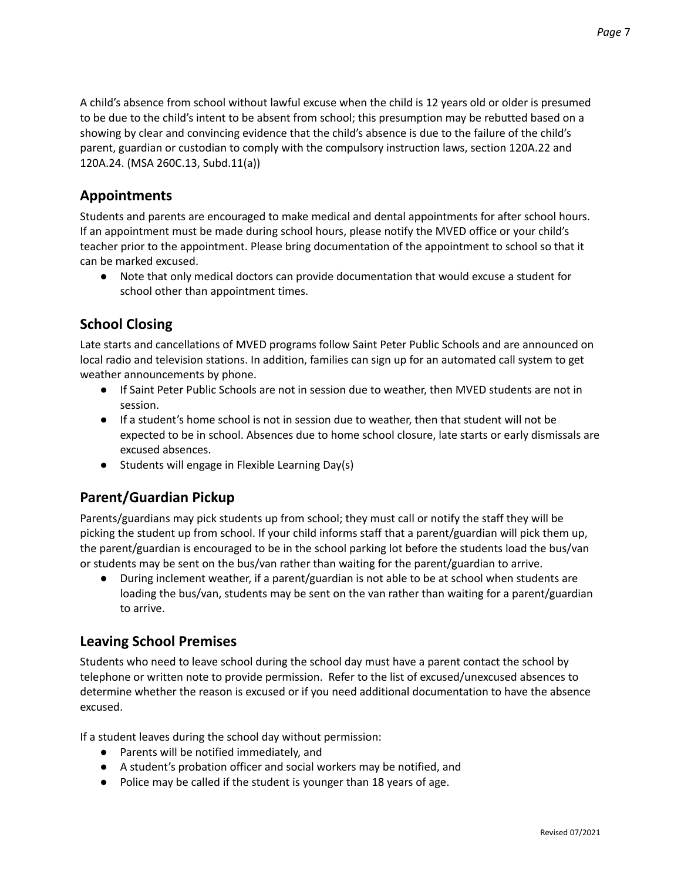A child's absence from school without lawful excuse when the child is 12 years old or older is presumed to be due to the child's intent to be absent from school; this presumption may be rebutted based on a showing by clear and convincing evidence that the child's absence is due to the failure of the child's parent, guardian or custodian to comply with the compulsory instruction laws, section 120A.22 and 120A.24. (MSA 260C.13, Subd.11(a))

## Appointments

Students and parents are encouraged to make medical and dental appointments for after school hours. If an appointment must be made during school hours, please notify the MVED office or your child's teacher prior to the appointment. Please bring documentation of the appointment to school so that it can be marked excused.

- Note that only medical doctors can provide documentation that would excuse a student for school other than appointment times.

## School Closing

Late starts and cancellations of MVED programs follow Saint Peter Public Schools and are announced on local radio and television stations. In addition, families can sign up for an automated call system to get weather announcements by phone.

- If Saint Peter Public Schools are not in session due to weather, then MVED students are not in session.
- If a student's home school is not in session due to weather, then that student will not be expected to be in school. Absences due to home school closure, late starts or early dismissals are excused absences.
- Students will engage in Flexible Learning Day(s)

## Parent/Guardian Pickup

Parents/guardians may pick students up from school; they must call or notify the staff they will be picking the student up from school. If your child informs staff that a parent/guardian will pick them up, the parent/guardian is encouraged to be in the school parking lot before the students load the bus/van or students may be sent on the bus/van rather than waiting for the parent/guardian to arrive.

- During inclement weather, if a parent/guardian is not able to be at school when students are loading the bus/van, students may be sent on the van rather than waiting for a parent/guardian to arrive.

## Leaving School Premises

Students who need to leave school during the school day must have a parent contact the school by telephone or written note to provide permission. Refer to the list of excused/unexcused absences to determine whether the reason is excused or if you need additional documentation to have the absence excused.

If a student leaves during the school day without permission:

- Parents will be notified immediately, and
- A student's probation officer and social workers may be notified, and
- Police may be called if the student is younger than 18 years of age.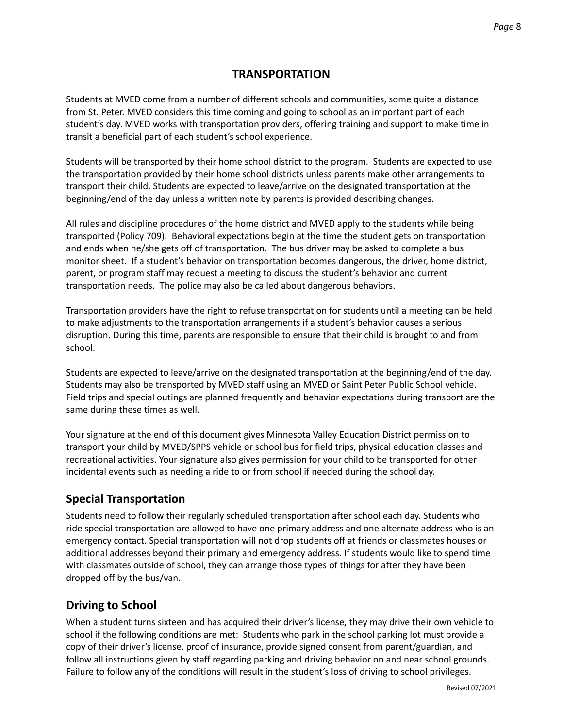# TRANSPORTATION

Students at MVED come from a number of different schools and communities, some quite a distance from St. Peter. MVED considers this time coming and going to school as an important part of each student's day. MVED works with transportation providers, offering training and support to make time in transit a beneficial part of each student's school experience.

Students will be transported by their home school district to the program. Students are expected to use the transportation provided by their home school districts unless parents make other arrangements to transport their child. Students are expected to leave/arrive on the designated transportation at the beginning/end of the day unless a written note by parents is provided describing changes.

All rules and discipline procedures of the home district and MVED apply to the students while being transported (Policy 709). Behavioral expectations begin at the time the student gets on transportation and ends when he/she gets off of transportation. The bus driver may be asked to complete a bus monitor sheet. If a student's behavior on transportation becomes dangerous, the driver, home district, parent, or program staff may request a meeting to discuss the student's behavior and current transportation needs. The police may also be called about dangerous behaviors.

Transportation providers have the right to refuse transportation for students until a meeting can be held to make adjustments to the transportation arrangements if a student's behavior causes a serious disruption. During this time, parents are responsible to ensure that their child is brought to and from school.

Students are expected to leave/arrive on the designated transportation at the beginning/end of the day. Students may also be transported by MVED staff using an MVED or Saint Peter Public School vehicle. Field trips and special outings are planned frequently and behavior expectations during transport are the same during these times as well.

Your signature at the end of this document gives Minnesota Valley Education District permission to transport your child by MVED/SPPS vehicle or school bus for field trips, physical education classes and recreational activities. Your signature also gives permission for your child to be transported for other incidental events such as needing a ride to or from school if needed during the school day.

## Special Transportation

Students need to follow their regularly scheduled transportation after school each day. Students who ride special transportation are allowed to have one primary address and one alternate address who is an emergency contact. Special transportation will not drop students off at friends or classmates houses or additional addresses beyond their primary and emergency address. If students would like to spend time with classmates outside of school, they can arrange those types of things for after they have been dropped off by the bus/van.

## Driving to School

When a student turns sixteen and has acquired their driver's license, they may drive their own vehicle to school if the following conditions are met: Students who park in the school parking lot must provide a copy of their driver's license, proof of insurance, provide signed consent from parent/guardian, and follow all instructions given by staff regarding parking and driving behavior on and near school grounds. Failure to follow any of the conditions will result in the student's loss of driving to school privileges.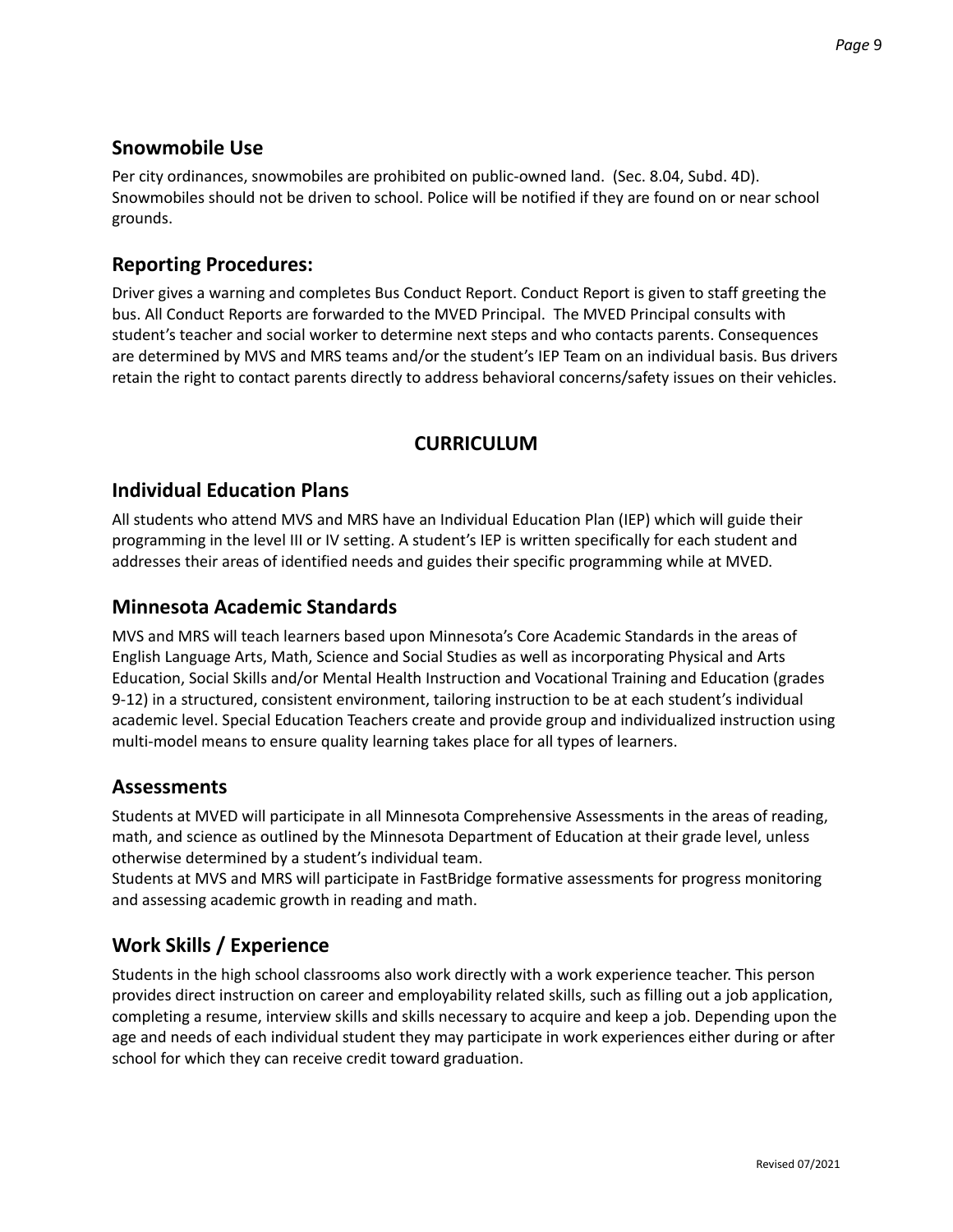## Snowmobile Use

Per city ordinances, snowmobiles are prohibited on public-owned land. (Sec. 8.04, Subd. 4D). Snowmobiles should not be driven to school. Police will be notified if they are found on or near school grounds.

## Reporting Procedures:

Driver gives a warning and completes Bus Conduct Report. Conduct Report is given to staff greeting the bus. All Conduct Reports are forwarded to the MVED Principal. The MVED Principal consults with student's teacher and social worker to determine next steps and who contacts parents. Consequences are determined by MVS and MRS teams and/or the student's IEP Team on an individual basis. Bus drivers retain the right to contact parents directly to address behavioral concerns/safety issues on their vehicles.

# CURRICULUM

## Individual Education Plans

All students who attend MVS and MRS have an Individual Education Plan (IEP) which will guide their programming in the level III or IV setting. A student's IEP is written specifically for each student and addresses their areas of identified needs and guides their specific programming while at MVED.

## Minnesota Academic Standards

MVS and MRS will teach learners based upon Minnesota's Core Academic Standards in the areas of English Language Arts, Math, Science and Social Studies as well as incorporating Physical and Arts Education, Social Skills and/or Mental Health Instruction and Vocational Training and Education (grades 9-12) in a structured, consistent environment, tailoring instruction to be at each student's individual academic level. Special Education Teachers create and provide group and individualized instruction using multi-model means to ensure quality learning takes place for all types of learners.

## Assessments

Students at MVED will participate in all Minnesota Comprehensive Assessments in the areas of reading, math, and science as outlined by the Minnesota Department of Education at their grade level, unless otherwise determined by a student's individual team.
Students at MVS and MRS will participate in FastBridge formative assessments for progress monitoring and assessing academic growth in reading and math.

## Work Skills / Experience

Students in the high school classrooms also work directly with a work experience teacher. This person provides direct instruction on career and employability related skills, such as filling out a job application, completing a resume, interview skills and skills necessary to acquire and keep a job. Depending upon the age and needs of each individual student they may participate in work experiences either during or after school for which they can receive credit toward graduation.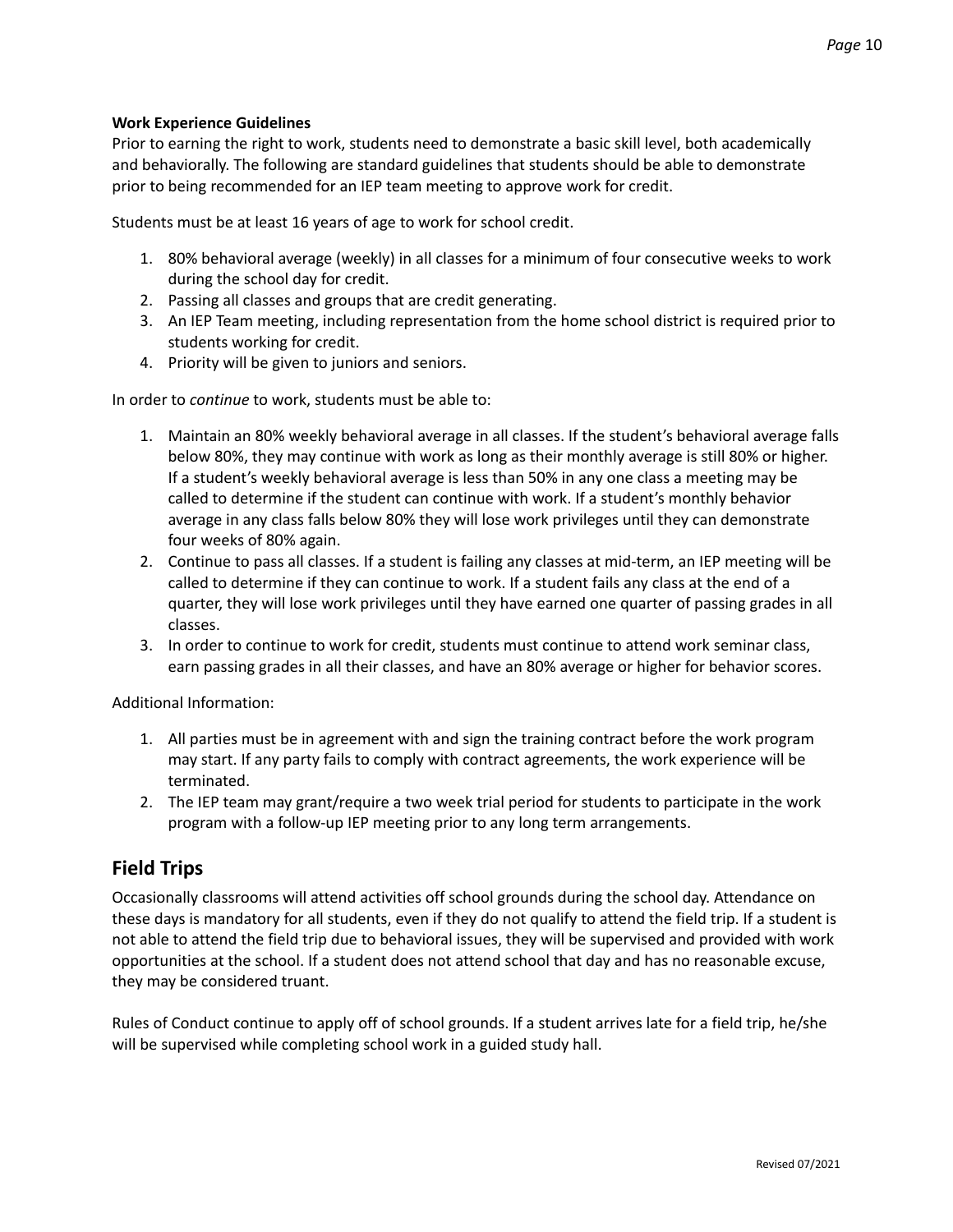**Work Experience Guidelines**

Prior to earning the right to work, students need to demonstrate a basic skill level, both academically and behaviorally. The following are standard guidelines that students should be able to demonstrate prior to being recommended for an IEP team meeting to approve work for credit.

Students must be at least 16 years of age to work for school credit.

1. 80% behavioral average (weekly) in all classes for a minimum of four consecutive weeks to work during the school day for credit.
2. Passing all classes and groups that are credit generating.
3. An IEP Team meeting, including representation from the home school district is required prior to students working for credit.
4. Priority will be given to juniors and seniors.

In order to *continue* to work, students must be able to:

1. Maintain an 80% weekly behavioral average in all classes. If the student's behavioral average falls below 80%, they may continue with work as long as their monthly average is still 80% or higher. If a student's weekly behavioral average is less than 50% in any one class a meeting may be called to determine if the student can continue with work. If a student's monthly behavior average in any class falls below 80% they will lose work privileges until they can demonstrate four weeks of 80% again.
2. Continue to pass all classes. If a student is failing any classes at mid-term, an IEP meeting will be called to determine if they can continue to work. If a student fails any class at the end of a quarter, they will lose work privileges until they have earned one quarter of passing grades in all classes.
3. In order to continue to work for credit, students must continue to attend work seminar class, earn passing grades in all their classes, and have an 80% average or higher for behavior scores.

Additional Information:

1. All parties must be in agreement with and sign the training contract before the work program may start. If any party fails to comply with contract agreements, the work experience will be terminated.
2. The IEP team may grant/require a two week trial period for students to participate in the work program with a follow-up IEP meeting prior to any long term arrangements.

## Field Trips

Occasionally classrooms will attend activities off school grounds during the school day. Attendance on these days is mandatory for all students, even if they do not qualify to attend the field trip. If a student is not able to attend the field trip due to behavioral issues, they will be supervised and provided with work opportunities at the school. If a student does not attend school that day and has no reasonable excuse, they may be considered truant.

Rules of Conduct continue to apply off of school grounds. If a student arrives late for a field trip, he/she will be supervised while completing school work in a guided study hall.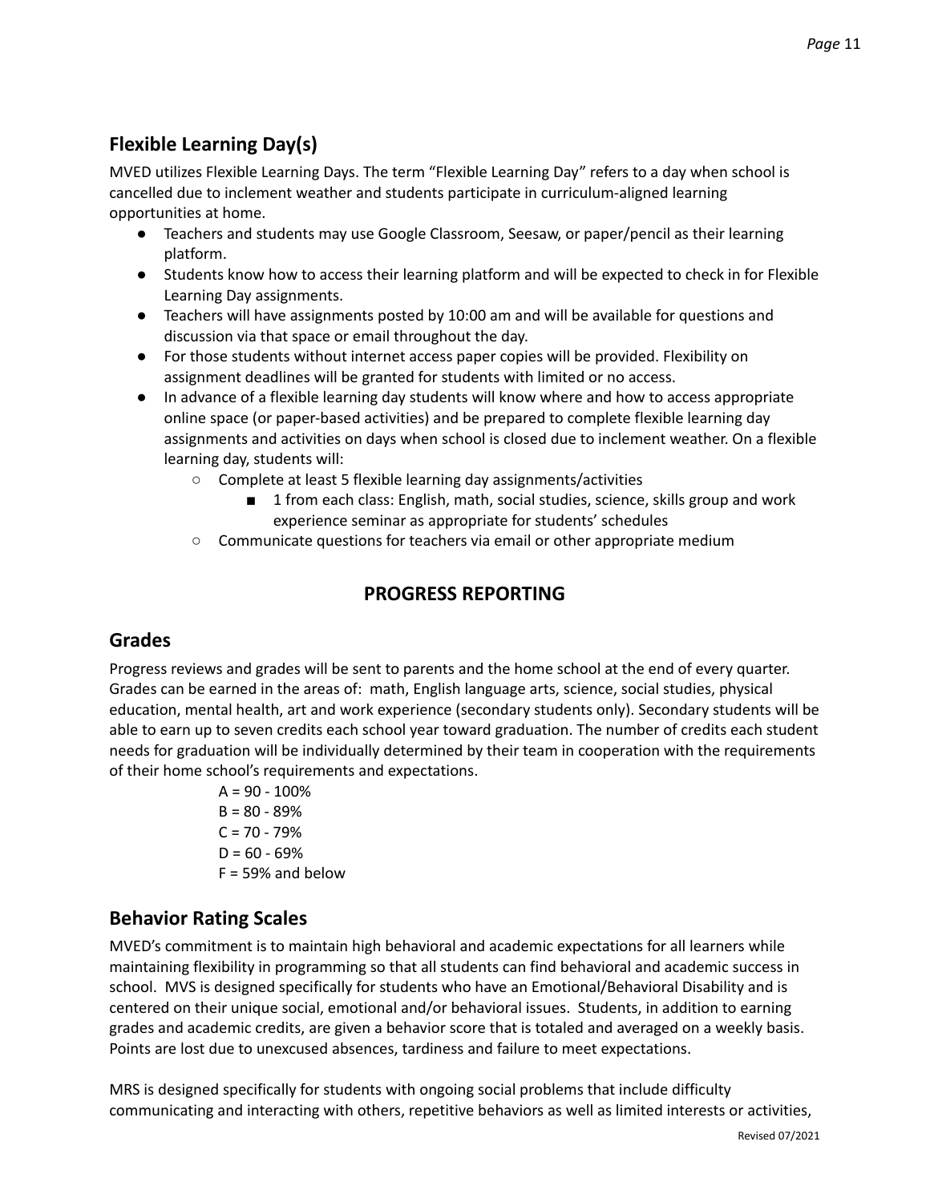## Flexible Learning Day(s)

MVED utilizes Flexible Learning Days. The term "Flexible Learning Day" refers to a day when school is cancelled due to inclement weather and students participate in curriculum-aligned learning opportunities at home.

- Teachers and students may use Google Classroom, Seesaw, or paper/pencil as their learning platform.
- Students know how to access their learning platform and will be expected to check in for Flexible Learning Day assignments.
- Teachers will have assignments posted by 10:00 am and will be available for questions and discussion via that space or email throughout the day.
- For those students without internet access paper copies will be provided. Flexibility on assignment deadlines will be granted for students with limited or no access.
- In advance of a flexible learning day students will know where and how to access appropriate online space (or paper-based activities) and be prepared to complete flexible learning day assignments and activities on days when school is closed due to inclement weather. On a flexible learning day, students will:
    - Complete at least 5 flexible learning day assignments/activities
        - 1 from each class: English, math, social studies, science, skills group and work experience seminar as appropriate for students' schedules
    - Communicate questions for teachers via email or other appropriate medium

# PROGRESS REPORTING

## Grades

Progress reviews and grades will be sent to parents and the home school at the end of every quarter. Grades can be earned in the areas of: math, English language arts, science, social studies, physical education, mental health, art and work experience (secondary students only). Secondary students will be able to earn up to seven credits each school year toward graduation. The number of credits each student needs for graduation will be individually determined by their team in cooperation with the requirements of their home school's requirements and expectations.

A = 90 - 100%
B = 80 - 89%
C = 70 - 79%
D = 60 - 69%
F = 59% and below

## Behavior Rating Scales

MVED's commitment is to maintain high behavioral and academic expectations for all learners while maintaining flexibility in programming so that all students can find behavioral and academic success in school. MVS is designed specifically for students who have an Emotional/Behavioral Disability and is centered on their unique social, emotional and/or behavioral issues. Students, in addition to earning grades and academic credits, are given a behavior score that is totaled and averaged on a weekly basis. Points are lost due to unexcused absences, tardiness and failure to meet expectations.

MRS is designed specifically for students with ongoing social problems that include difficulty communicating and interacting with others, repetitive behaviors as well as limited interests or activities,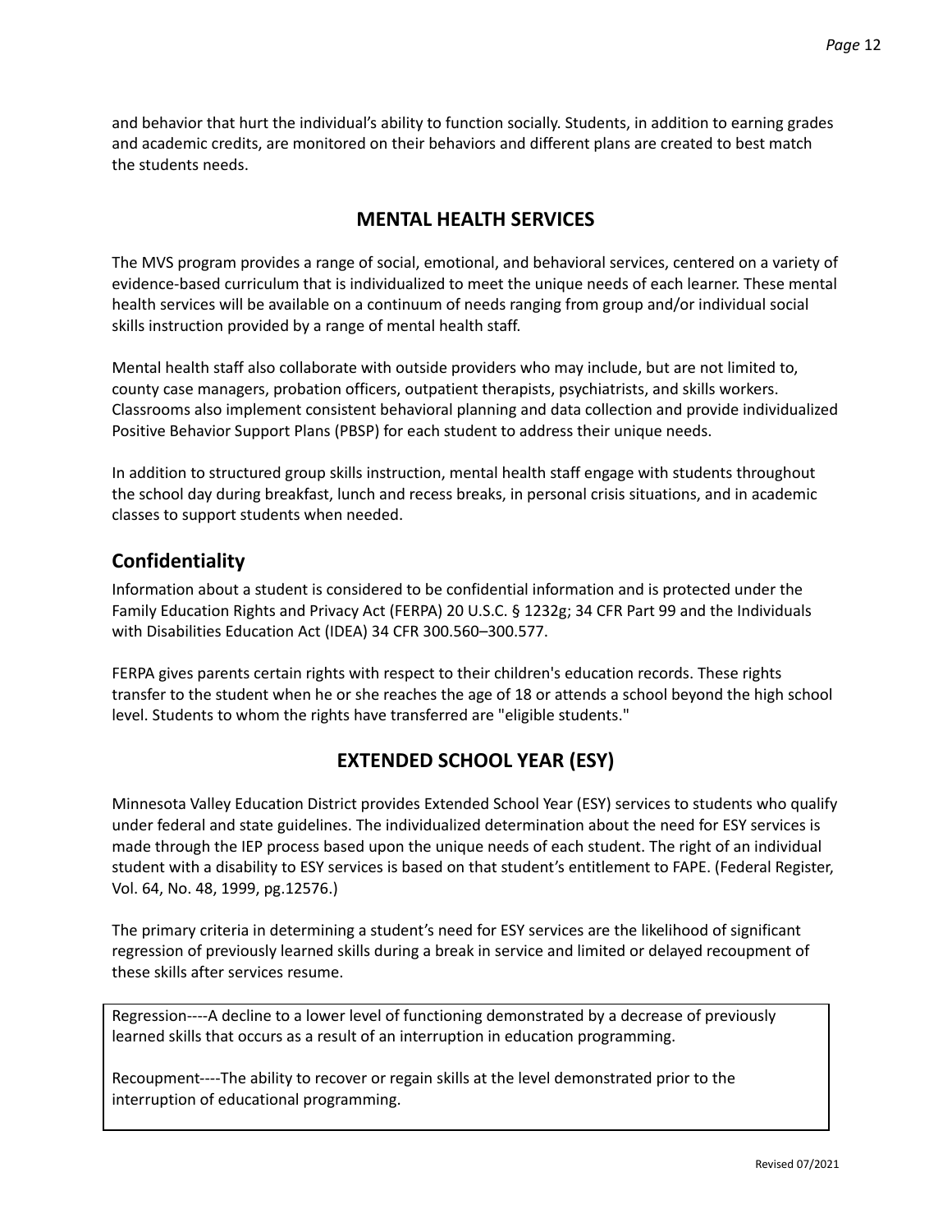and behavior that hurt the individual's ability to function socially. Students, in addition to earning grades and academic credits, are monitored on their behaviors and different plans are created to best match the students needs.

## MENTAL HEALTH SERVICES

The MVS program provides a range of social, emotional, and behavioral services, centered on a variety of evidence-based curriculum that is individualized to meet the unique needs of each learner. These mental health services will be available on a continuum of needs ranging from group and/or individual social skills instruction provided by a range of mental health staff.

Mental health staff also collaborate with outside providers who may include, but are not limited to, county case managers, probation officers, outpatient therapists, psychiatrists, and skills workers. Classrooms also implement consistent behavioral planning and data collection and provide individualized Positive Behavior Support Plans (PBSP) for each student to address their unique needs.

In addition to structured group skills instruction, mental health staff engage with students throughout the school day during breakfast, lunch and recess breaks, in personal crisis situations, and in academic classes to support students when needed.

### Confidentiality

Information about a student is considered to be confidential information and is protected under the Family Education Rights and Privacy Act (FERPA) 20 U.S.C. § 1232g; 34 CFR Part 99 and the Individuals with Disabilities Education Act (IDEA) 34 CFR 300.560–300.577.

FERPA gives parents certain rights with respect to their children's education records. These rights transfer to the student when he or she reaches the age of 18 or attends a school beyond the high school level. Students to whom the rights have transferred are "eligible students."

## EXTENDED SCHOOL YEAR (ESY)

Minnesota Valley Education District provides Extended School Year (ESY) services to students who qualify under federal and state guidelines. The individualized determination about the need for ESY services is made through the IEP process based upon the unique needs of each student. The right of an individual student with a disability to ESY services is based on that student's entitlement to FAPE. (Federal Register, Vol. 64, No. 48, 1999, pg.12576.)

The primary criteria in determining a student's need for ESY services are the likelihood of significant regression of previously learned skills during a break in service and limited or delayed recoupment of these skills after services resume.

Regression----A decline to a lower level of functioning demonstrated by a decrease of previously learned skills that occurs as a result of an interruption in education programming.

Recoupment----The ability to recover or regain skills at the level demonstrated prior to the interruption of educational programming.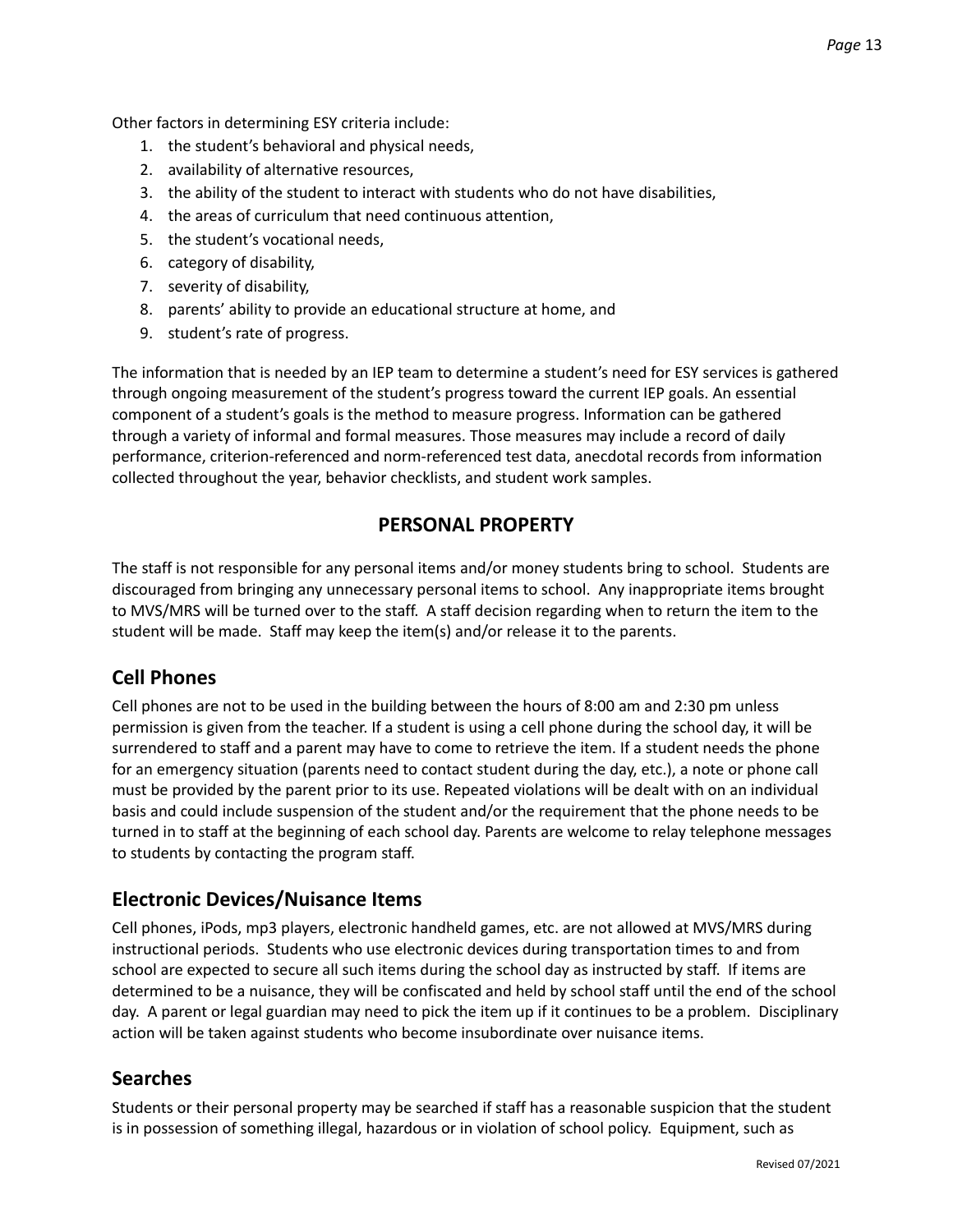Other factors in determining ESY criteria include:

1. the student's behavioral and physical needs,
2. availability of alternative resources,
3. the ability of the student to interact with students who do not have disabilities,
4. the areas of curriculum that need continuous attention,
5. the student's vocational needs,
6. category of disability,
7. severity of disability,
8. parents' ability to provide an educational structure at home, and
9. student's rate of progress.

The information that is needed by an IEP team to determine a student's need for ESY services is gathered through ongoing measurement of the student's progress toward the current IEP goals. An essential component of a student's goals is the method to measure progress. Information can be gathered through a variety of informal and formal measures. Those measures may include a record of daily performance, criterion-referenced and norm-referenced test data, anecdotal records from information collected throughout the year, behavior checklists, and student work samples.

# PERSONAL PROPERTY

The staff is not responsible for any personal items and/or money students bring to school. Students are discouraged from bringing any unnecessary personal items to school. Any inappropriate items brought to MVS/MRS will be turned over to the staff. A staff decision regarding when to return the item to the student will be made. Staff may keep the item(s) and/or release it to the parents.

## Cell Phones

Cell phones are not to be used in the building between the hours of 8:00 am and 2:30 pm unless permission is given from the teacher. If a student is using a cell phone during the school day, it will be surrendered to staff and a parent may have to come to retrieve the item. If a student needs the phone for an emergency situation (parents need to contact student during the day, etc.), a note or phone call must be provided by the parent prior to its use. Repeated violations will be dealt with on an individual basis and could include suspension of the student and/or the requirement that the phone needs to be turned in to staff at the beginning of each school day. Parents are welcome to relay telephone messages to students by contacting the program staff.

## Electronic Devices/Nuisance Items

Cell phones, iPods, mp3 players, electronic handheld games, etc. are not allowed at MVS/MRS during instructional periods. Students who use electronic devices during transportation times to and from school are expected to secure all such items during the school day as instructed by staff. If items are determined to be a nuisance, they will be confiscated and held by school staff until the end of the school day. A parent or legal guardian may need to pick the item up if it continues to be a problem. Disciplinary action will be taken against students who become insubordinate over nuisance items.

## Searches

Students or their personal property may be searched if staff has a reasonable suspicion that the student is in possession of something illegal, hazardous or in violation of school policy. Equipment, such as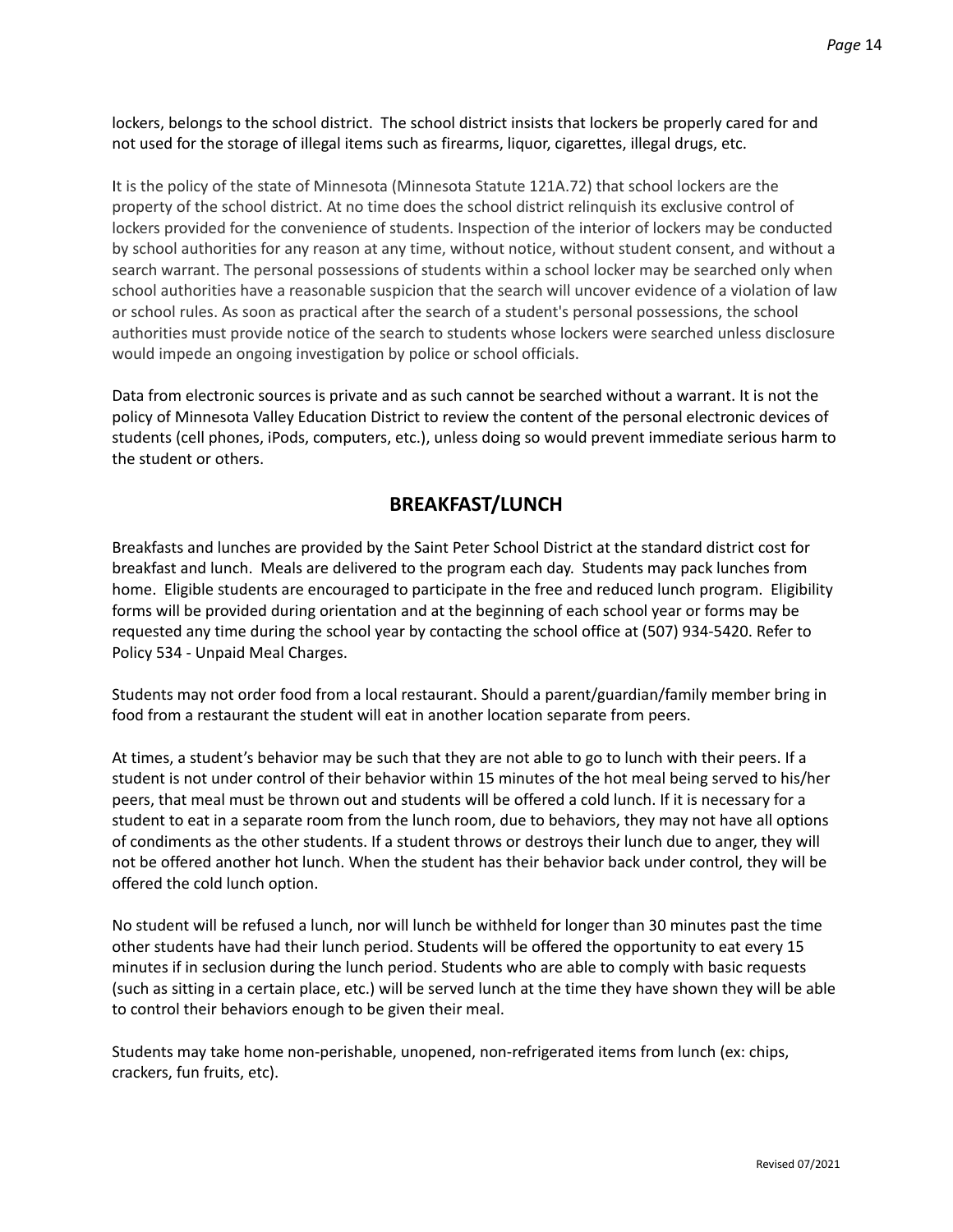lockers, belongs to the school district. The school district insists that lockers be properly cared for and not used for the storage of illegal items such as firearms, liquor, cigarettes, illegal drugs, etc.

It is the policy of the state of Minnesota (Minnesota Statute 121A.72) that school lockers are the property of the school district. At no time does the school district relinquish its exclusive control of lockers provided for the convenience of students. Inspection of the interior of lockers may be conducted by school authorities for any reason at any time, without notice, without student consent, and without a search warrant. The personal possessions of students within a school locker may be searched only when school authorities have a reasonable suspicion that the search will uncover evidence of a violation of law or school rules. As soon as practical after the search of a student's personal possessions, the school authorities must provide notice of the search to students whose lockers were searched unless disclosure would impede an ongoing investigation by police or school officials.

Data from electronic sources is private and as such cannot be searched without a warrant. It is not the policy of Minnesota Valley Education District to review the content of the personal electronic devices of students (cell phones, iPods, computers, etc.), unless doing so would prevent immediate serious harm to the student or others.

## BREAKFAST/LUNCH

Breakfasts and lunches are provided by the Saint Peter School District at the standard district cost for breakfast and lunch. Meals are delivered to the program each day. Students may pack lunches from home. Eligible students are encouraged to participate in the free and reduced lunch program. Eligibility forms will be provided during orientation and at the beginning of each school year or forms may be requested any time during the school year by contacting the school office at (507) 934-5420. Refer to Policy 534 - Unpaid Meal Charges.

Students may not order food from a local restaurant. Should a parent/guardian/family member bring in food from a restaurant the student will eat in another location separate from peers.

At times, a student's behavior may be such that they are not able to go to lunch with their peers. If a student is not under control of their behavior within 15 minutes of the hot meal being served to his/her peers, that meal must be thrown out and students will be offered a cold lunch. If it is necessary for a student to eat in a separate room from the lunch room, due to behaviors, they may not have all options of condiments as the other students. If a student throws or destroys their lunch due to anger, they will not be offered another hot lunch. When the student has their behavior back under control, they will be offered the cold lunch option.

No student will be refused a lunch, nor will lunch be withheld for longer than 30 minutes past the time other students have had their lunch period. Students will be offered the opportunity to eat every 15 minutes if in seclusion during the lunch period. Students who are able to comply with basic requests (such as sitting in a certain place, etc.) will be served lunch at the time they have shown they will be able to control their behaviors enough to be given their meal.

Students may take home non-perishable, unopened, non-refrigerated items from lunch (ex: chips, crackers, fun fruits, etc).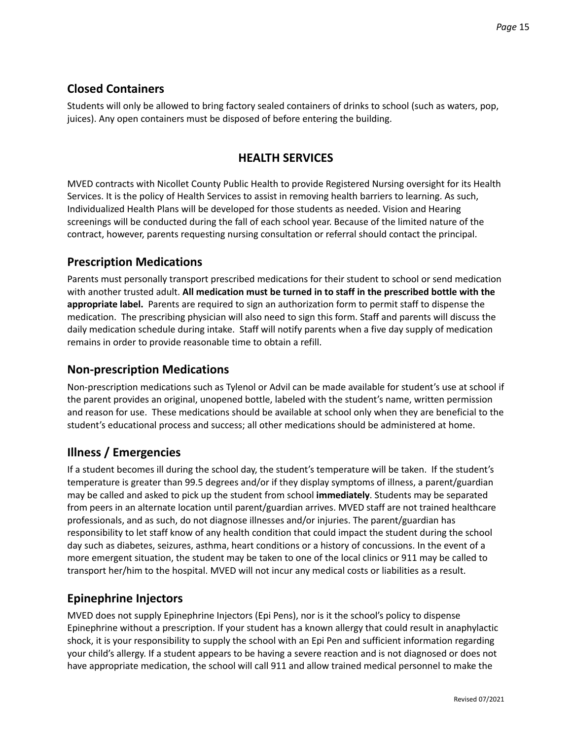## Closed Containers

Students will only be allowed to bring factory sealed containers of drinks to school (such as waters, pop, juices). Any open containers must be disposed of before entering the building.

# HEALTH SERVICES

MVED contracts with Nicollet County Public Health to provide Registered Nursing oversight for its Health Services. It is the policy of Health Services to assist in removing health barriers to learning. As such, Individualized Health Plans will be developed for those students as needed. Vision and Hearing screenings will be conducted during the fall of each school year. Because of the limited nature of the contract, however, parents requesting nursing consultation or referral should contact the principal.

## Prescription Medications

Parents must personally transport prescribed medications for their student to school or send medication with another trusted adult. **All medication must be turned in to staff in the prescribed bottle with the appropriate label.** Parents are required to sign an authorization form to permit staff to dispense the medication. The prescribing physician will also need to sign this form. Staff and parents will discuss the daily medication schedule during intake. Staff will notify parents when a five day supply of medication remains in order to provide reasonable time to obtain a refill.

## Non-prescription Medications

Non-prescription medications such as Tylenol or Advil can be made available for student's use at school if the parent provides an original, unopened bottle, labeled with the student's name, written permission and reason for use. These medications should be available at school only when they are beneficial to the student's educational process and success; all other medications should be administered at home.

## Illness / Emergencies

If a student becomes ill during the school day, the student's temperature will be taken. If the student's temperature is greater than 99.5 degrees and/or if they display symptoms of illness, a parent/guardian may be called and asked to pick up the student from school **immediately**. Students may be separated from peers in an alternate location until parent/guardian arrives. MVED staff are not trained healthcare professionals, and as such, do not diagnose illnesses and/or injuries. The parent/guardian has responsibility to let staff know of any health condition that could impact the student during the school day such as diabetes, seizures, asthma, heart conditions or a history of concussions. In the event of a more emergent situation, the student may be taken to one of the local clinics or 911 may be called to transport her/him to the hospital. MVED will not incur any medical costs or liabilities as a result.

## Epinephrine Injectors

MVED does not supply Epinephrine Injectors (Epi Pens), nor is it the school's policy to dispense Epinephrine without a prescription. If your student has a known allergy that could result in anaphylactic shock, it is your responsibility to supply the school with an Epi Pen and sufficient information regarding your child's allergy. If a student appears to be having a severe reaction and is not diagnosed or does not have appropriate medication, the school will call 911 and allow trained medical personnel to make the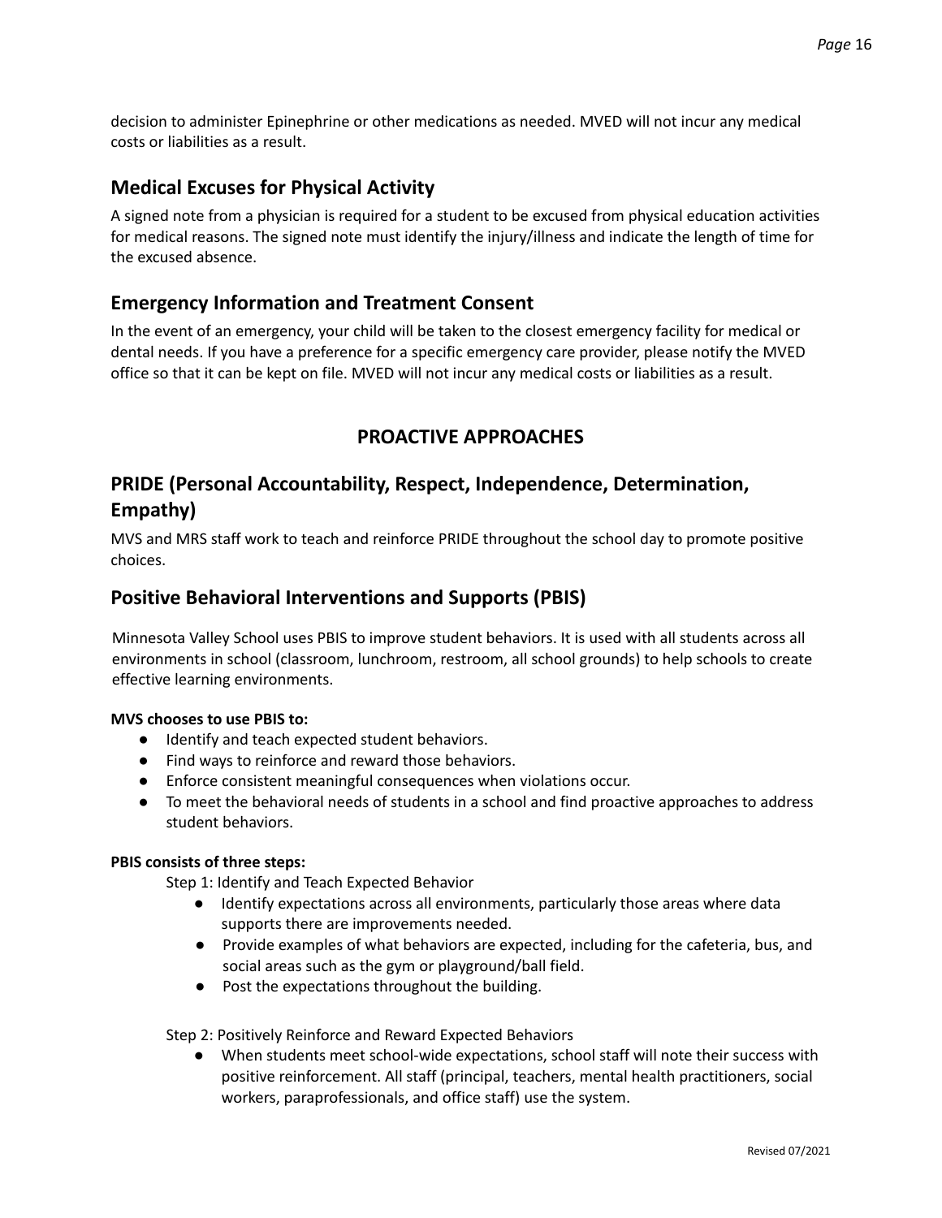decision to administer Epinephrine or other medications as needed. MVED will not incur any medical costs or liabilities as a result.

## Medical Excuses for Physical Activity

A signed note from a physician is required for a student to be excused from physical education activities for medical reasons. The signed note must identify the injury/illness and indicate the length of time for the excused absence.

## Emergency Information and Treatment Consent

In the event of an emergency, your child will be taken to the closest emergency facility for medical or dental needs. If you have a preference for a specific emergency care provider, please notify the MVED office so that it can be kept on file. MVED will not incur any medical costs or liabilities as a result.

# PROACTIVE APPROACHES

## PRIDE (Personal Accountability, Respect, Independence, Determination, Empathy)

MVS and MRS staff work to teach and reinforce PRIDE throughout the school day to promote positive choices.

## Positive Behavioral Interventions and Supports (PBIS)

Minnesota Valley School uses PBIS to improve student behaviors. It is used with all students across all environments in school (classroom, lunchroom, restroom, all school grounds) to help schools to create effective learning environments.

**MVS chooses to use PBIS to:**

- Identify and teach expected student behaviors.
- Find ways to reinforce and reward those behaviors.
- Enforce consistent meaningful consequences when violations occur.
- To meet the behavioral needs of students in a school and find proactive approaches to address student behaviors.

**PBIS consists of three steps:**

Step 1: Identify and Teach Expected Behavior

- Identify expectations across all environments, particularly those areas where data supports there are improvements needed.
- Provide examples of what behaviors are expected, including for the cafeteria, bus, and social areas such as the gym or playground/ball field.
- Post the expectations throughout the building.

Step 2: Positively Reinforce and Reward Expected Behaviors

- When students meet school-wide expectations, school staff will note their success with positive reinforcement. All staff (principal, teachers, mental health practitioners, social workers, paraprofessionals, and office staff) use the system.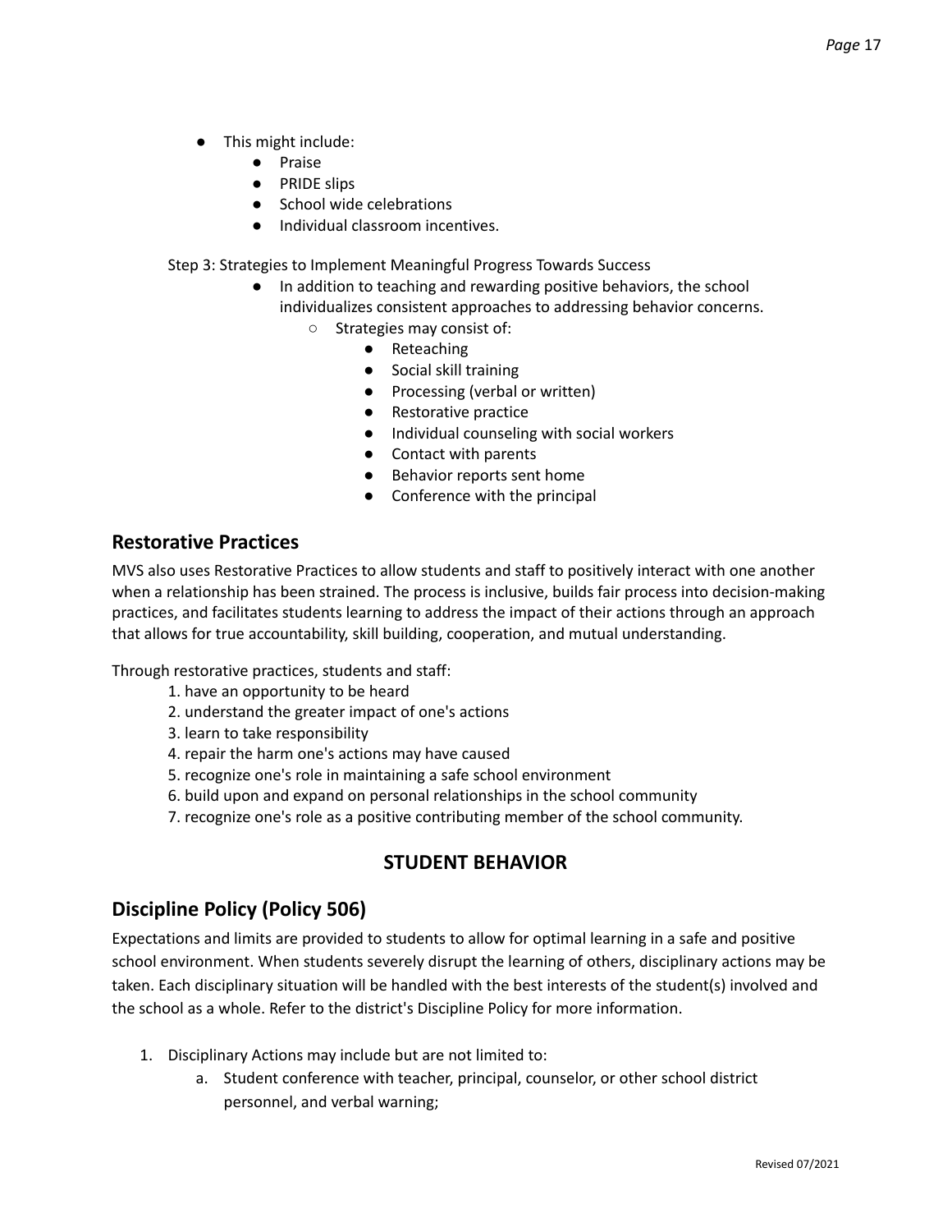- This might include:
    - Praise
    - PRIDE slips
    - School wide celebrations
    - Individual classroom incentives.

Step 3: Strategies to Implement Meaningful Progress Towards Success

- In addition to teaching and rewarding positive behaviors, the school individualizes consistent approaches to addressing behavior concerns.
    - Strategies may consist of:
        - Reteaching
        - Social skill training
        - Processing (verbal or written)
        - Restorative practice
        - Individual counseling with social workers
        - Contact with parents
        - Behavior reports sent home
        - Conference with the principal

## Restorative Practices

MVS also uses Restorative Practices to allow students and staff to positively interact with one another when a relationship has been strained. The process is inclusive, builds fair process into decision-making practices, and facilitates students learning to address the impact of their actions through an approach that allows for true accountability, skill building, cooperation, and mutual understanding.

Through restorative practices, students and staff:

1. have an opportunity to be heard
2. understand the greater impact of one's actions
3. learn to take responsibility
4. repair the harm one's actions may have caused
5. recognize one's role in maintaining a safe school environment
6. build upon and expand on personal relationships in the school community
7. recognize one's role as a positive contributing member of the school community.

# STUDENT BEHAVIOR

## Discipline Policy (Policy 506)

Expectations and limits are provided to students to allow for optimal learning in a safe and positive school environment. When students severely disrupt the learning of others, disciplinary actions may be taken. Each disciplinary situation will be handled with the best interests of the student(s) involved and the school as a whole. Refer to the district's Discipline Policy for more information.

1. Disciplinary Actions may include but are not limited to:
    a. Student conference with teacher, principal, counselor, or other school district personnel, and verbal warning;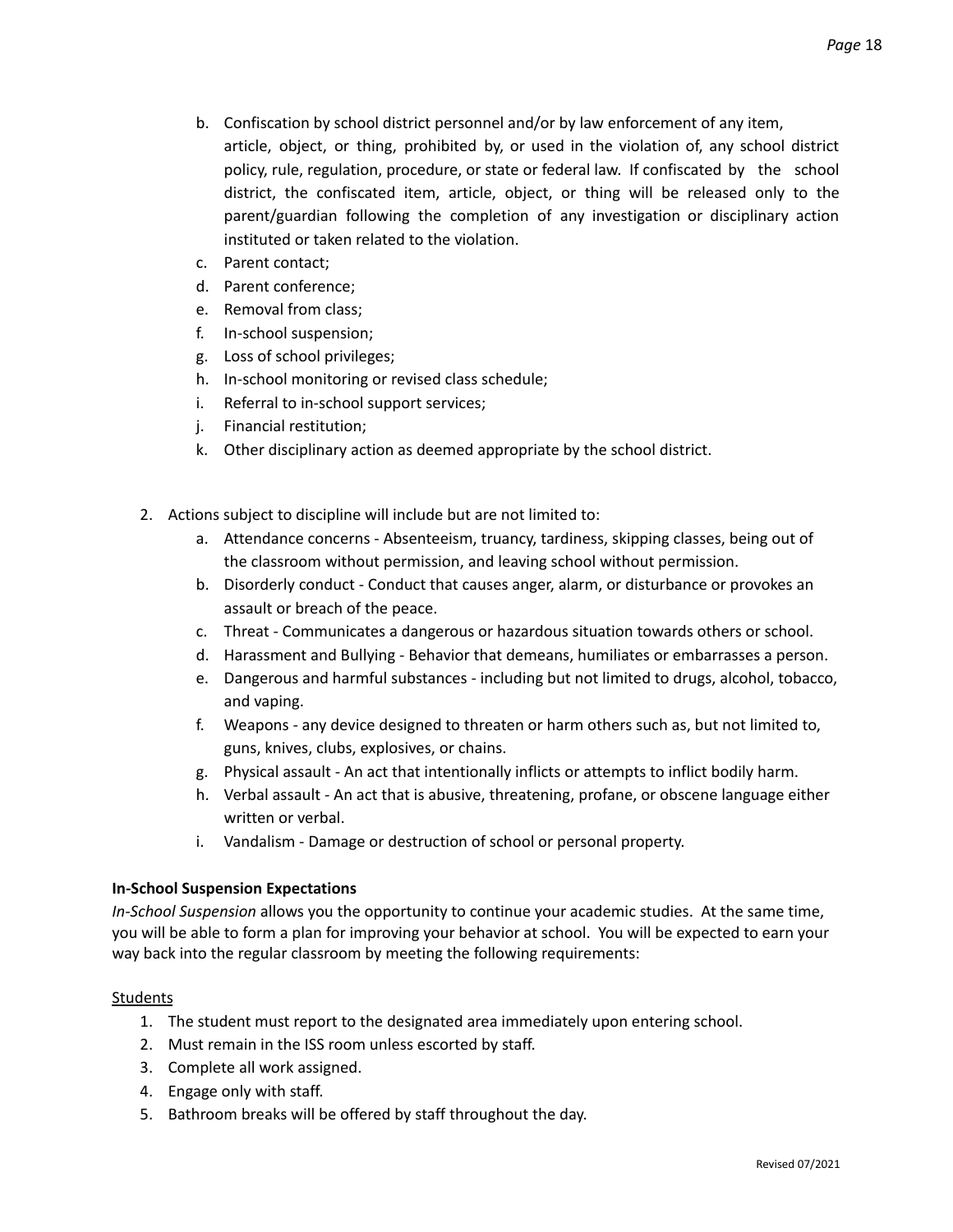b. Confiscation by school district personnel and/or by law enforcement of any item, article, object, or thing, prohibited by, or used in the violation of, any school district policy, rule, regulation, procedure, or state or federal law. If confiscated by the school district, the confiscated item, article, object, or thing will be released only to the parent/guardian following the completion of any investigation or disciplinary action instituted or taken related to the violation.
c. Parent contact;
d. Parent conference;
e. Removal from class;
f. In-school suspension;
g. Loss of school privileges;
h. In-school monitoring or revised class schedule;
i. Referral to in-school support services;
j. Financial restitution;
k. Other disciplinary action as deemed appropriate by the school district.

2. Actions subject to discipline will include but are not limited to:
   a. Attendance concerns - Absenteeism, truancy, tardiness, skipping classes, being out of the classroom without permission, and leaving school without permission.
   b. Disorderly conduct - Conduct that causes anger, alarm, or disturbance or provokes an assault or breach of the peace.
   c. Threat - Communicates a dangerous or hazardous situation towards others or school.
   d. Harassment and Bullying - Behavior that demeans, humiliates or embarrasses a person.
   e. Dangerous and harmful substances - including but not limited to drugs, alcohol, tobacco, and vaping.
   f. Weapons - any device designed to threaten or harm others such as, but not limited to, guns, knives, clubs, explosives, or chains.
   g. Physical assault - An act that intentionally inflicts or attempts to inflict bodily harm.
   h. Verbal assault - An act that is abusive, threatening, profane, or obscene language either written or verbal.
   i. Vandalism - Damage or destruction of school or personal property.

**In-School Suspension Expectations**

*In-School Suspension* allows you the opportunity to continue your academic studies. At the same time, you will be able to form a plan for improving your behavior at school. You will be expected to earn your way back into the regular classroom by meeting the following requirements:

Students

1. The student must report to the designated area immediately upon entering school.
2. Must remain in the ISS room unless escorted by staff.
3. Complete all work assigned.
4. Engage only with staff.
5. Bathroom breaks will be offered by staff throughout the day.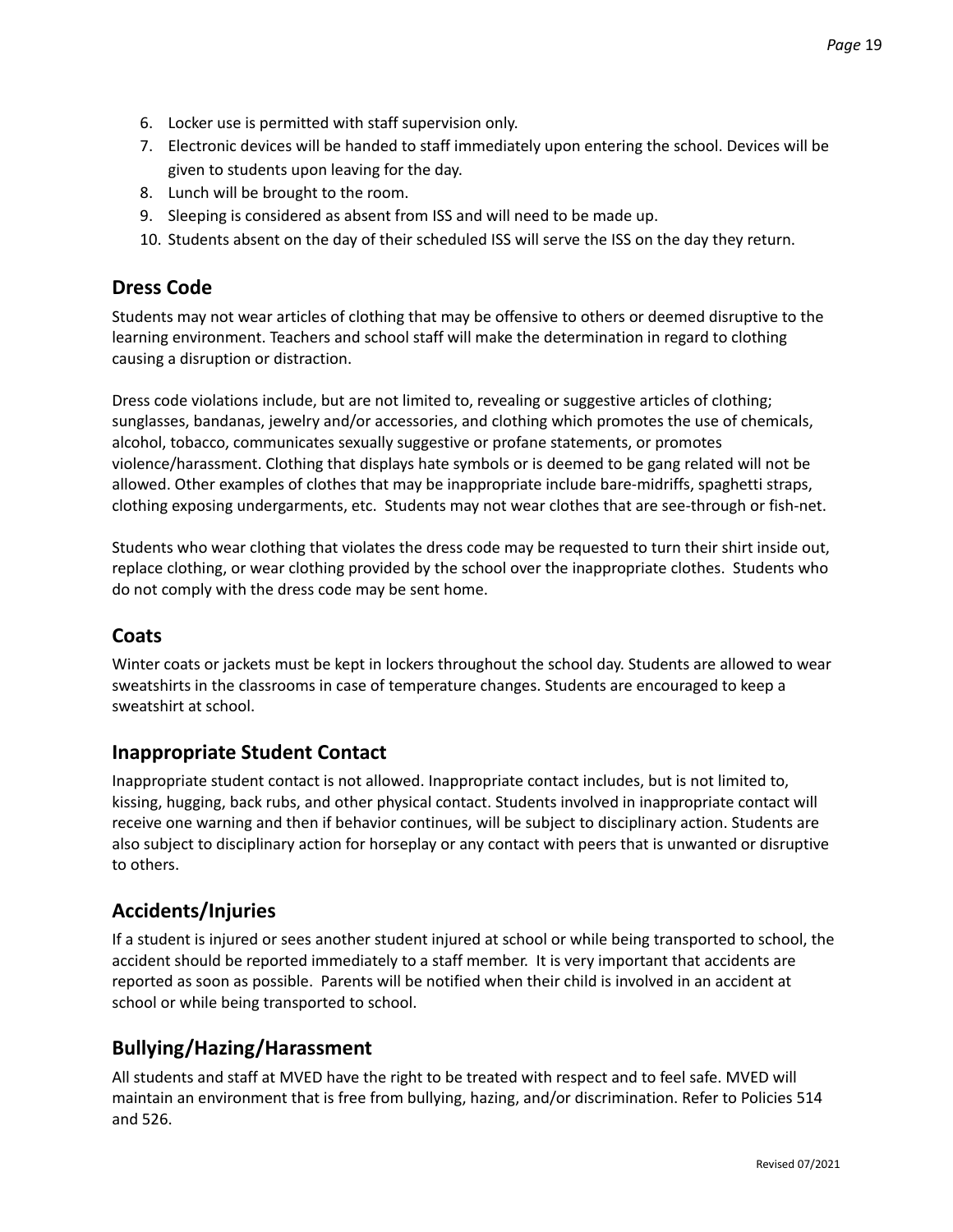6. Locker use is permitted with staff supervision only.
7. Electronic devices will be handed to staff immediately upon entering the school. Devices will be given to students upon leaving for the day.
8. Lunch will be brought to the room.
9. Sleeping is considered as absent from ISS and will need to be made up.
10. Students absent on the day of their scheduled ISS will serve the ISS on the day they return.

## Dress Code

Students may not wear articles of clothing that may be offensive to others or deemed disruptive to the learning environment. Teachers and school staff will make the determination in regard to clothing causing a disruption or distraction.

Dress code violations include, but are not limited to, revealing or suggestive articles of clothing; sunglasses, bandanas, jewelry and/or accessories, and clothing which promotes the use of chemicals, alcohol, tobacco, communicates sexually suggestive or profane statements, or promotes violence/harassment. Clothing that displays hate symbols or is deemed to be gang related will not be allowed. Other examples of clothes that may be inappropriate include bare-midriffs, spaghetti straps, clothing exposing undergarments, etc. Students may not wear clothes that are see-through or fish-net.

Students who wear clothing that violates the dress code may be requested to turn their shirt inside out, replace clothing, or wear clothing provided by the school over the inappropriate clothes. Students who do not comply with the dress code may be sent home.

## Coats

Winter coats or jackets must be kept in lockers throughout the school day. Students are allowed to wear sweatshirts in the classrooms in case of temperature changes. Students are encouraged to keep a sweatshirt at school.

## Inappropriate Student Contact

Inappropriate student contact is not allowed. Inappropriate contact includes, but is not limited to, kissing, hugging, back rubs, and other physical contact. Students involved in inappropriate contact will receive one warning and then if behavior continues, will be subject to disciplinary action. Students are also subject to disciplinary action for horseplay or any contact with peers that is unwanted or disruptive to others.

## Accidents/Injuries

If a student is injured or sees another student injured at school or while being transported to school, the accident should be reported immediately to a staff member. It is very important that accidents are reported as soon as possible. Parents will be notified when their child is involved in an accident at school or while being transported to school.

## Bullying/Hazing/Harassment

All students and staff at MVED have the right to be treated with respect and to feel safe. MVED will maintain an environment that is free from bullying, hazing, and/or discrimination. Refer to Policies 514 and 526.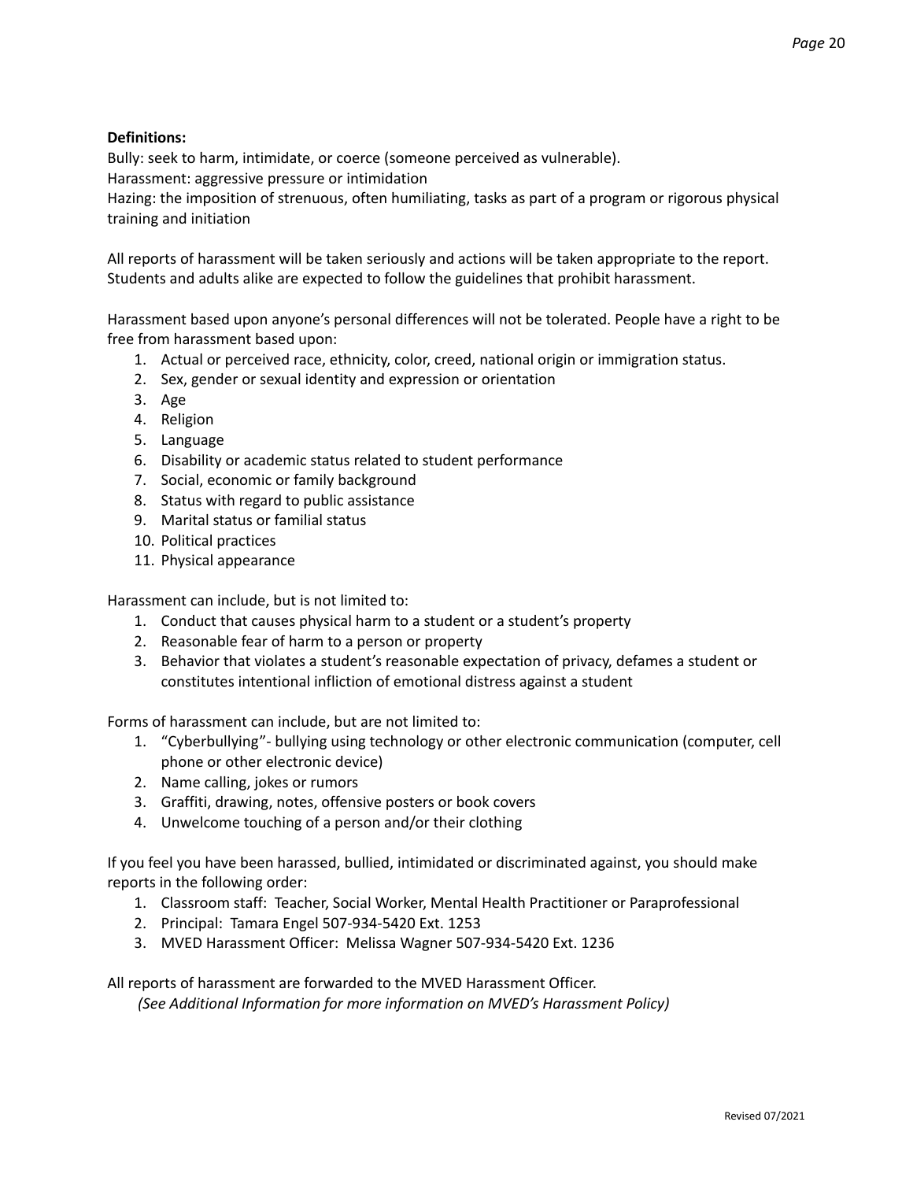**Definitions:**

Bully: seek to harm, intimidate, or coerce (someone perceived as vulnerable).

Harassment: aggressive pressure or intimidation

Hazing: the imposition of strenuous, often humiliating, tasks as part of a program or rigorous physical training and initiation

All reports of harassment will be taken seriously and actions will be taken appropriate to the report. Students and adults alike are expected to follow the guidelines that prohibit harassment.

Harassment based upon anyone's personal differences will not be tolerated. People have a right to be free from harassment based upon:

1. Actual or perceived race, ethnicity, color, creed, national origin or immigration status.
2. Sex, gender or sexual identity and expression or orientation
3. Age
4. Religion
5. Language
6. Disability or academic status related to student performance
7. Social, economic or family background
8. Status with regard to public assistance
9. Marital status or familial status
10. Political practices
11. Physical appearance

Harassment can include, but is not limited to:

1. Conduct that causes physical harm to a student or a student's property
2. Reasonable fear of harm to a person or property
3. Behavior that violates a student's reasonable expectation of privacy, defames a student or constitutes intentional infliction of emotional distress against a student

Forms of harassment can include, but are not limited to:

1. "Cyberbullying"- bullying using technology or other electronic communication (computer, cell phone or other electronic device)
2. Name calling, jokes or rumors
3. Graffiti, drawing, notes, offensive posters or book covers
4. Unwelcome touching of a person and/or their clothing

If you feel you have been harassed, bullied, intimidated or discriminated against, you should make reports in the following order:

1. Classroom staff: Teacher, Social Worker, Mental Health Practitioner or Paraprofessional
2. Principal: Tamara Engel 507-934-5420 Ext. 1253
3. MVED Harassment Officer: Melissa Wagner 507-934-5420 Ext. 1236

All reports of harassment are forwarded to the MVED Harassment Officer.

*(See Additional Information for more information on MVED's Harassment Policy)*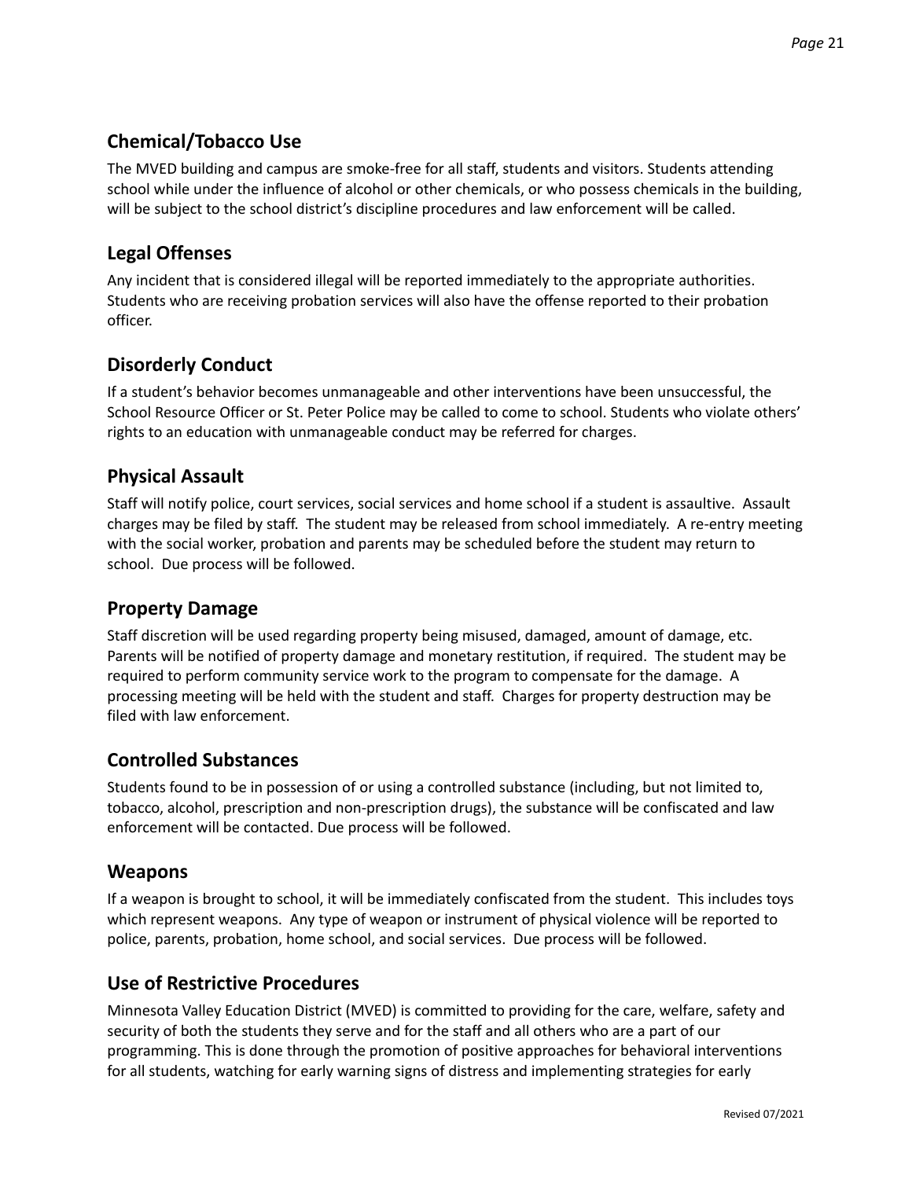## Chemical/Tobacco Use

The MVED building and campus are smoke-free for all staff, students and visitors. Students attending school while under the influence of alcohol or other chemicals, or who possess chemicals in the building, will be subject to the school district's discipline procedures and law enforcement will be called.

## Legal Offenses

Any incident that is considered illegal will be reported immediately to the appropriate authorities. Students who are receiving probation services will also have the offense reported to their probation officer.

## Disorderly Conduct

If a student's behavior becomes unmanageable and other interventions have been unsuccessful, the School Resource Officer or St. Peter Police may be called to come to school. Students who violate others' rights to an education with unmanageable conduct may be referred for charges.

## Physical Assault

Staff will notify police, court services, social services and home school if a student is assaultive. Assault charges may be filed by staff. The student may be released from school immediately. A re-entry meeting with the social worker, probation and parents may be scheduled before the student may return to school. Due process will be followed.

## Property Damage

Staff discretion will be used regarding property being misused, damaged, amount of damage, etc. Parents will be notified of property damage and monetary restitution, if required. The student may be required to perform community service work to the program to compensate for the damage. A processing meeting will be held with the student and staff. Charges for property destruction may be filed with law enforcement.

## Controlled Substances

Students found to be in possession of or using a controlled substance (including, but not limited to, tobacco, alcohol, prescription and non-prescription drugs), the substance will be confiscated and law enforcement will be contacted. Due process will be followed.

## Weapons

If a weapon is brought to school, it will be immediately confiscated from the student. This includes toys which represent weapons. Any type of weapon or instrument of physical violence will be reported to police, parents, probation, home school, and social services. Due process will be followed.

## Use of Restrictive Procedures

Minnesota Valley Education District (MVED) is committed to providing for the care, welfare, safety and security of both the students they serve and for the staff and all others who are a part of our programming. This is done through the promotion of positive approaches for behavioral interventions for all students, watching for early warning signs of distress and implementing strategies for early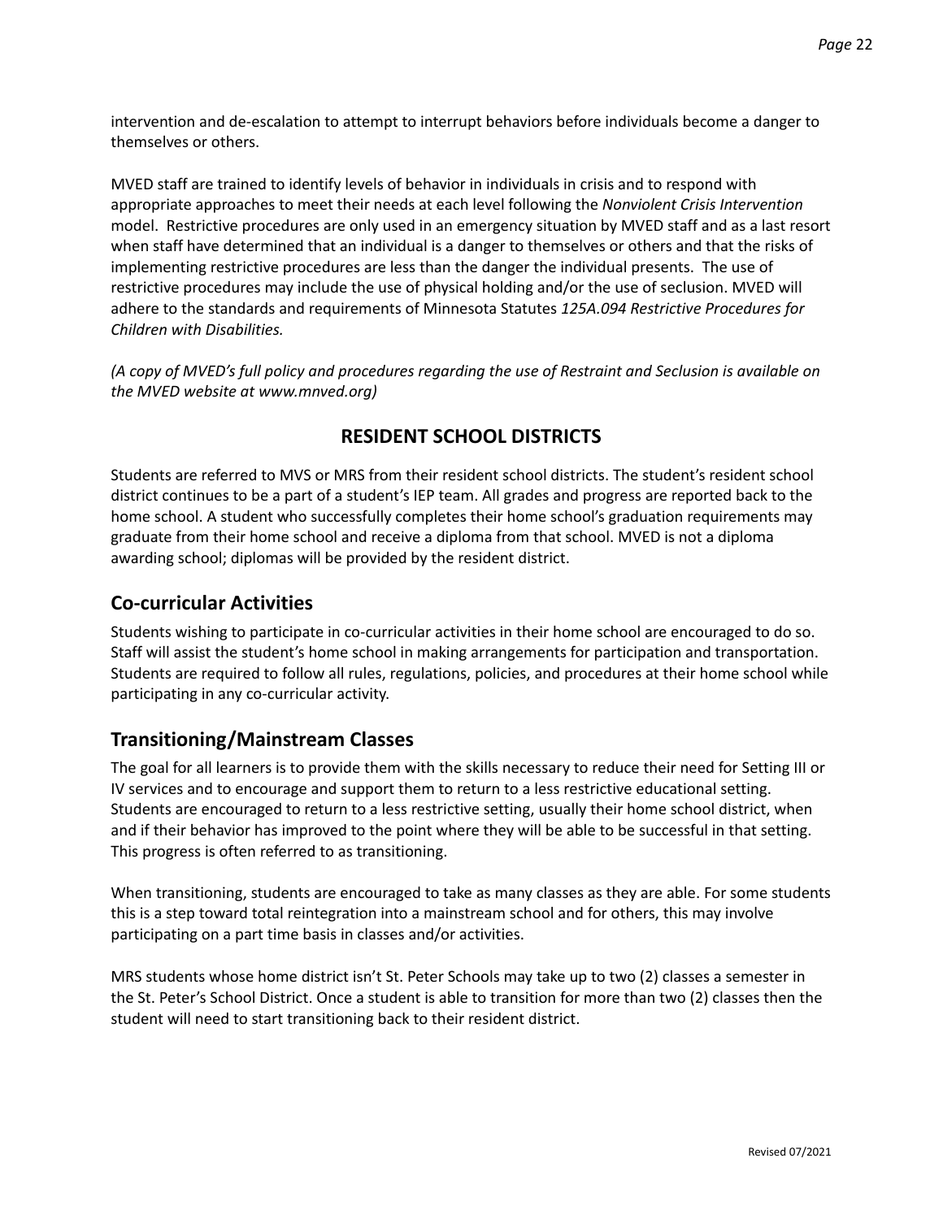intervention and de-escalation to attempt to interrupt behaviors before individuals become a danger to themselves or others.

MVED staff are trained to identify levels of behavior in individuals in crisis and to respond with appropriate approaches to meet their needs at each level following the *Nonviolent Crisis Intervention* model. Restrictive procedures are only used in an emergency situation by MVED staff and as a last resort when staff have determined that an individual is a danger to themselves or others and that the risks of implementing restrictive procedures are less than the danger the individual presents. The use of restrictive procedures may include the use of physical holding and/or the use of seclusion. MVED will adhere to the standards and requirements of Minnesota Statutes *125A.094 Restrictive Procedures for Children with Disabilities.*

*(A copy of MVED's full policy and procedures regarding the use of Restraint and Seclusion is available on the MVED website at www.mnved.org)*

# RESIDENT SCHOOL DISTRICTS

Students are referred to MVS or MRS from their resident school districts. The student's resident school district continues to be a part of a student's IEP team. All grades and progress are reported back to the home school. A student who successfully completes their home school's graduation requirements may graduate from their home school and receive a diploma from that school. MVED is not a diploma awarding school; diplomas will be provided by the resident district.

## Co-curricular Activities

Students wishing to participate in co-curricular activities in their home school are encouraged to do so. Staff will assist the student's home school in making arrangements for participation and transportation. Students are required to follow all rules, regulations, policies, and procedures at their home school while participating in any co-curricular activity.

## Transitioning/Mainstream Classes

The goal for all learners is to provide them with the skills necessary to reduce their need for Setting III or IV services and to encourage and support them to return to a less restrictive educational setting. Students are encouraged to return to a less restrictive setting, usually their home school district, when and if their behavior has improved to the point where they will be able to be successful in that setting. This progress is often referred to as transitioning.

When transitioning, students are encouraged to take as many classes as they are able. For some students this is a step toward total reintegration into a mainstream school and for others, this may involve participating on a part time basis in classes and/or activities.

MRS students whose home district isn't St. Peter Schools may take up to two (2) classes a semester in the St. Peter's School District. Once a student is able to transition for more than two (2) classes then the student will need to start transitioning back to their resident district.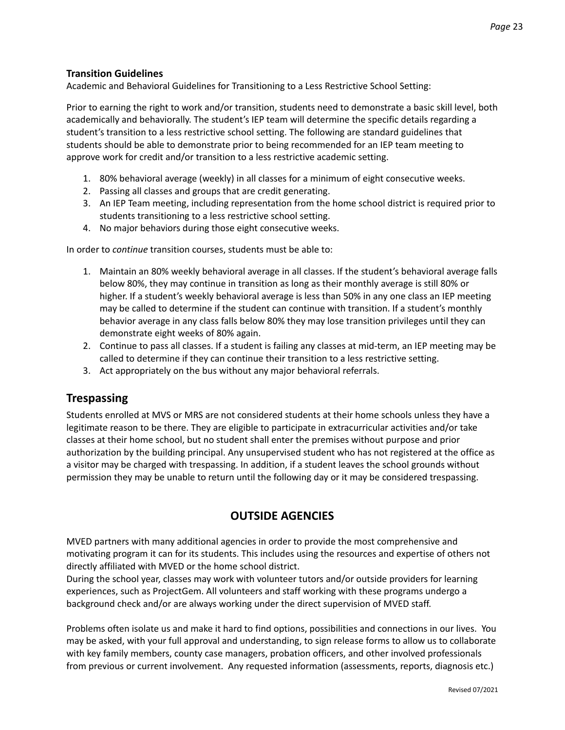### Transition Guidelines

Academic and Behavioral Guidelines for Transitioning to a Less Restrictive School Setting:

Prior to earning the right to work and/or transition, students need to demonstrate a basic skill level, both academically and behaviorally. The student's IEP team will determine the specific details regarding a student's transition to a less restrictive school setting. The following are standard guidelines that students should be able to demonstrate prior to being recommended for an IEP team meeting to approve work for credit and/or transition to a less restrictive academic setting.

1. 80% behavioral average (weekly) in all classes for a minimum of eight consecutive weeks.
2. Passing all classes and groups that are credit generating.
3. An IEP Team meeting, including representation from the home school district is required prior to students transitioning to a less restrictive school setting.
4. No major behaviors during those eight consecutive weeks.

In order to *continue* transition courses, students must be able to:

1. Maintain an 80% weekly behavioral average in all classes. If the student's behavioral average falls below 80%, they may continue in transition as long as their monthly average is still 80% or higher. If a student's weekly behavioral average is less than 50% in any one class an IEP meeting may be called to determine if the student can continue with transition. If a student's monthly behavior average in any class falls below 80% they may lose transition privileges until they can demonstrate eight weeks of 80% again.
2. Continue to pass all classes. If a student is failing any classes at mid-term, an IEP meeting may be called to determine if they can continue their transition to a less restrictive setting.
3. Act appropriately on the bus without any major behavioral referrals.

## Trespassing

Students enrolled at MVS or MRS are not considered students at their home schools unless they have a legitimate reason to be there. They are eligible to participate in extracurricular activities and/or take classes at their home school, but no student shall enter the premises without purpose and prior authorization by the building principal. Any unsupervised student who has not registered at the office as a visitor may be charged with trespassing. In addition, if a student leaves the school grounds without permission they may be unable to return until the following day or it may be considered trespassing.

## OUTSIDE AGENCIES

MVED partners with many additional agencies in order to provide the most comprehensive and motivating program it can for its students. This includes using the resources and expertise of others not directly affiliated with MVED or the home school district.
During the school year, classes may work with volunteer tutors and/or outside providers for learning experiences, such as ProjectGem. All volunteers and staff working with these programs undergo a background check and/or are always working under the direct supervision of MVED staff.

Problems often isolate us and make it hard to find options, possibilities and connections in our lives. You may be asked, with your full approval and understanding, to sign release forms to allow us to collaborate with key family members, county case managers, probation officers, and other involved professionals from previous or current involvement. Any requested information (assessments, reports, diagnosis etc.)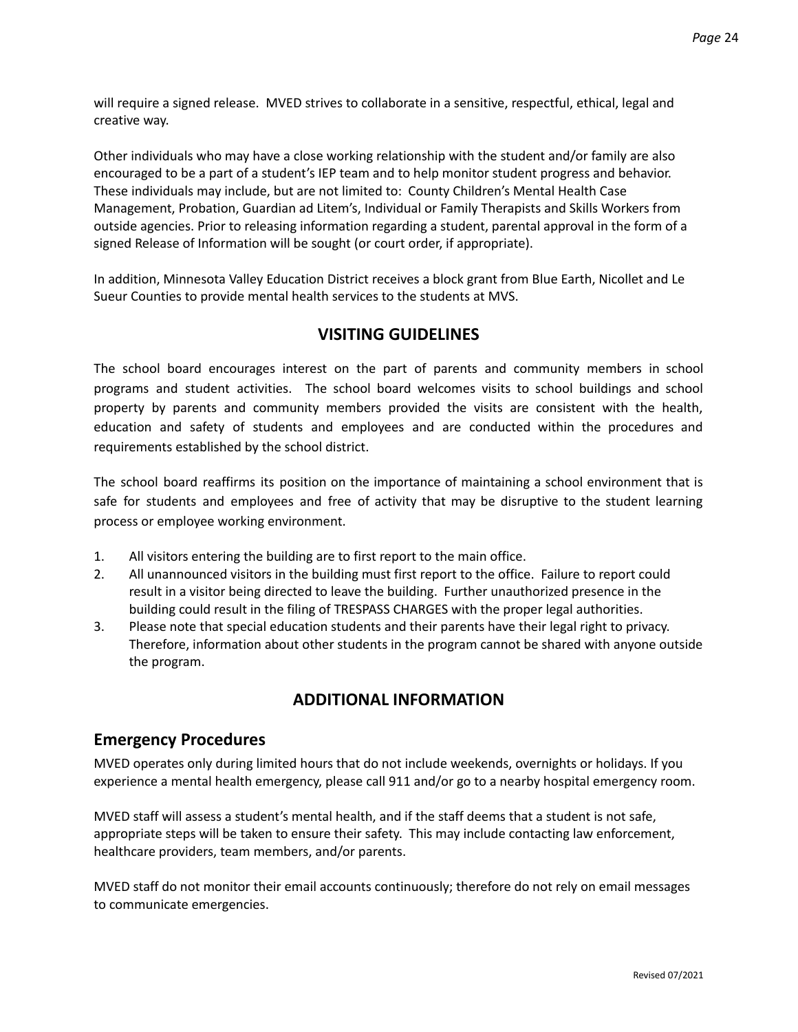will require a signed release. MVED strives to collaborate in a sensitive, respectful, ethical, legal and creative way.

Other individuals who may have a close working relationship with the student and/or family are also encouraged to be a part of a student's IEP team and to help monitor student progress and behavior. These individuals may include, but are not limited to: County Children's Mental Health Case Management, Probation, Guardian ad Litem's, Individual or Family Therapists and Skills Workers from outside agencies. Prior to releasing information regarding a student, parental approval in the form of a signed Release of Information will be sought (or court order, if appropriate).

In addition, Minnesota Valley Education District receives a block grant from Blue Earth, Nicollet and Le Sueur Counties to provide mental health services to the students at MVS.

## VISITING GUIDELINES

The school board encourages interest on the part of parents and community members in school programs and student activities. The school board welcomes visits to school buildings and school property by parents and community members provided the visits are consistent with the health, education and safety of students and employees and are conducted within the procedures and requirements established by the school district.

The school board reaffirms its position on the importance of maintaining a school environment that is safe for students and employees and free of activity that may be disruptive to the student learning process or employee working environment.

1. All visitors entering the building are to first report to the main office.
2. All unannounced visitors in the building must first report to the office. Failure to report could result in a visitor being directed to leave the building. Further unauthorized presence in the building could result in the filing of TRESPASS CHARGES with the proper legal authorities.
3. Please note that special education students and their parents have their legal right to privacy. Therefore, information about other students in the program cannot be shared with anyone outside the program.

## ADDITIONAL INFORMATION

### Emergency Procedures

MVED operates only during limited hours that do not include weekends, overnights or holidays. If you experience a mental health emergency, please call 911 and/or go to a nearby hospital emergency room.

MVED staff will assess a student's mental health, and if the staff deems that a student is not safe, appropriate steps will be taken to ensure their safety. This may include contacting law enforcement, healthcare providers, team members, and/or parents.

MVED staff do not monitor their email accounts continuously; therefore do not rely on email messages to communicate emergencies.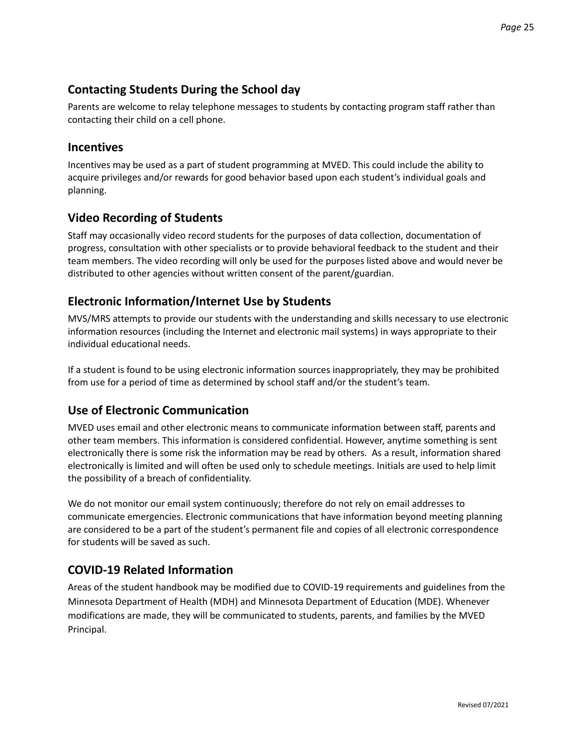## Contacting Students During the School day

Parents are welcome to relay telephone messages to students by contacting program staff rather than contacting their child on a cell phone.

## Incentives

Incentives may be used as a part of student programming at MVED. This could include the ability to acquire privileges and/or rewards for good behavior based upon each student's individual goals and planning.

## Video Recording of Students

Staff may occasionally video record students for the purposes of data collection, documentation of progress, consultation with other specialists or to provide behavioral feedback to the student and their team members. The video recording will only be used for the purposes listed above and would never be distributed to other agencies without written consent of the parent/guardian.

## Electronic Information/Internet Use by Students

MVS/MRS attempts to provide our students with the understanding and skills necessary to use electronic information resources (including the Internet and electronic mail systems) in ways appropriate to their individual educational needs.

If a student is found to be using electronic information sources inappropriately, they may be prohibited from use for a period of time as determined by school staff and/or the student's team.

## Use of Electronic Communication

MVED uses email and other electronic means to communicate information between staff, parents and other team members. This information is considered confidential. However, anytime something is sent electronically there is some risk the information may be read by others. As a result, information shared electronically is limited and will often be used only to schedule meetings. Initials are used to help limit the possibility of a breach of confidentiality.

We do not monitor our email system continuously; therefore do not rely on email addresses to communicate emergencies. Electronic communications that have information beyond meeting planning are considered to be a part of the student's permanent file and copies of all electronic correspondence for students will be saved as such.

## COVID-19 Related Information

Areas of the student handbook may be modified due to COVID-19 requirements and guidelines from the Minnesota Department of Health (MDH) and Minnesota Department of Education (MDE). Whenever modifications are made, they will be communicated to students, parents, and families by the MVED Principal.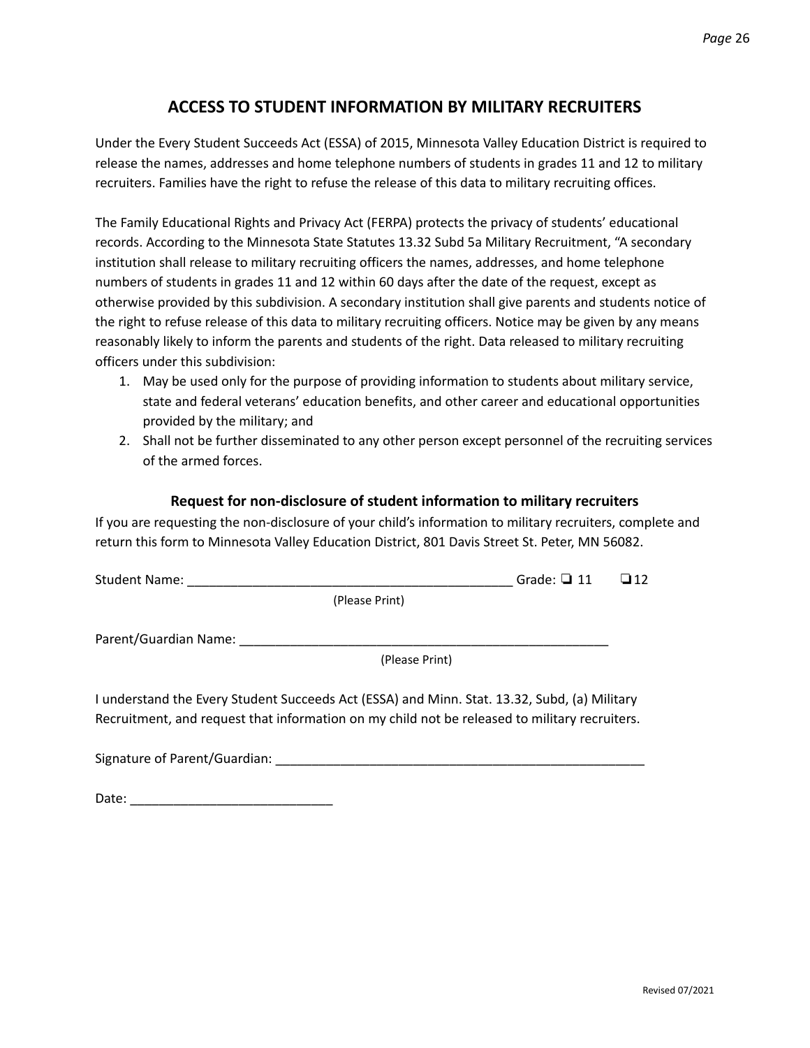# ACCESS TO STUDENT INFORMATION BY MILITARY RECRUITERS

Under the Every Student Succeeds Act (ESSA) of 2015, Minnesota Valley Education District is required to release the names, addresses and home telephone numbers of students in grades 11 and 12 to military recruiters. Families have the right to refuse the release of this data to military recruiting offices.

The Family Educational Rights and Privacy Act (FERPA) protects the privacy of students' educational records. According to the Minnesota State Statutes 13.32 Subd 5a Military Recruitment, "A secondary institution shall release to military recruiting officers the names, addresses, and home telephone numbers of students in grades 11 and 12 within 60 days after the date of the request, except as otherwise provided by this subdivision. A secondary institution shall give parents and students notice of the right to refuse release of this data to military recruiting officers. Notice may be given by any means reasonably likely to inform the parents and students of the right. Data released to military recruiting officers under this subdivision:

1. May be used only for the purpose of providing information to students about military service, state and federal veterans' education benefits, and other career and educational opportunities provided by the military; and
2. Shall not be further disseminated to any other person except personnel of the recruiting services of the armed forces.

### Request for non-disclosure of student information to military recruiters

If you are requesting the non-disclosure of your child's information to military recruiters, complete and return this form to Minnesota Valley Education District, 801 Davis Street St. Peter, MN 56082.

Student Name: ____________________________________________ Grade: ❑ 11 ❑ 12
(Please Print)

Parent/Guardian Name: ____________________________________________________
(Please Print)

I understand the Every Student Succeeds Act (ESSA) and Minn. Stat. 13.32, Subd, (a) Military Recruitment, and request that information on my child not be released to military recruiters.

Signature of Parent/Guardian: ____________________________________________________

Date: ___________________________

Revised 07/2021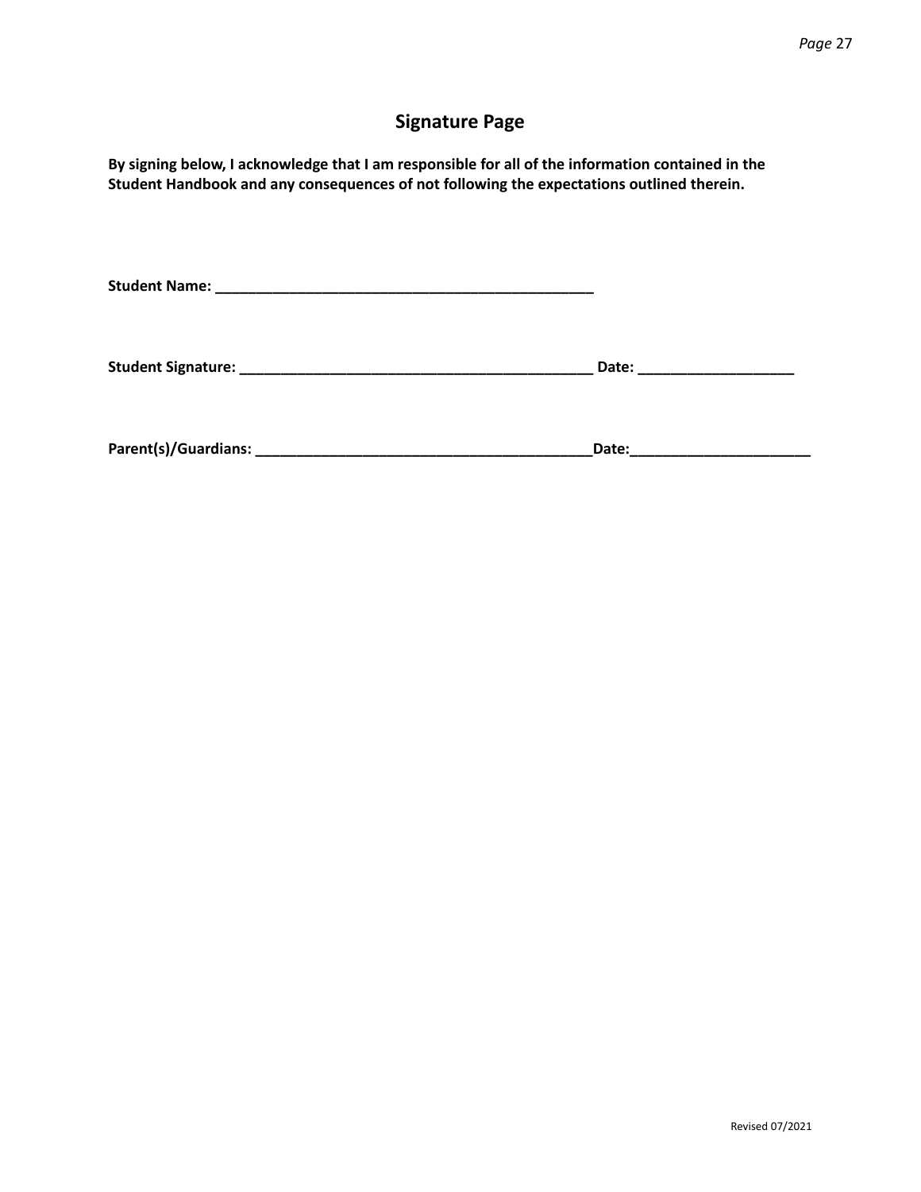# Signature Page

**By signing below, I acknowledge that I am responsible for all of the information contained in the Student Handbook and any consequences of not following the expectations outlined therein.**

**Student Name: _______________________________________________**

**Student Signature: ___________________________________________ Date: ___________________**

**Parent(s)/Guardians: ________________________________________Date:_____________________**

Revised 07/2021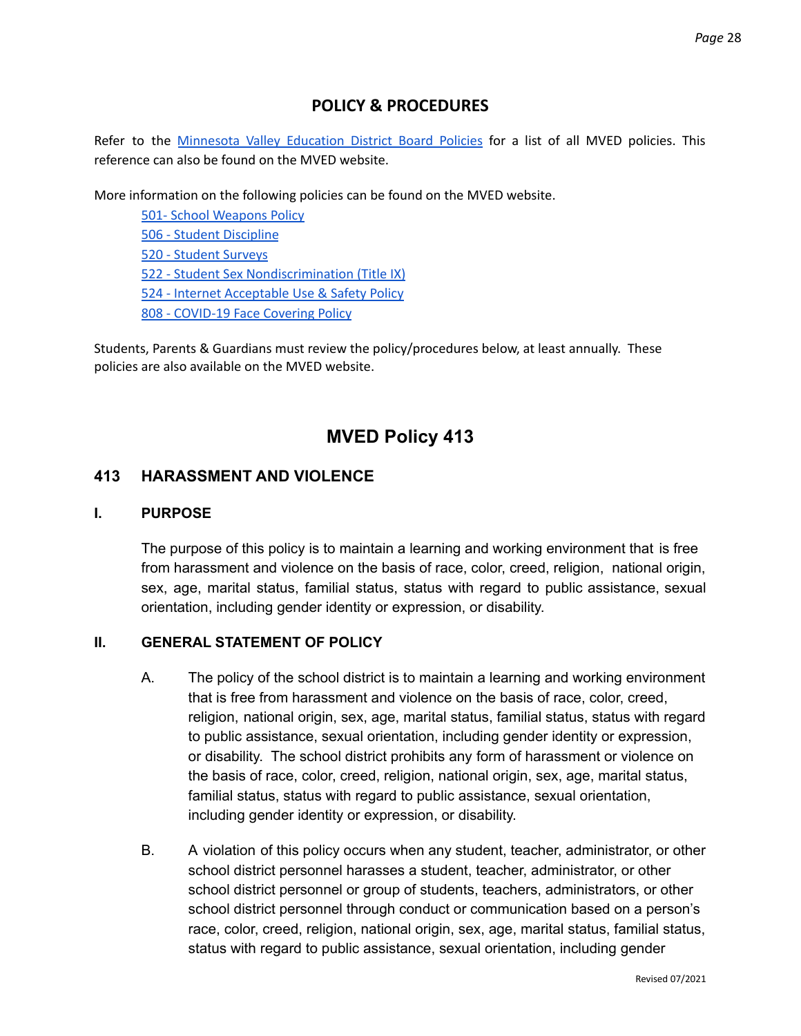## POLICY & PROCEDURES

Refer to the Minnesota Valley Education District Board Policies for a list of all MVED policies. This reference can also be found on the MVED website.

More information on the following policies can be found on the MVED website.

- 501- School Weapons Policy
- 506 - Student Discipline
- 520 - Student Surveys
- 522 - Student Sex Nondiscrimination (Title IX)
- 524 - Internet Acceptable Use & Safety Policy
- 808 - COVID-19 Face Covering Policy

Students, Parents & Guardians must review the policy/procedures below, at least annually. These policies are also available on the MVED website.

# MVED Policy 413

## 413 HARASSMENT AND VIOLENCE

### I. PURPOSE

The purpose of this policy is to maintain a learning and working environment that is free from harassment and violence on the basis of race, color, creed, religion, national origin, sex, age, marital status, familial status, status with regard to public assistance, sexual orientation, including gender identity or expression, or disability.

### II. GENERAL STATEMENT OF POLICY

A. The policy of the school district is to maintain a learning and working environment that is free from harassment and violence on the basis of race, color, creed, religion, national origin, sex, age, marital status, familial status, status with regard to public assistance, sexual orientation, including gender identity or expression, or disability. The school district prohibits any form of harassment or violence on the basis of race, color, creed, religion, national origin, sex, age, marital status, familial status, status with regard to public assistance, sexual orientation, including gender identity or expression, or disability.

B. A violation of this policy occurs when any student, teacher, administrator, or other school district personnel harasses a student, teacher, administrator, or other school district personnel or group of students, teachers, administrators, or other school district personnel through conduct or communication based on a person's race, color, creed, religion, national origin, sex, age, marital status, familial status, status with regard to public assistance, sexual orientation, including gender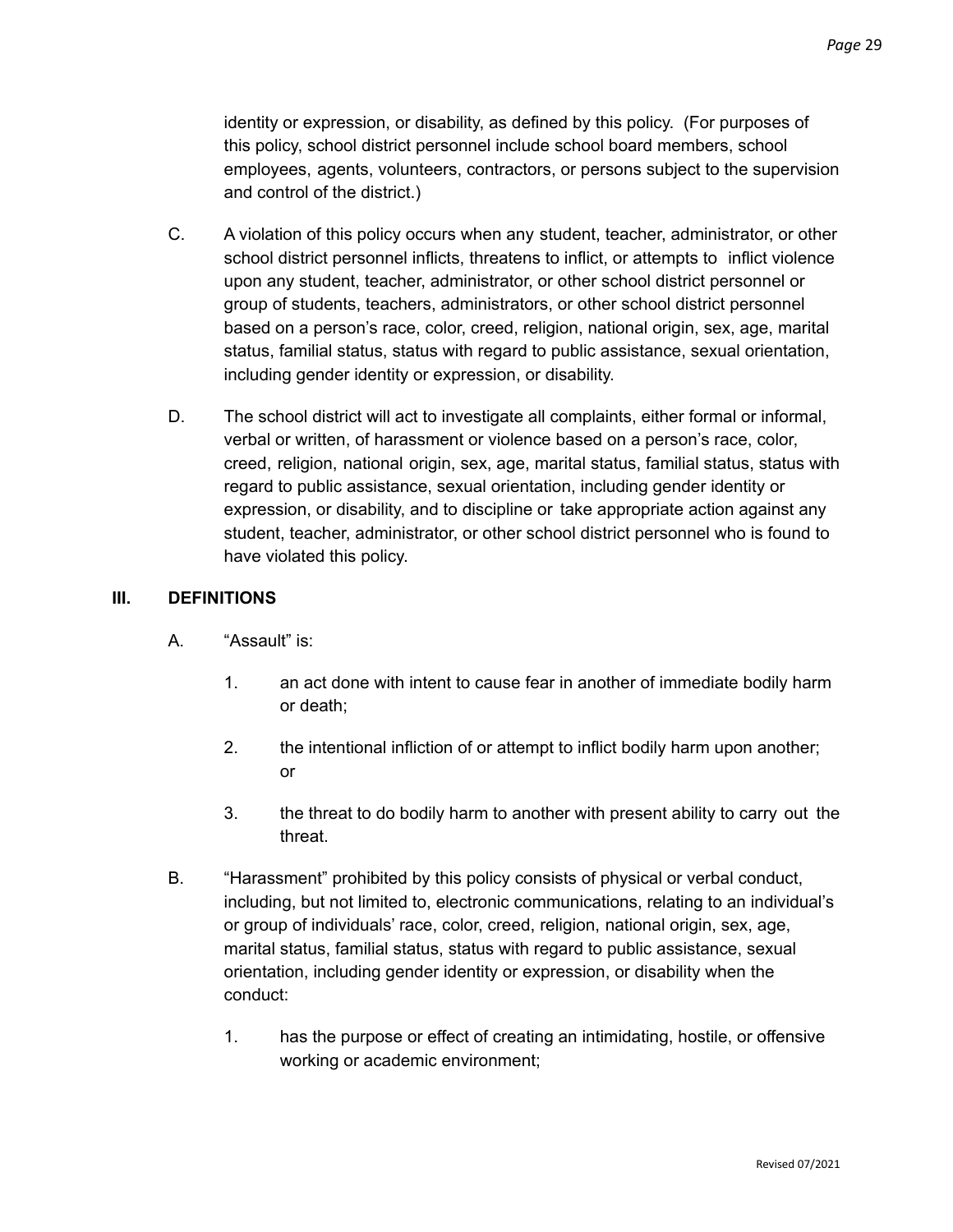identity or expression, or disability, as defined by this policy. (For purposes of this policy, school district personnel include school board members, school employees, agents, volunteers, contractors, or persons subject to the supervision and control of the district.)

C. A violation of this policy occurs when any student, teacher, administrator, or other school district personnel inflicts, threatens to inflict, or attempts to inflict violence upon any student, teacher, administrator, or other school district personnel or group of students, teachers, administrators, or other school district personnel based on a person's race, color, creed, religion, national origin, sex, age, marital status, familial status, status with regard to public assistance, sexual orientation, including gender identity or expression, or disability.

D. The school district will act to investigate all complaints, either formal or informal, verbal or written, of harassment or violence based on a person's race, color, creed, religion, national origin, sex, age, marital status, familial status, status with regard to public assistance, sexual orientation, including gender identity or expression, or disability, and to discipline or take appropriate action against any student, teacher, administrator, or other school district personnel who is found to have violated this policy.

## III. DEFINITIONS

A. "Assault" is:

1. an act done with intent to cause fear in another of immediate bodily harm or death;

2. the intentional infliction of or attempt to inflict bodily harm upon another; or

3. the threat to do bodily harm to another with present ability to carry out the threat.

B. "Harassment" prohibited by this policy consists of physical or verbal conduct, including, but not limited to, electronic communications, relating to an individual's or group of individuals' race, color, creed, religion, national origin, sex, age, marital status, familial status, status with regard to public assistance, sexual orientation, including gender identity or expression, or disability when the conduct:

1. has the purpose or effect of creating an intimidating, hostile, or offensive working or academic environment;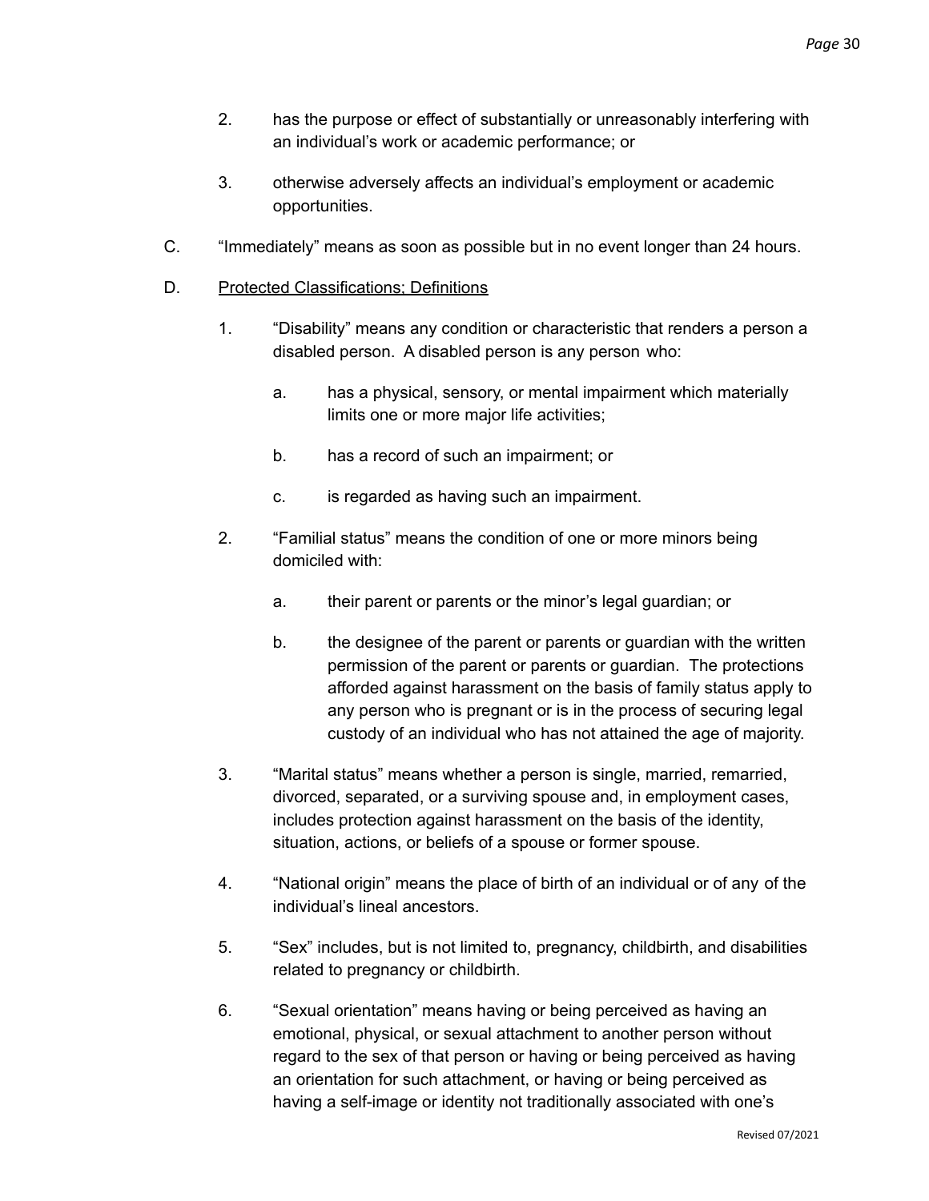2. has the purpose or effect of substantially or unreasonably interfering with an individual's work or academic performance; or

3. otherwise adversely affects an individual's employment or academic opportunities.

C. "Immediately" means as soon as possible but in no event longer than 24 hours.

D. <u>Protected Classifications; Definitions</u>

1. "Disability" means any condition or characteristic that renders a person a disabled person. A disabled person is any person who:

    a. has a physical, sensory, or mental impairment which materially limits one or more major life activities;

    b. has a record of such an impairment; or

    c. is regarded as having such an impairment.

2. "Familial status" means the condition of one or more minors being domiciled with:

    a. their parent or parents or the minor's legal guardian; or

    b. the designee of the parent or parents or guardian with the written permission of the parent or parents or guardian. The protections afforded against harassment on the basis of family status apply to any person who is pregnant or is in the process of securing legal custody of an individual who has not attained the age of majority.

3. "Marital status" means whether a person is single, married, remarried, divorced, separated, or a surviving spouse and, in employment cases, includes protection against harassment on the basis of the identity, situation, actions, or beliefs of a spouse or former spouse.

4. "National origin" means the place of birth of an individual or of any of the individual's lineal ancestors.

5. "Sex" includes, but is not limited to, pregnancy, childbirth, and disabilities related to pregnancy or childbirth.

6. "Sexual orientation" means having or being perceived as having an emotional, physical, or sexual attachment to another person without regard to the sex of that person or having or being perceived as having an orientation for such attachment, or having or being perceived as having a self-image or identity not traditionally associated with one's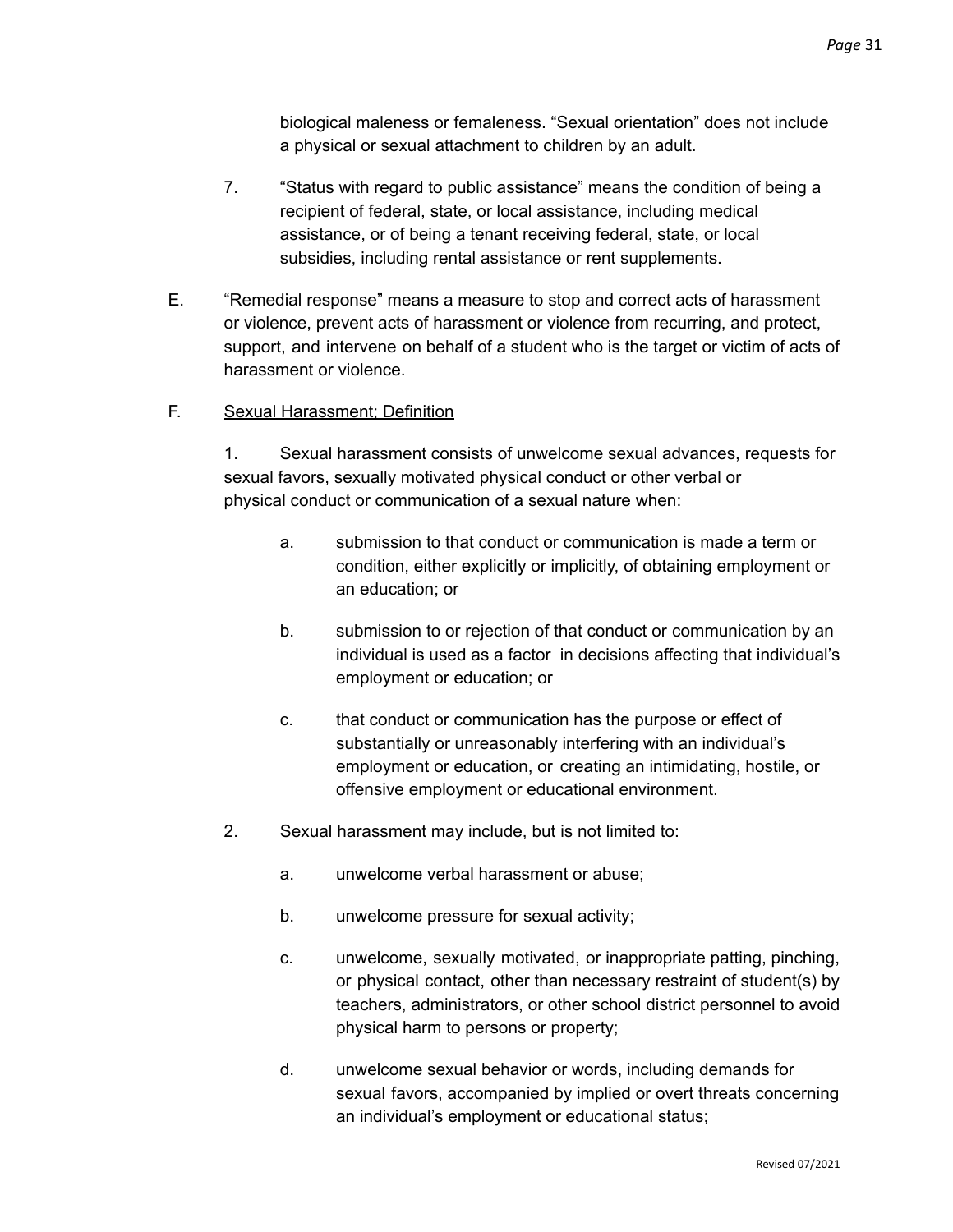biological maleness or femaleness. “Sexual orientation” does not include a physical or sexual attachment to children by an adult.

7. “Status with regard to public assistance” means the condition of being a recipient of federal, state, or local assistance, including medical assistance, or of being a tenant receiving federal, state, or local subsidies, including rental assistance or rent supplements.

E. “Remedial response” means a measure to stop and correct acts of harassment or violence, prevent acts of harassment or violence from recurring, and protect, support, and intervene on behalf of a student who is the target or victim of acts of harassment or violence.

F. <u>Sexual Harassment; Definition</u>

1. Sexual harassment consists of unwelcome sexual advances, requests for sexual favors, sexually motivated physical conduct or other verbal or physical conduct or communication of a sexual nature when:

   a. submission to that conduct or communication is made a term or condition, either explicitly or implicitly, of obtaining employment or an education; or

   b. submission to or rejection of that conduct or communication by an individual is used as a factor in decisions affecting that individual’s employment or education; or

   c. that conduct or communication has the purpose or effect of substantially or unreasonably interfering with an individual’s employment or education, or creating an intimidating, hostile, or offensive employment or educational environment.

2. Sexual harassment may include, but is not limited to:

   a. unwelcome verbal harassment or abuse;

   b. unwelcome pressure for sexual activity;

   c. unwelcome, sexually motivated, or inappropriate patting, pinching, or physical contact, other than necessary restraint of student(s) by teachers, administrators, or other school district personnel to avoid physical harm to persons or property;

   d. unwelcome sexual behavior or words, including demands for sexual favors, accompanied by implied or overt threats concerning an individual’s employment or educational status;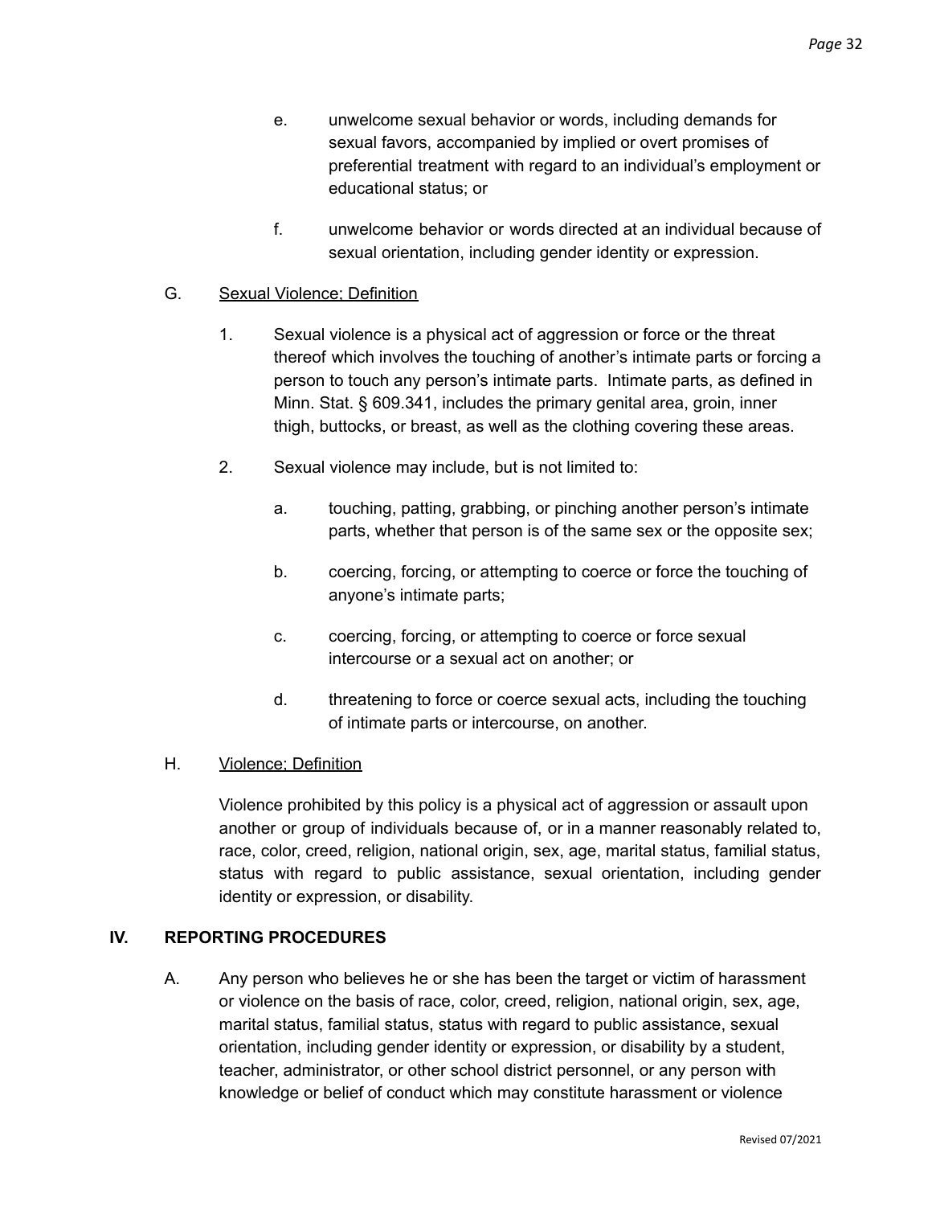e. unwelcome sexual behavior or words, including demands for sexual favors, accompanied by implied or overt promises of preferential treatment with regard to an individual's employment or educational status; or

f. unwelcome behavior or words directed at an individual because of sexual orientation, including gender identity or expression.

G. Sexual Violence; Definition

1. Sexual violence is a physical act of aggression or force or the threat thereof which involves the touching of another's intimate parts or forcing a person to touch any person's intimate parts. Intimate parts, as defined in Minn. Stat. § 609.341, includes the primary genital area, groin, inner thigh, buttocks, or breast, as well as the clothing covering these areas.

2. Sexual violence may include, but is not limited to:

a. touching, patting, grabbing, or pinching another person's intimate parts, whether that person is of the same sex or the opposite sex;

b. coercing, forcing, or attempting to coerce or force the touching of anyone's intimate parts;

c. coercing, forcing, or attempting to coerce or force sexual intercourse or a sexual act on another; or

d. threatening to force or coerce sexual acts, including the touching of intimate parts or intercourse, on another.

H. Violence; Definition

Violence prohibited by this policy is a physical act of aggression or assault upon another or group of individuals because of, or in a manner reasonably related to, race, color, creed, religion, national origin, sex, age, marital status, familial status, status with regard to public assistance, sexual orientation, including gender identity or expression, or disability.

## IV. REPORTING PROCEDURES

A. Any person who believes he or she has been the target or victim of harassment or violence on the basis of race, color, creed, religion, national origin, sex, age, marital status, familial status, status with regard to public assistance, sexual orientation, including gender identity or expression, or disability by a student, teacher, administrator, or other school district personnel, or any person with knowledge or belief of conduct which may constitute harassment or violence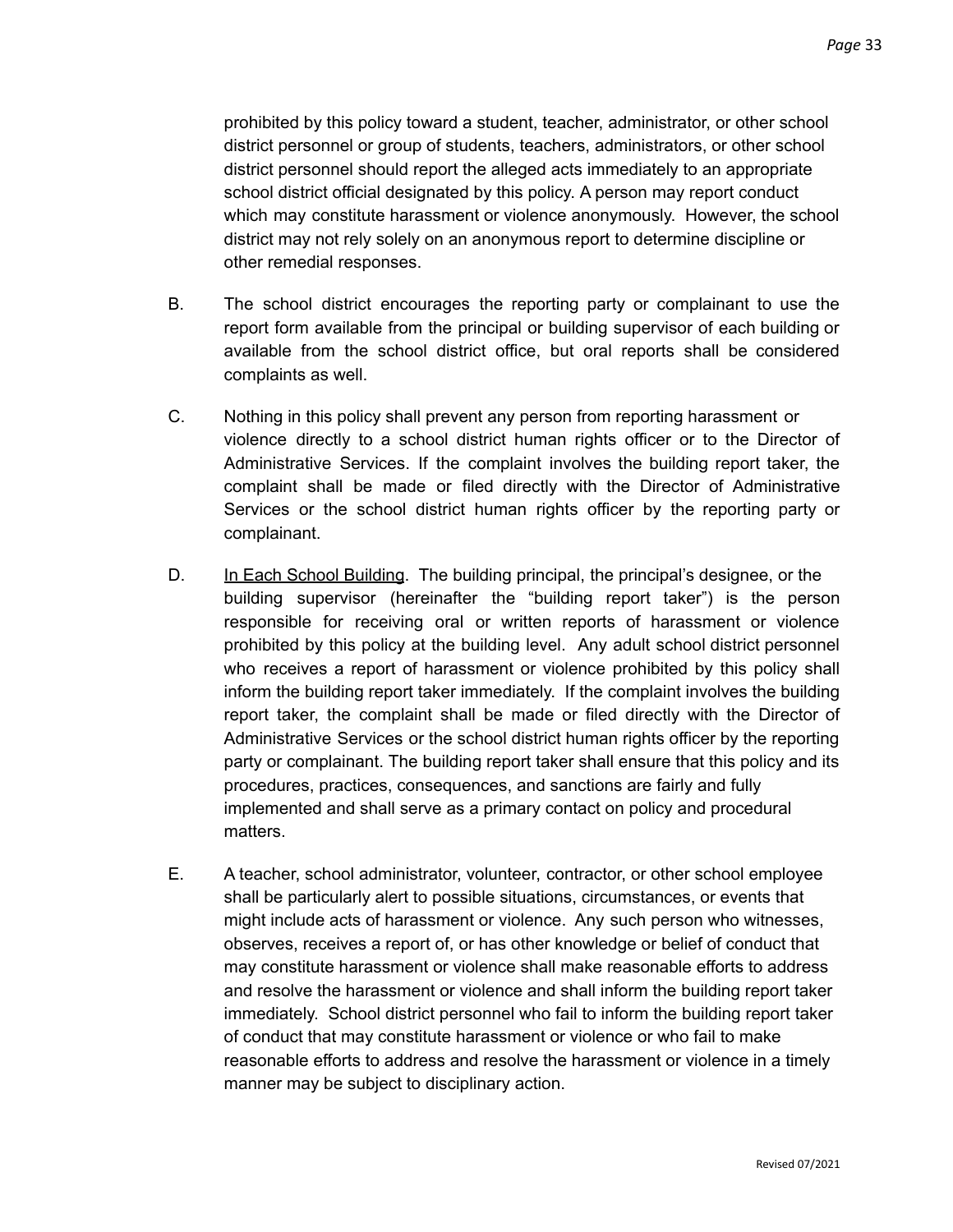prohibited by this policy toward a student, teacher, administrator, or other school district personnel or group of students, teachers, administrators, or other school district personnel should report the alleged acts immediately to an appropriate school district official designated by this policy. A person may report conduct which may constitute harassment or violence anonymously. However, the school district may not rely solely on an anonymous report to determine discipline or other remedial responses.

B. The school district encourages the reporting party or complainant to use the report form available from the principal or building supervisor of each building or available from the school district office, but oral reports shall be considered complaints as well.

C. Nothing in this policy shall prevent any person from reporting harassment or violence directly to a school district human rights officer or to the Director of Administrative Services. If the complaint involves the building report taker, the complaint shall be made or filed directly with the Director of Administrative Services or the school district human rights officer by the reporting party or complainant.

D. In Each School Building. The building principal, the principal's designee, or the building supervisor (hereinafter the "building report taker") is the person responsible for receiving oral or written reports of harassment or violence prohibited by this policy at the building level. Any adult school district personnel who receives a report of harassment or violence prohibited by this policy shall inform the building report taker immediately. If the complaint involves the building report taker, the complaint shall be made or filed directly with the Director of Administrative Services or the school district human rights officer by the reporting party or complainant. The building report taker shall ensure that this policy and its procedures, practices, consequences, and sanctions are fairly and fully implemented and shall serve as a primary contact on policy and procedural matters.

E. A teacher, school administrator, volunteer, contractor, or other school employee shall be particularly alert to possible situations, circumstances, or events that might include acts of harassment or violence. Any such person who witnesses, observes, receives a report of, or has other knowledge or belief of conduct that may constitute harassment or violence shall make reasonable efforts to address and resolve the harassment or violence and shall inform the building report taker immediately. School district personnel who fail to inform the building report taker of conduct that may constitute harassment or violence or who fail to make reasonable efforts to address and resolve the harassment or violence in a timely manner may be subject to disciplinary action.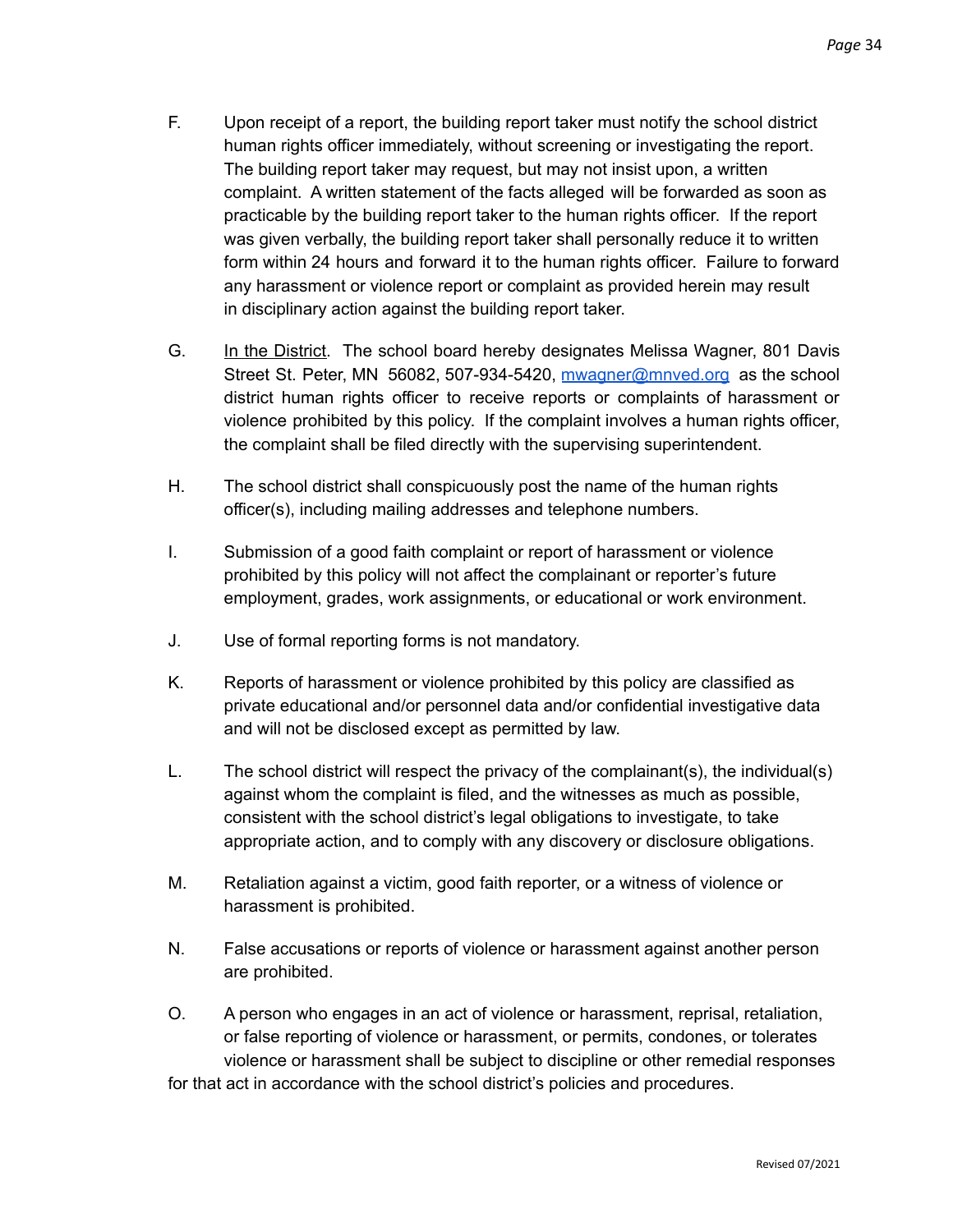F. Upon receipt of a report, the building report taker must notify the school district human rights officer immediately, without screening or investigating the report. The building report taker may request, but may not insist upon, a written complaint. A written statement of the facts alleged will be forwarded as soon as practicable by the building report taker to the human rights officer. If the report was given verbally, the building report taker shall personally reduce it to written form within 24 hours and forward it to the human rights officer. Failure to forward any harassment or violence report or complaint as provided herein may result in disciplinary action against the building report taker.

G. In the District. The school board hereby designates Melissa Wagner, 801 Davis Street St. Peter, MN 56082, 507-934-5420, [mwagner@mnved.org](mailto:mwagner@mnved.org) as the school district human rights officer to receive reports or complaints of harassment or violence prohibited by this policy. If the complaint involves a human rights officer, the complaint shall be filed directly with the supervising superintendent.

H. The school district shall conspicuously post the name of the human rights officer(s), including mailing addresses and telephone numbers.

I. Submission of a good faith complaint or report of harassment or violence prohibited by this policy will not affect the complainant or reporter's future employment, grades, work assignments, or educational or work environment.

J. Use of formal reporting forms is not mandatory.

K. Reports of harassment or violence prohibited by this policy are classified as private educational and/or personnel data and/or confidential investigative data and will not be disclosed except as permitted by law.

L. The school district will respect the privacy of the complainant(s), the individual(s) against whom the complaint is filed, and the witnesses as much as possible, consistent with the school district's legal obligations to investigate, to take appropriate action, and to comply with any discovery or disclosure obligations.

M. Retaliation against a victim, good faith reporter, or a witness of violence or harassment is prohibited.

N. False accusations or reports of violence or harassment against another person are prohibited.

O. A person who engages in an act of violence or harassment, reprisal, retaliation, or false reporting of violence or harassment, or permits, condones, or tolerates violence or harassment shall be subject to discipline or other remedial responses for that act in accordance with the school district's policies and procedures.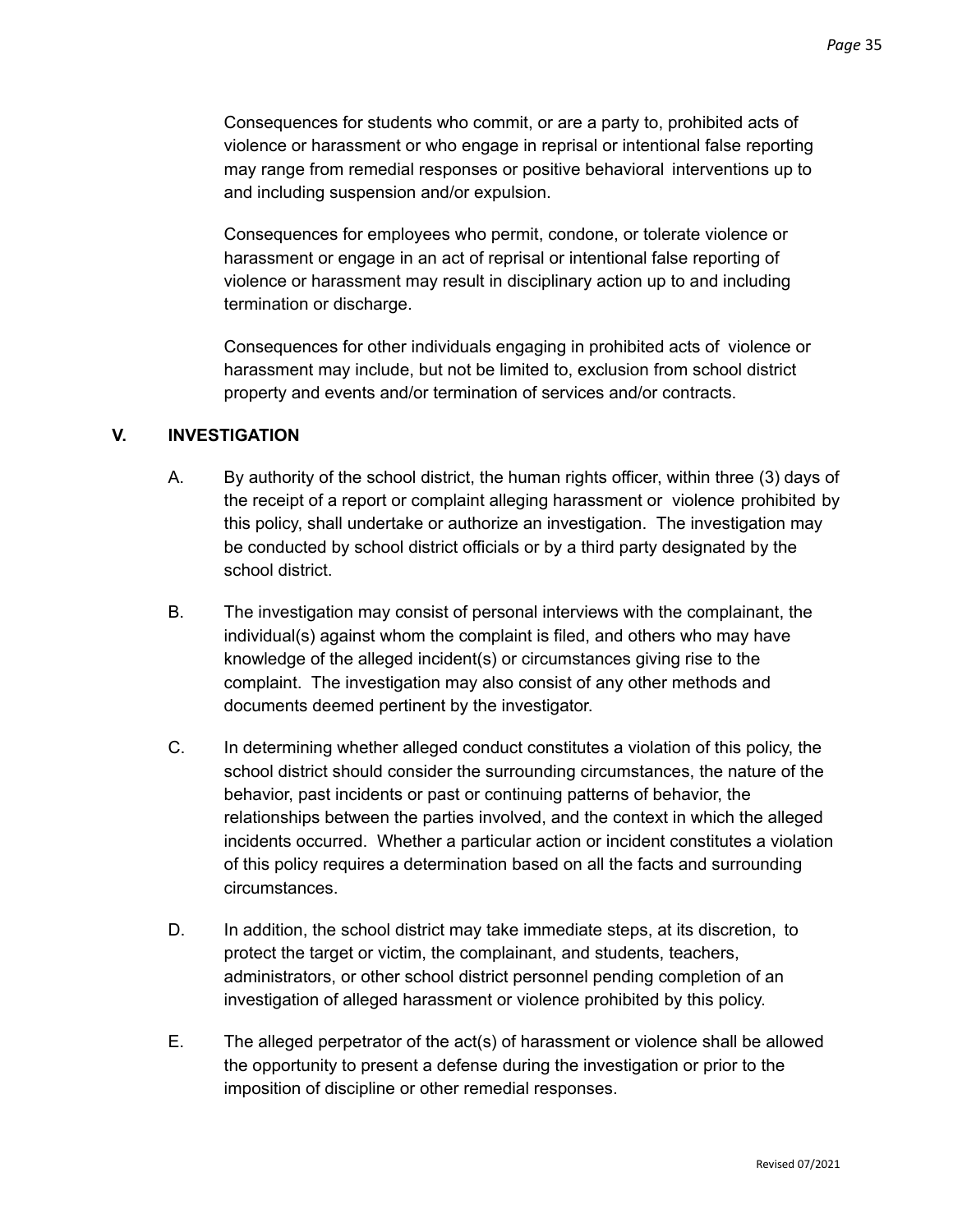Consequences for students who commit, or are a party to, prohibited acts of violence or harassment or who engage in reprisal or intentional false reporting may range from remedial responses or positive behavioral interventions up to and including suspension and/or expulsion.

Consequences for employees who permit, condone, or tolerate violence or harassment or engage in an act of reprisal or intentional false reporting of violence or harassment may result in disciplinary action up to and including termination or discharge.

Consequences for other individuals engaging in prohibited acts of violence or harassment may include, but not be limited to, exclusion from school district property and events and/or termination of services and/or contracts.

## V. INVESTIGATION

A. By authority of the school district, the human rights officer, within three (3) days of the receipt of a report or complaint alleging harassment or violence prohibited by this policy, shall undertake or authorize an investigation. The investigation may be conducted by school district officials or by a third party designated by the school district.

B. The investigation may consist of personal interviews with the complainant, the individual(s) against whom the complaint is filed, and others who may have knowledge of the alleged incident(s) or circumstances giving rise to the complaint. The investigation may also consist of any other methods and documents deemed pertinent by the investigator.

C. In determining whether alleged conduct constitutes a violation of this policy, the school district should consider the surrounding circumstances, the nature of the behavior, past incidents or past or continuing patterns of behavior, the relationships between the parties involved, and the context in which the alleged incidents occurred. Whether a particular action or incident constitutes a violation of this policy requires a determination based on all the facts and surrounding circumstances.

D. In addition, the school district may take immediate steps, at its discretion, to protect the target or victim, the complainant, and students, teachers, administrators, or other school district personnel pending completion of an investigation of alleged harassment or violence prohibited by this policy.

E. The alleged perpetrator of the act(s) of harassment or violence shall be allowed the opportunity to present a defense during the investigation or prior to the imposition of discipline or other remedial responses.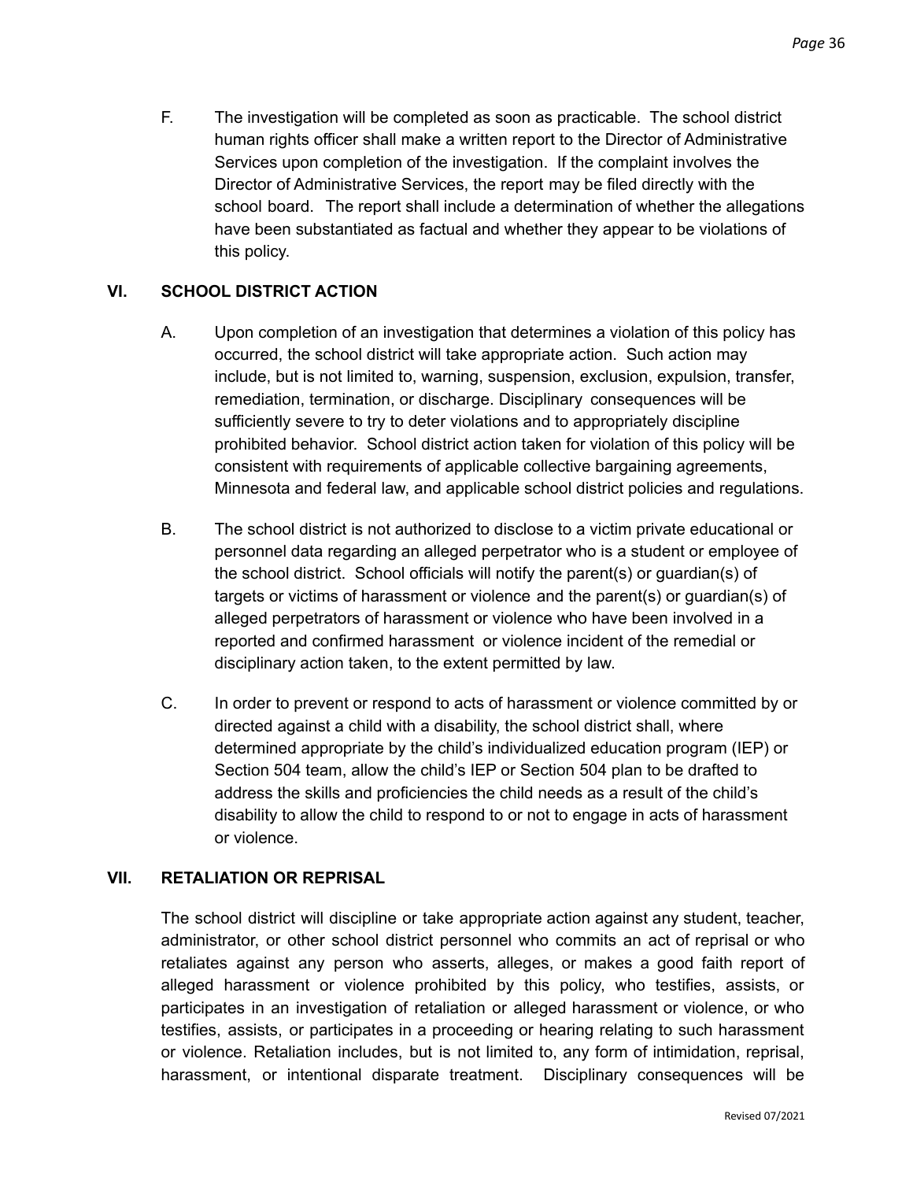F. The investigation will be completed as soon as practicable. The school district human rights officer shall make a written report to the Director of Administrative Services upon completion of the investigation. If the complaint involves the Director of Administrative Services, the report may be filed directly with the school board. The report shall include a determination of whether the allegations have been substantiated as factual and whether they appear to be violations of this policy.

## VI. SCHOOL DISTRICT ACTION

A. Upon completion of an investigation that determines a violation of this policy has occurred, the school district will take appropriate action. Such action may include, but is not limited to, warning, suspension, exclusion, expulsion, transfer, remediation, termination, or discharge. Disciplinary consequences will be sufficiently severe to try to deter violations and to appropriately discipline prohibited behavior. School district action taken for violation of this policy will be consistent with requirements of applicable collective bargaining agreements, Minnesota and federal law, and applicable school district policies and regulations.

B. The school district is not authorized to disclose to a victim private educational or personnel data regarding an alleged perpetrator who is a student or employee of the school district. School officials will notify the parent(s) or guardian(s) of targets or victims of harassment or violence and the parent(s) or guardian(s) of alleged perpetrators of harassment or violence who have been involved in a reported and confirmed harassment or violence incident of the remedial or disciplinary action taken, to the extent permitted by law.

C. In order to prevent or respond to acts of harassment or violence committed by or directed against a child with a disability, the school district shall, where determined appropriate by the child's individualized education program (IEP) or Section 504 team, allow the child's IEP or Section 504 plan to be drafted to address the skills and proficiencies the child needs as a result of the child's disability to allow the child to respond to or not to engage in acts of harassment or violence.

## VII. RETALIATION OR REPRISAL

The school district will discipline or take appropriate action against any student, teacher, administrator, or other school district personnel who commits an act of reprisal or who retaliates against any person who asserts, alleges, or makes a good faith report of alleged harassment or violence prohibited by this policy, who testifies, assists, or participates in an investigation of retaliation or alleged harassment or violence, or who testifies, assists, or participates in a proceeding or hearing relating to such harassment or violence. Retaliation includes, but is not limited to, any form of intimidation, reprisal, harassment, or intentional disparate treatment. Disciplinary consequences will be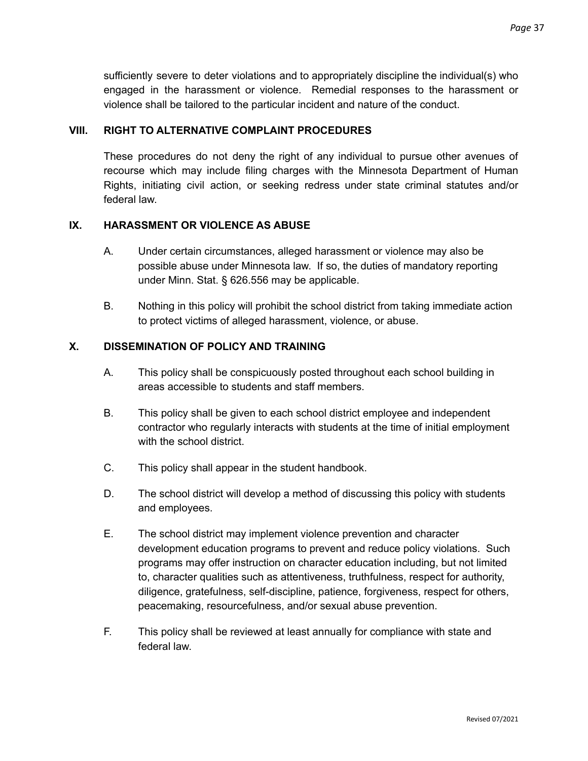sufficiently severe to deter violations and to appropriately discipline the individual(s) who engaged in the harassment or violence. Remedial responses to the harassment or violence shall be tailored to the particular incident and nature of the conduct.

### VIII. RIGHT TO ALTERNATIVE COMPLAINT PROCEDURES

These procedures do not deny the right of any individual to pursue other avenues of recourse which may include filing charges with the Minnesota Department of Human Rights, initiating civil action, or seeking redress under state criminal statutes and/or federal law.

### IX. HARASSMENT OR VIOLENCE AS ABUSE

A. Under certain circumstances, alleged harassment or violence may also be possible abuse under Minnesota law. If so, the duties of mandatory reporting under Minn. Stat. § 626.556 may be applicable.

B. Nothing in this policy will prohibit the school district from taking immediate action to protect victims of alleged harassment, violence, or abuse.

### X. DISSEMINATION OF POLICY AND TRAINING

A. This policy shall be conspicuously posted throughout each school building in areas accessible to students and staff members.

B. This policy shall be given to each school district employee and independent contractor who regularly interacts with students at the time of initial employment with the school district.

C. This policy shall appear in the student handbook.

D. The school district will develop a method of discussing this policy with students and employees.

E. The school district may implement violence prevention and character development education programs to prevent and reduce policy violations. Such programs may offer instruction on character education including, but not limited to, character qualities such as attentiveness, truthfulness, respect for authority, diligence, gratefulness, self-discipline, patience, forgiveness, respect for others, peacemaking, resourcefulness, and/or sexual abuse prevention.

F. This policy shall be reviewed at least annually for compliance with state and federal law.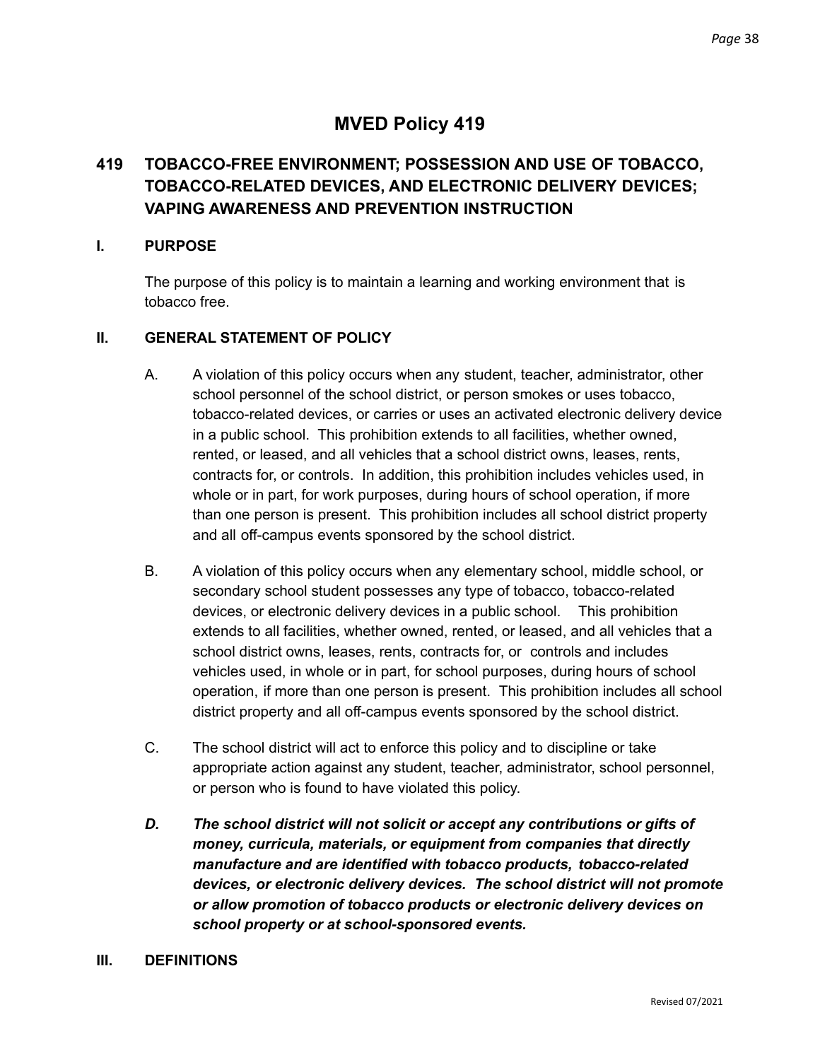# MVED Policy 419

## 419 TOBACCO-FREE ENVIRONMENT; POSSESSION AND USE OF TOBACCO, TOBACCO-RELATED DEVICES, AND ELECTRONIC DELIVERY DEVICES; VAPING AWARENESS AND PREVENTION INSTRUCTION

### I. PURPOSE

The purpose of this policy is to maintain a learning and working environment that is tobacco free.

### II. GENERAL STATEMENT OF POLICY

A. A violation of this policy occurs when any student, teacher, administrator, other school personnel of the school district, or person smokes or uses tobacco, tobacco-related devices, or carries or uses an activated electronic delivery device in a public school. This prohibition extends to all facilities, whether owned, rented, or leased, and all vehicles that a school district owns, leases, rents, contracts for, or controls. In addition, this prohibition includes vehicles used, in whole or in part, for work purposes, during hours of school operation, if more than one person is present. This prohibition includes all school district property and all off-campus events sponsored by the school district.

B. A violation of this policy occurs when any elementary school, middle school, or secondary school student possesses any type of tobacco, tobacco-related devices, or electronic delivery devices in a public school. This prohibition extends to all facilities, whether owned, rented, or leased, and all vehicles that a school district owns, leases, rents, contracts for, or controls and includes vehicles used, in whole or in part, for school purposes, during hours of school operation, if more than one person is present. This prohibition includes all school district property and all off-campus events sponsored by the school district.

C. The school district will act to enforce this policy and to discipline or take appropriate action against any student, teacher, administrator, school personnel, or person who is found to have violated this policy.

***D. The school district will not solicit or accept any contributions or gifts of money, curricula, materials, or equipment from companies that directly manufacture and are identified with tobacco products, tobacco-related devices, or electronic delivery devices. The school district will not promote or allow promotion of tobacco products or electronic delivery devices on school property or at school-sponsored events.***

### III. DEFINITIONS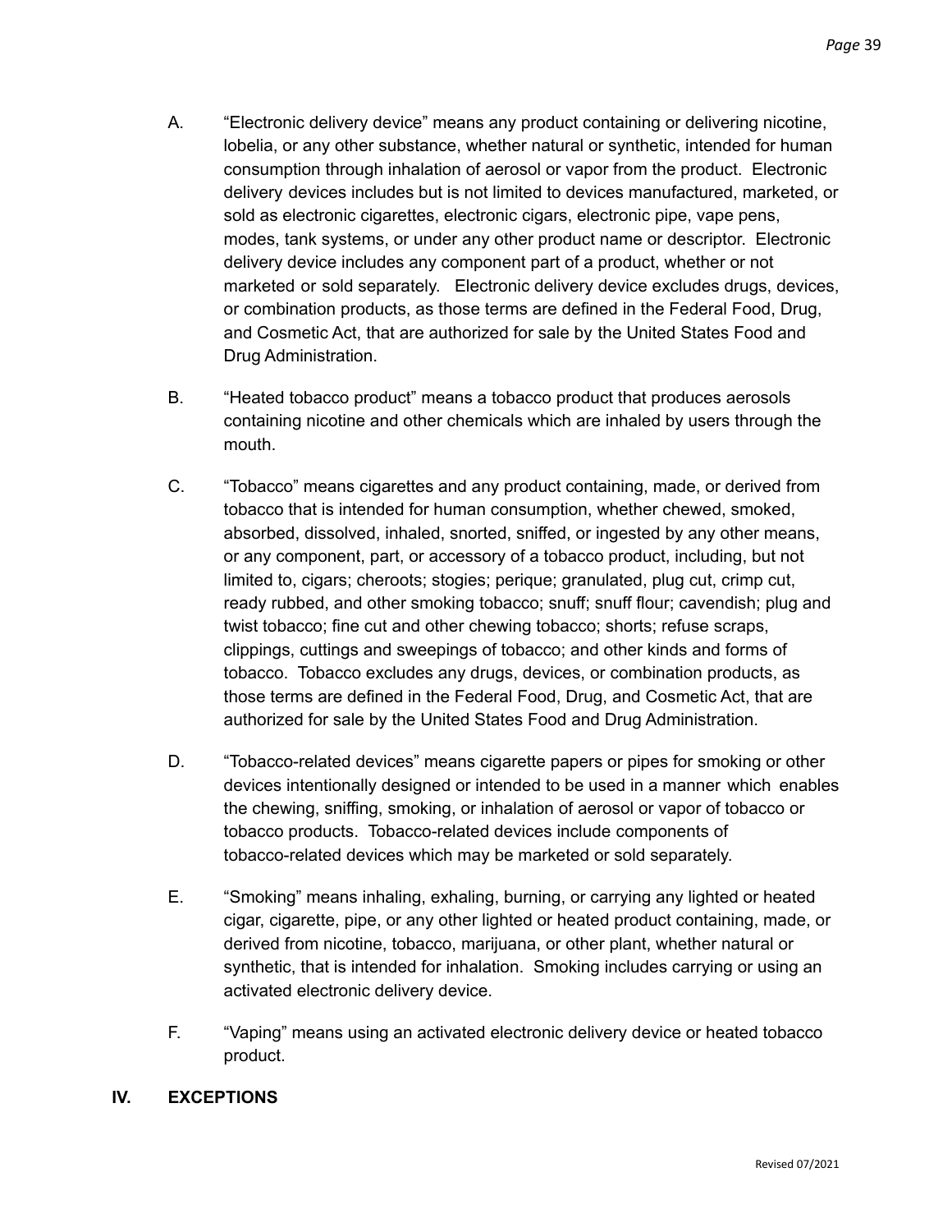A. “Electronic delivery device” means any product containing or delivering nicotine, lobelia, or any other substance, whether natural or synthetic, intended for human consumption through inhalation of aerosol or vapor from the product. Electronic delivery devices includes but is not limited to devices manufactured, marketed, or sold as electronic cigarettes, electronic cigars, electronic pipe, vape pens, modes, tank systems, or under any other product name or descriptor. Electronic delivery device includes any component part of a product, whether or not marketed or sold separately. Electronic delivery device excludes drugs, devices, or combination products, as those terms are defined in the Federal Food, Drug, and Cosmetic Act, that are authorized for sale by the United States Food and Drug Administration.

B. “Heated tobacco product” means a tobacco product that produces aerosols containing nicotine and other chemicals which are inhaled by users through the mouth.

C. “Tobacco” means cigarettes and any product containing, made, or derived from tobacco that is intended for human consumption, whether chewed, smoked, absorbed, dissolved, inhaled, snorted, sniffed, or ingested by any other means, or any component, part, or accessory of a tobacco product, including, but not limited to, cigars; cheroots; stogies; perique; granulated, plug cut, crimp cut, ready rubbed, and other smoking tobacco; snuff; snuff flour; cavendish; plug and twist tobacco; fine cut and other chewing tobacco; shorts; refuse scraps, clippings, cuttings and sweepings of tobacco; and other kinds and forms of tobacco. Tobacco excludes any drugs, devices, or combination products, as those terms are defined in the Federal Food, Drug, and Cosmetic Act, that are authorized for sale by the United States Food and Drug Administration.

D. “Tobacco-related devices” means cigarette papers or pipes for smoking or other devices intentionally designed or intended to be used in a manner which enables the chewing, sniffing, smoking, or inhalation of aerosol or vapor of tobacco or tobacco products. Tobacco-related devices include components of tobacco-related devices which may be marketed or sold separately.

E. “Smoking” means inhaling, exhaling, burning, or carrying any lighted or heated cigar, cigarette, pipe, or any other lighted or heated product containing, made, or derived from nicotine, tobacco, marijuana, or other plant, whether natural or synthetic, that is intended for inhalation. Smoking includes carrying or using an activated electronic delivery device.

F. “Vaping” means using an activated electronic delivery device or heated tobacco product.

## IV. EXCEPTIONS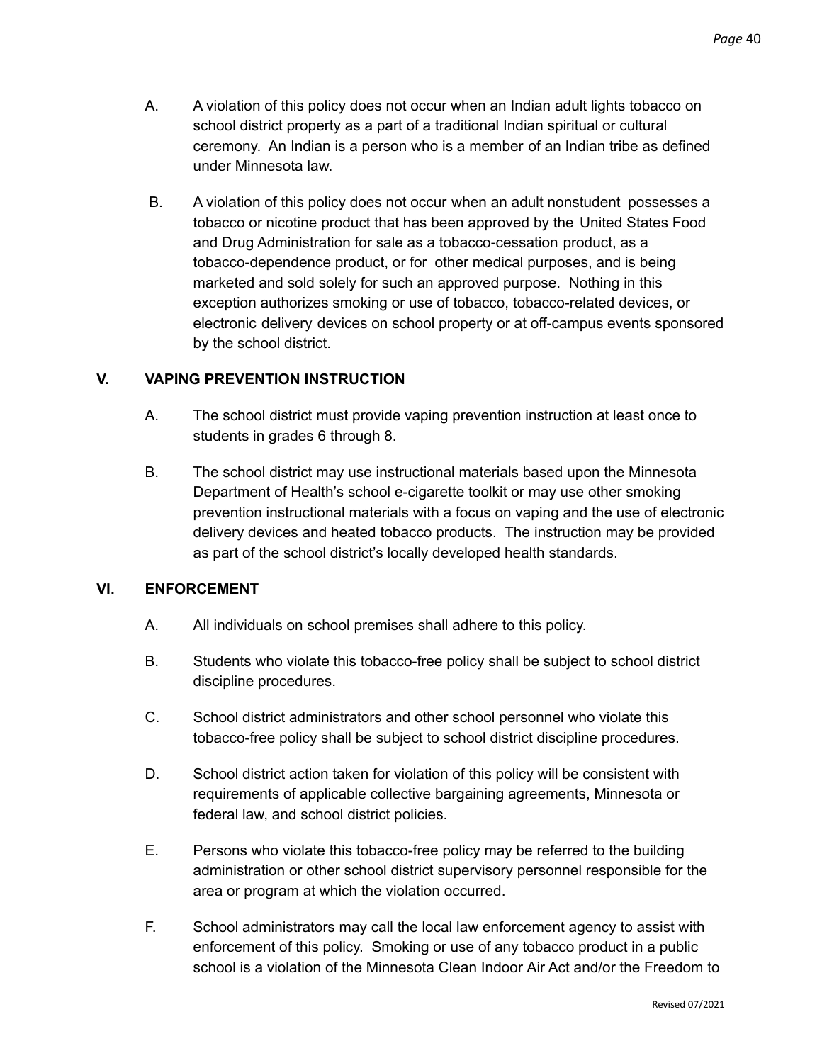A. A violation of this policy does not occur when an Indian adult lights tobacco on school district property as a part of a traditional Indian spiritual or cultural ceremony. An Indian is a person who is a member of an Indian tribe as defined under Minnesota law.

B. A violation of this policy does not occur when an adult nonstudent possesses a tobacco or nicotine product that has been approved by the United States Food and Drug Administration for sale as a tobacco-cessation product, as a tobacco-dependence product, or for other medical purposes, and is being marketed and sold solely for such an approved purpose. Nothing in this exception authorizes smoking or use of tobacco, tobacco-related devices, or electronic delivery devices on school property or at off-campus events sponsored by the school district.

## V. VAPING PREVENTION INSTRUCTION

A. The school district must provide vaping prevention instruction at least once to students in grades 6 through 8.

B. The school district may use instructional materials based upon the Minnesota Department of Health's school e-cigarette toolkit or may use other smoking prevention instructional materials with a focus on vaping and the use of electronic delivery devices and heated tobacco products. The instruction may be provided as part of the school district's locally developed health standards.

## VI. ENFORCEMENT

A. All individuals on school premises shall adhere to this policy.

B. Students who violate this tobacco-free policy shall be subject to school district discipline procedures.

C. School district administrators and other school personnel who violate this tobacco-free policy shall be subject to school district discipline procedures.

D. School district action taken for violation of this policy will be consistent with requirements of applicable collective bargaining agreements, Minnesota or federal law, and school district policies.

E. Persons who violate this tobacco-free policy may be referred to the building administration or other school district supervisory personnel responsible for the area or program at which the violation occurred.

F. School administrators may call the local law enforcement agency to assist with enforcement of this policy. Smoking or use of any tobacco product in a public school is a violation of the Minnesota Clean Indoor Air Act and/or the Freedom to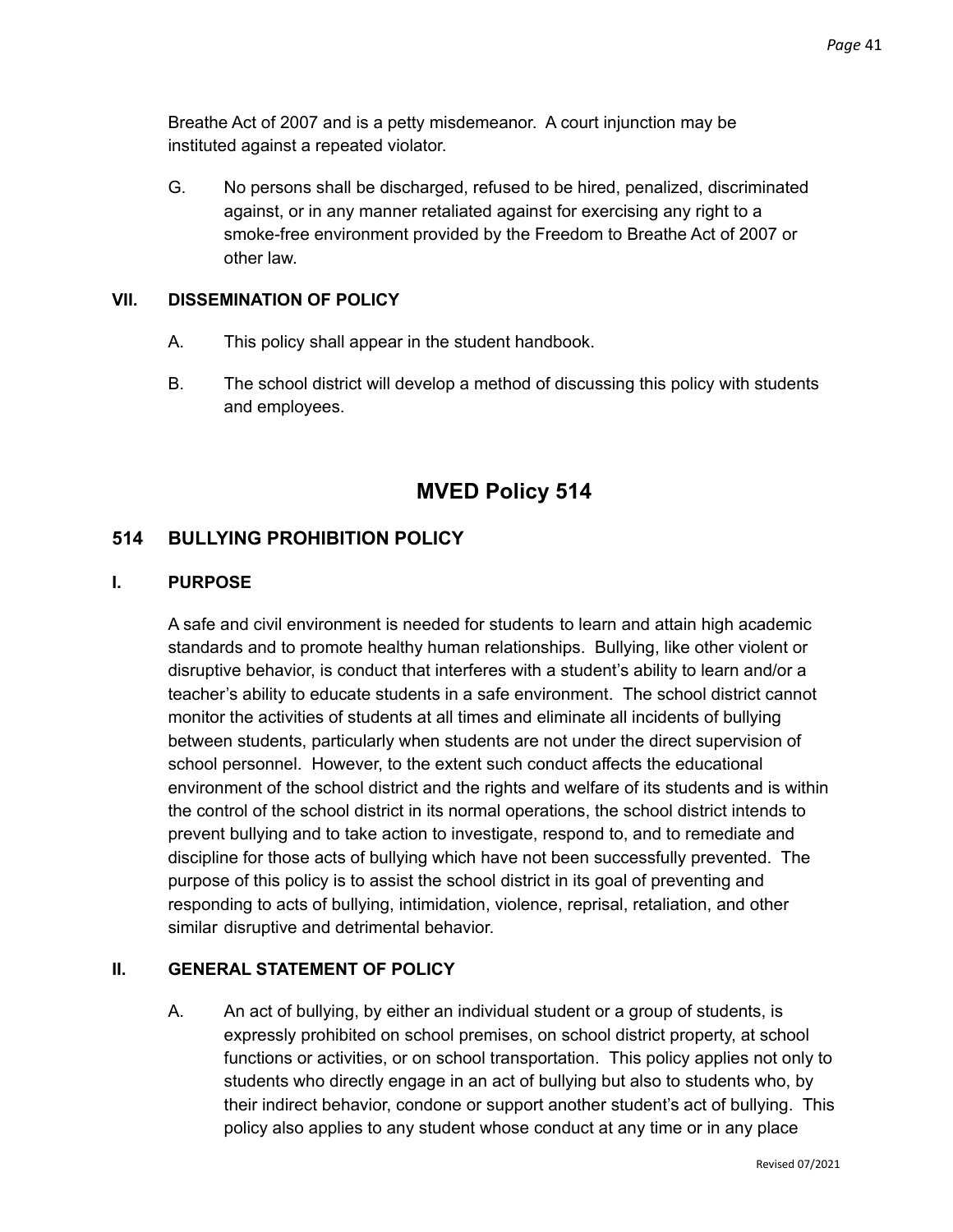Breathe Act of 2007 and is a petty misdemeanor. A court injunction may be instituted against a repeated violator.

G. No persons shall be discharged, refused to be hired, penalized, discriminated against, or in any manner retaliated against for exercising any right to a smoke-free environment provided by the Freedom to Breathe Act of 2007 or other law.

### VII. DISSEMINATION OF POLICY

A. This policy shall appear in the student handbook.

B. The school district will develop a method of discussing this policy with students and employees.

# MVED Policy 514

## 514 BULLYING PROHIBITION POLICY

### I. PURPOSE

A safe and civil environment is needed for students to learn and attain high academic standards and to promote healthy human relationships. Bullying, like other violent or disruptive behavior, is conduct that interferes with a student's ability to learn and/or a teacher's ability to educate students in a safe environment. The school district cannot monitor the activities of students at all times and eliminate all incidents of bullying between students, particularly when students are not under the direct supervision of school personnel. However, to the extent such conduct affects the educational environment of the school district and the rights and welfare of its students and is within the control of the school district in its normal operations, the school district intends to prevent bullying and to take action to investigate, respond to, and to remediate and discipline for those acts of bullying which have not been successfully prevented. The purpose of this policy is to assist the school district in its goal of preventing and responding to acts of bullying, intimidation, violence, reprisal, retaliation, and other similar disruptive and detrimental behavior.

### II. GENERAL STATEMENT OF POLICY

A. An act of bullying, by either an individual student or a group of students, is expressly prohibited on school premises, on school district property, at school functions or activities, or on school transportation. This policy applies not only to students who directly engage in an act of bullying but also to students who, by their indirect behavior, condone or support another student's act of bullying. This policy also applies to any student whose conduct at any time or in any place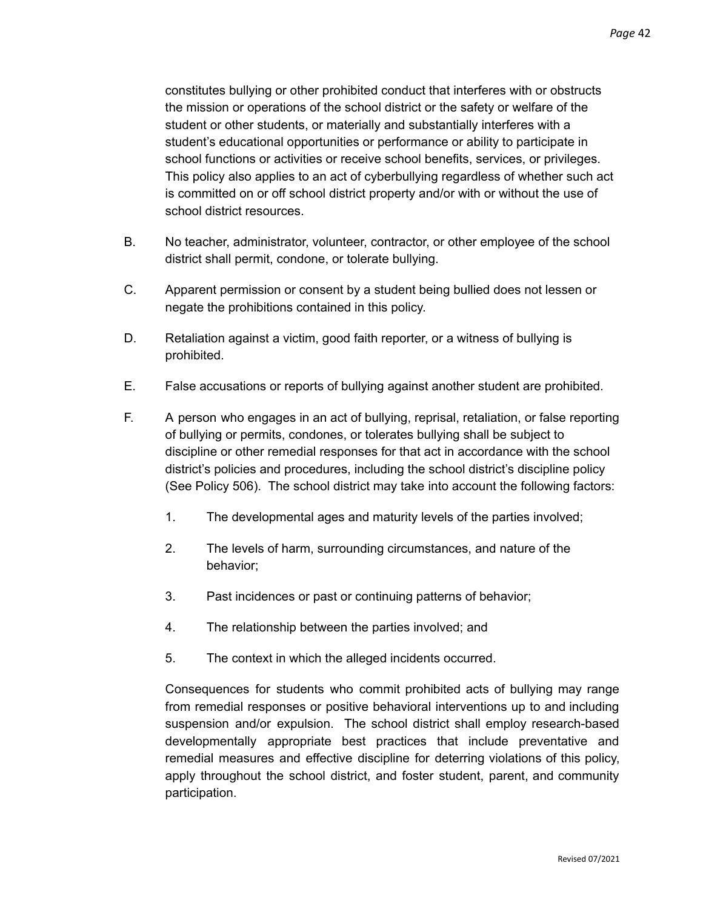constitutes bullying or other prohibited conduct that interferes with or obstructs the mission or operations of the school district or the safety or welfare of the student or other students, or materially and substantially interferes with a student's educational opportunities or performance or ability to participate in school functions or activities or receive school benefits, services, or privileges. This policy also applies to an act of cyberbullying regardless of whether such act is committed on or off school district property and/or with or without the use of school district resources.

B. No teacher, administrator, volunteer, contractor, or other employee of the school district shall permit, condone, or tolerate bullying.

C. Apparent permission or consent by a student being bullied does not lessen or negate the prohibitions contained in this policy.

D. Retaliation against a victim, good faith reporter, or a witness of bullying is prohibited.

E. False accusations or reports of bullying against another student are prohibited.

F. A person who engages in an act of bullying, reprisal, retaliation, or false reporting of bullying or permits, condones, or tolerates bullying shall be subject to discipline or other remedial responses for that act in accordance with the school district's policies and procedures, including the school district's discipline policy (See Policy 506). The school district may take into account the following factors:

   1. The developmental ages and maturity levels of the parties involved;

   2. The levels of harm, surrounding circumstances, and nature of the behavior;

   3. Past incidences or past or continuing patterns of behavior;

   4. The relationship between the parties involved; and

   5. The context in which the alleged incidents occurred.

   Consequences for students who commit prohibited acts of bullying may range from remedial responses or positive behavioral interventions up to and including suspension and/or expulsion. The school district shall employ research-based developmentally appropriate best practices that include preventative and remedial measures and effective discipline for deterring violations of this policy, apply throughout the school district, and foster student, parent, and community participation.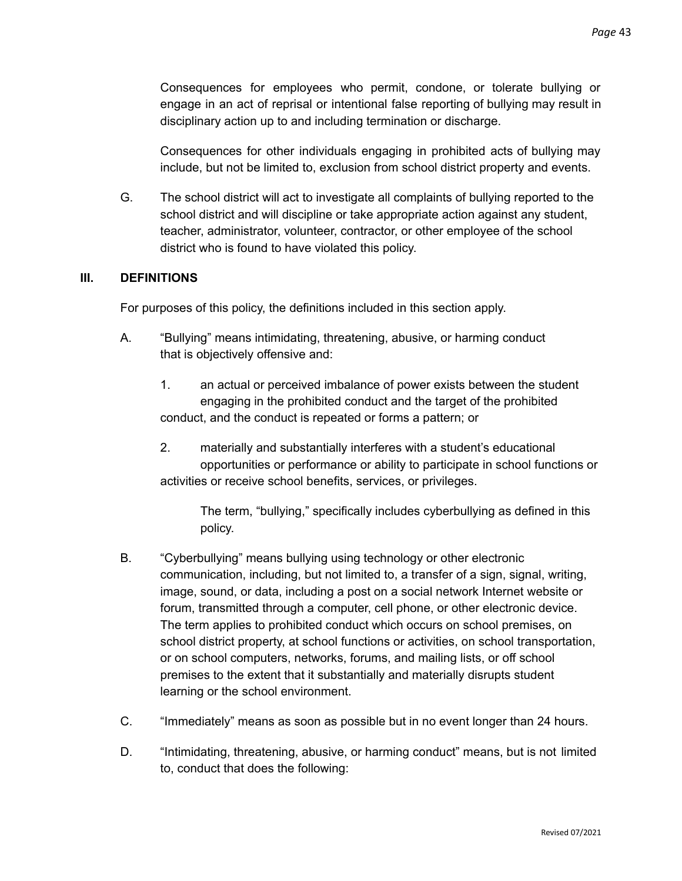Consequences for employees who permit, condone, or tolerate bullying or engage in an act of reprisal or intentional false reporting of bullying may result in disciplinary action up to and including termination or discharge.

Consequences for other individuals engaging in prohibited acts of bullying may include, but not be limited to, exclusion from school district property and events.

G. The school district will act to investigate all complaints of bullying reported to the school district and will discipline or take appropriate action against any student, teacher, administrator, volunteer, contractor, or other employee of the school district who is found to have violated this policy.

## III. DEFINITIONS

For purposes of this policy, the definitions included in this section apply.

A. "Bullying" means intimidating, threatening, abusive, or harming conduct that is objectively offensive and:

1. an actual or perceived imbalance of power exists between the student engaging in the prohibited conduct and the target of the prohibited conduct, and the conduct is repeated or forms a pattern; or

2. materially and substantially interferes with a student's educational opportunities or performance or ability to participate in school functions or activities or receive school benefits, services, or privileges.

The term, "bullying," specifically includes cyberbullying as defined in this policy.

B. "Cyberbullying" means bullying using technology or other electronic communication, including, but not limited to, a transfer of a sign, signal, writing, image, sound, or data, including a post on a social network Internet website or forum, transmitted through a computer, cell phone, or other electronic device. The term applies to prohibited conduct which occurs on school premises, on school district property, at school functions or activities, on school transportation, or on school computers, networks, forums, and mailing lists, or off school premises to the extent that it substantially and materially disrupts student learning or the school environment.

C. "Immediately" means as soon as possible but in no event longer than 24 hours.

D. "Intimidating, threatening, abusive, or harming conduct" means, but is not limited to, conduct that does the following: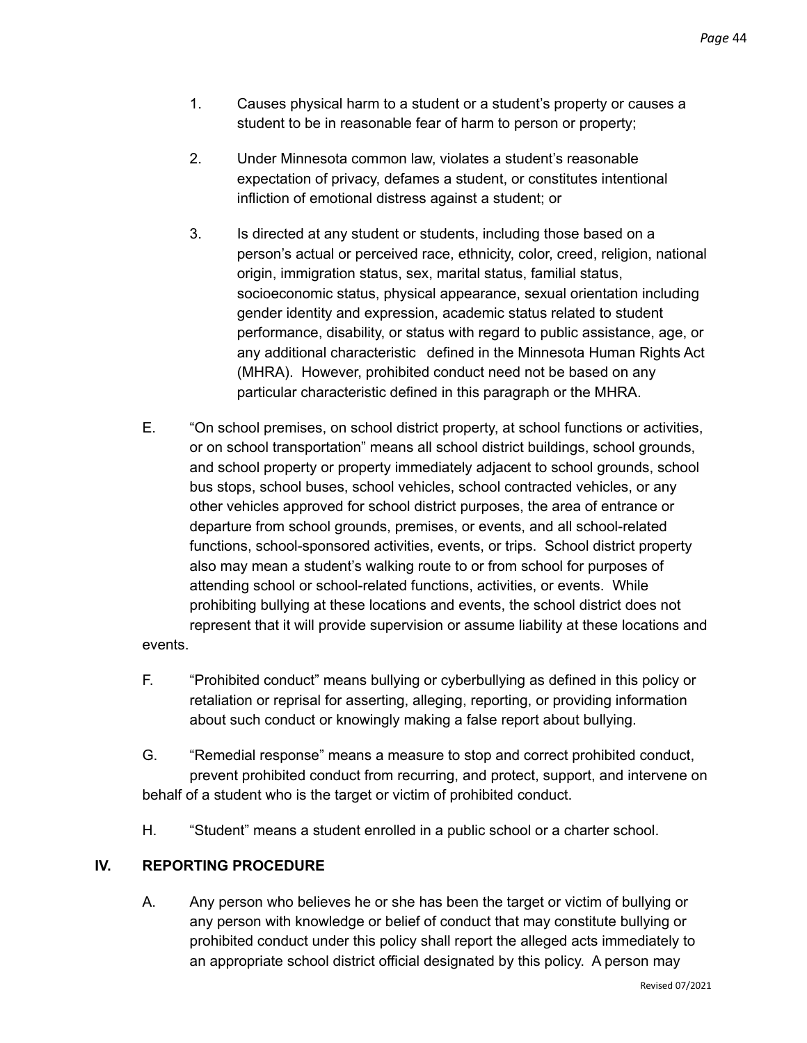1. Causes physical harm to a student or a student's property or causes a student to be in reasonable fear of harm to person or property;

2. Under Minnesota common law, violates a student's reasonable expectation of privacy, defames a student, or constitutes intentional infliction of emotional distress against a student; or

3. Is directed at any student or students, including those based on a person's actual or perceived race, ethnicity, color, creed, religion, national origin, immigration status, sex, marital status, familial status, socioeconomic status, physical appearance, sexual orientation including gender identity and expression, academic status related to student performance, disability, or status with regard to public assistance, age, or any additional characteristic defined in the Minnesota Human Rights Act (MHRA). However, prohibited conduct need not be based on any particular characteristic defined in this paragraph or the MHRA.

E. "On school premises, on school district property, at school functions or activities, or on school transportation" means all school district buildings, school grounds, and school property or property immediately adjacent to school grounds, school bus stops, school buses, school vehicles, school contracted vehicles, or any other vehicles approved for school district purposes, the area of entrance or departure from school grounds, premises, or events, and all school-related functions, school-sponsored activities, events, or trips. School district property also may mean a student's walking route to or from school for purposes of attending school or school-related functions, activities, or events. While prohibiting bullying at these locations and events, the school district does not represent that it will provide supervision or assume liability at these locations and events.

F. "Prohibited conduct" means bullying or cyberbullying as defined in this policy or retaliation or reprisal for asserting, alleging, reporting, or providing information about such conduct or knowingly making a false report about bullying.

G. "Remedial response" means a measure to stop and correct prohibited conduct, prevent prohibited conduct from recurring, and protect, support, and intervene on behalf of a student who is the target or victim of prohibited conduct.

H. "Student" means a student enrolled in a public school or a charter school.

## IV. REPORTING PROCEDURE

A. Any person who believes he or she has been the target or victim of bullying or any person with knowledge or belief of conduct that may constitute bullying or prohibited conduct under this policy shall report the alleged acts immediately to an appropriate school district official designated by this policy. A person may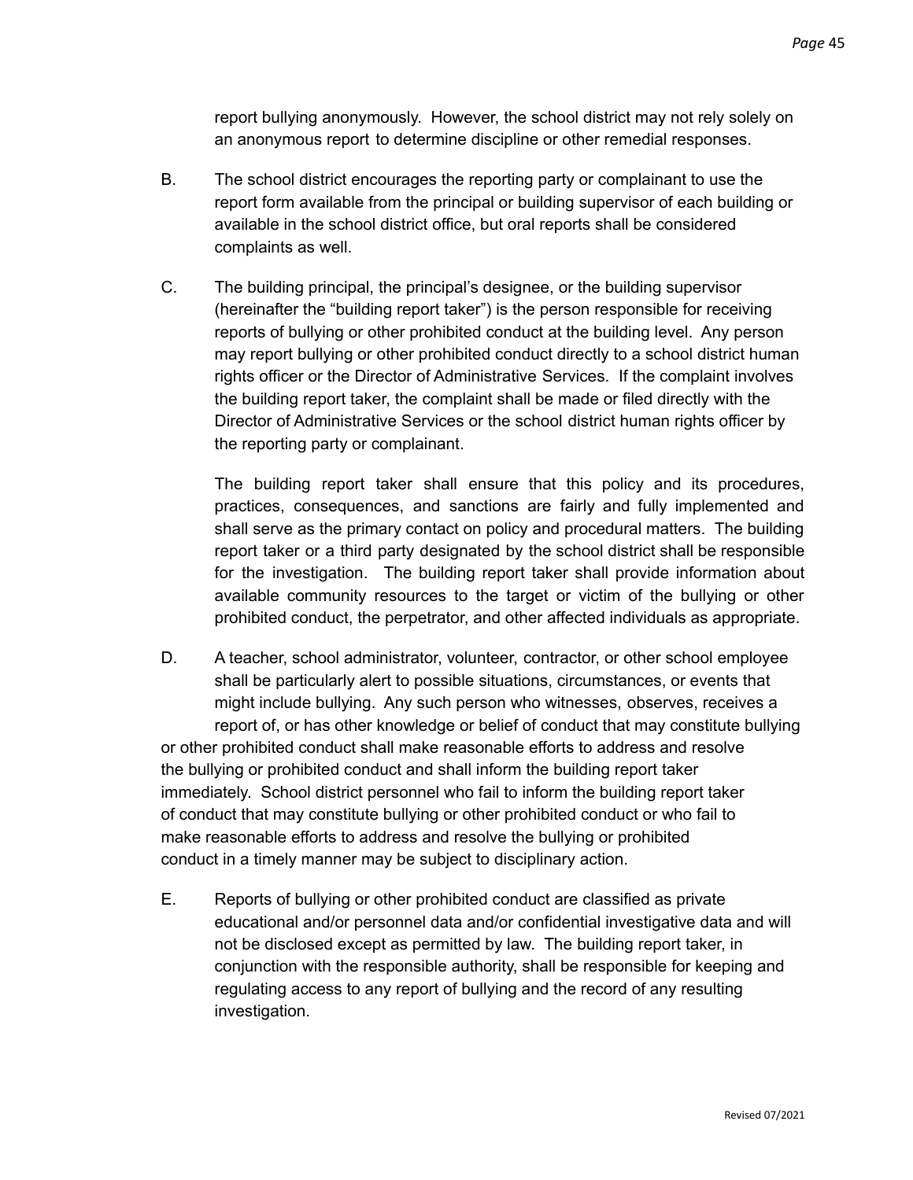report bullying anonymously. However, the school district may not rely solely on an anonymous report to determine discipline or other remedial responses.

B. The school district encourages the reporting party or complainant to use the report form available from the principal or building supervisor of each building or available in the school district office, but oral reports shall be considered complaints as well.

C. The building principal, the principal's designee, or the building supervisor (hereinafter the "building report taker") is the person responsible for receiving reports of bullying or other prohibited conduct at the building level. Any person may report bullying or other prohibited conduct directly to a school district human rights officer or the Director of Administrative Services. If the complaint involves the building report taker, the complaint shall be made or filed directly with the Director of Administrative Services or the school district human rights officer by the reporting party or complainant.

The building report taker shall ensure that this policy and its procedures, practices, consequences, and sanctions are fairly and fully implemented and shall serve as the primary contact on policy and procedural matters. The building report taker or a third party designated by the school district shall be responsible for the investigation. The building report taker shall provide information about available community resources to the target or victim of the bullying or other prohibited conduct, the perpetrator, and other affected individuals as appropriate.

D. A teacher, school administrator, volunteer, contractor, or other school employee shall be particularly alert to possible situations, circumstances, or events that might include bullying. Any such person who witnesses, observes, receives a report of, or has other knowledge or belief of conduct that may constitute bullying or other prohibited conduct shall make reasonable efforts to address and resolve the bullying or prohibited conduct and shall inform the building report taker immediately. School district personnel who fail to inform the building report taker of conduct that may constitute bullying or other prohibited conduct or who fail to make reasonable efforts to address and resolve the bullying or prohibited conduct in a timely manner may be subject to disciplinary action.

E. Reports of bullying or other prohibited conduct are classified as private educational and/or personnel data and/or confidential investigative data and will not be disclosed except as permitted by law. The building report taker, in conjunction with the responsible authority, shall be responsible for keeping and regulating access to any report of bullying and the record of any resulting investigation.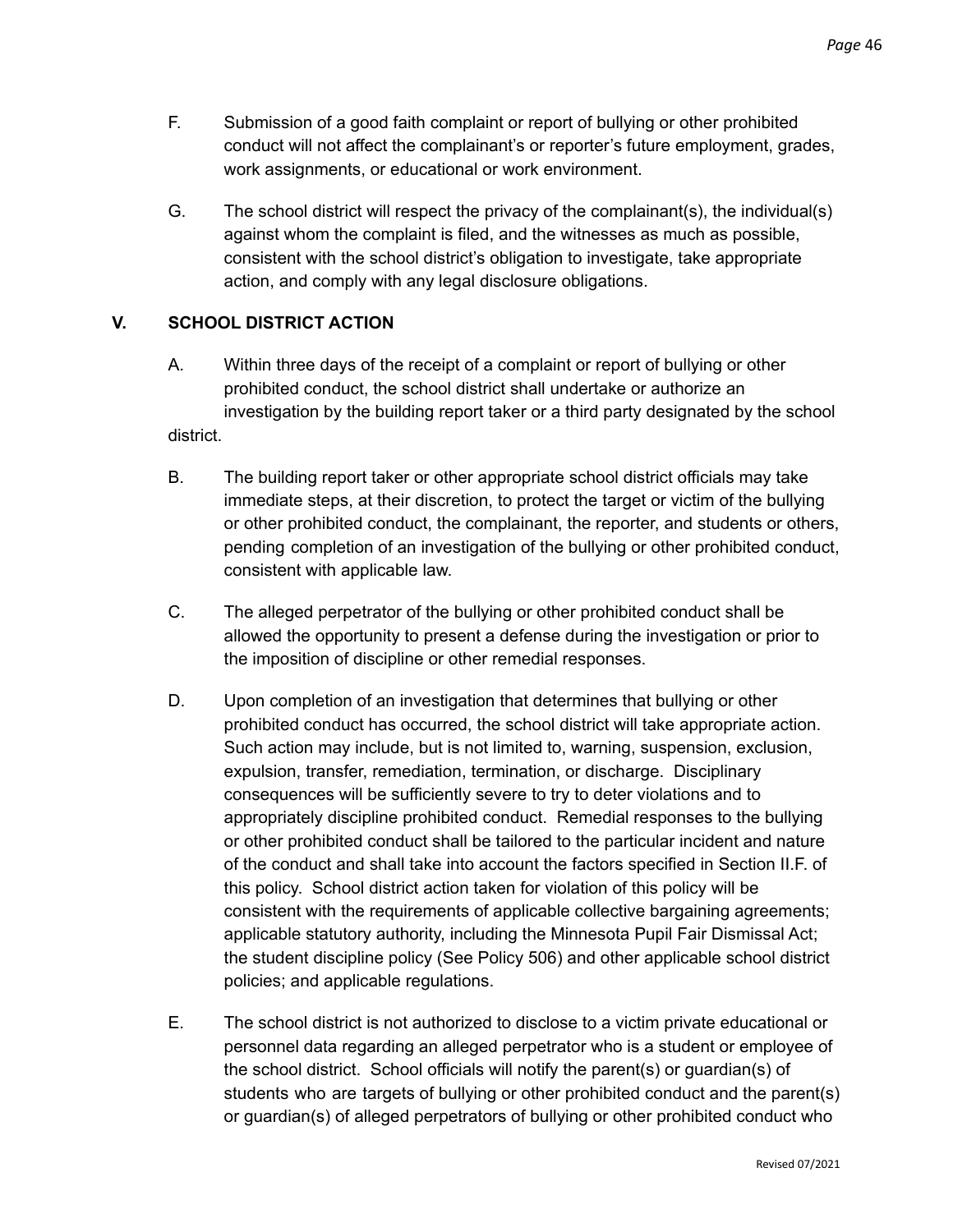F. Submission of a good faith complaint or report of bullying or other prohibited conduct will not affect the complainant's or reporter's future employment, grades, work assignments, or educational or work environment.

G. The school district will respect the privacy of the complainant(s), the individual(s) against whom the complaint is filed, and the witnesses as much as possible, consistent with the school district's obligation to investigate, take appropriate action, and comply with any legal disclosure obligations.

## V. SCHOOL DISTRICT ACTION

A. Within three days of the receipt of a complaint or report of bullying or other prohibited conduct, the school district shall undertake or authorize an investigation by the building report taker or a third party designated by the school district.

B. The building report taker or other appropriate school district officials may take immediate steps, at their discretion, to protect the target or victim of the bullying or other prohibited conduct, the complainant, the reporter, and students or others, pending completion of an investigation of the bullying or other prohibited conduct, consistent with applicable law.

C. The alleged perpetrator of the bullying or other prohibited conduct shall be allowed the opportunity to present a defense during the investigation or prior to the imposition of discipline or other remedial responses.

D. Upon completion of an investigation that determines that bullying or other prohibited conduct has occurred, the school district will take appropriate action. Such action may include, but is not limited to, warning, suspension, exclusion, expulsion, transfer, remediation, termination, or discharge. Disciplinary consequences will be sufficiently severe to try to deter violations and to appropriately discipline prohibited conduct. Remedial responses to the bullying or other prohibited conduct shall be tailored to the particular incident and nature of the conduct and shall take into account the factors specified in Section II.F. of this policy. School district action taken for violation of this policy will be consistent with the requirements of applicable collective bargaining agreements; applicable statutory authority, including the Minnesota Pupil Fair Dismissal Act; the student discipline policy (See Policy 506) and other applicable school district policies; and applicable regulations.

E. The school district is not authorized to disclose to a victim private educational or personnel data regarding an alleged perpetrator who is a student or employee of the school district. School officials will notify the parent(s) or guardian(s) of students who are targets of bullying or other prohibited conduct and the parent(s) or guardian(s) of alleged perpetrators of bullying or other prohibited conduct who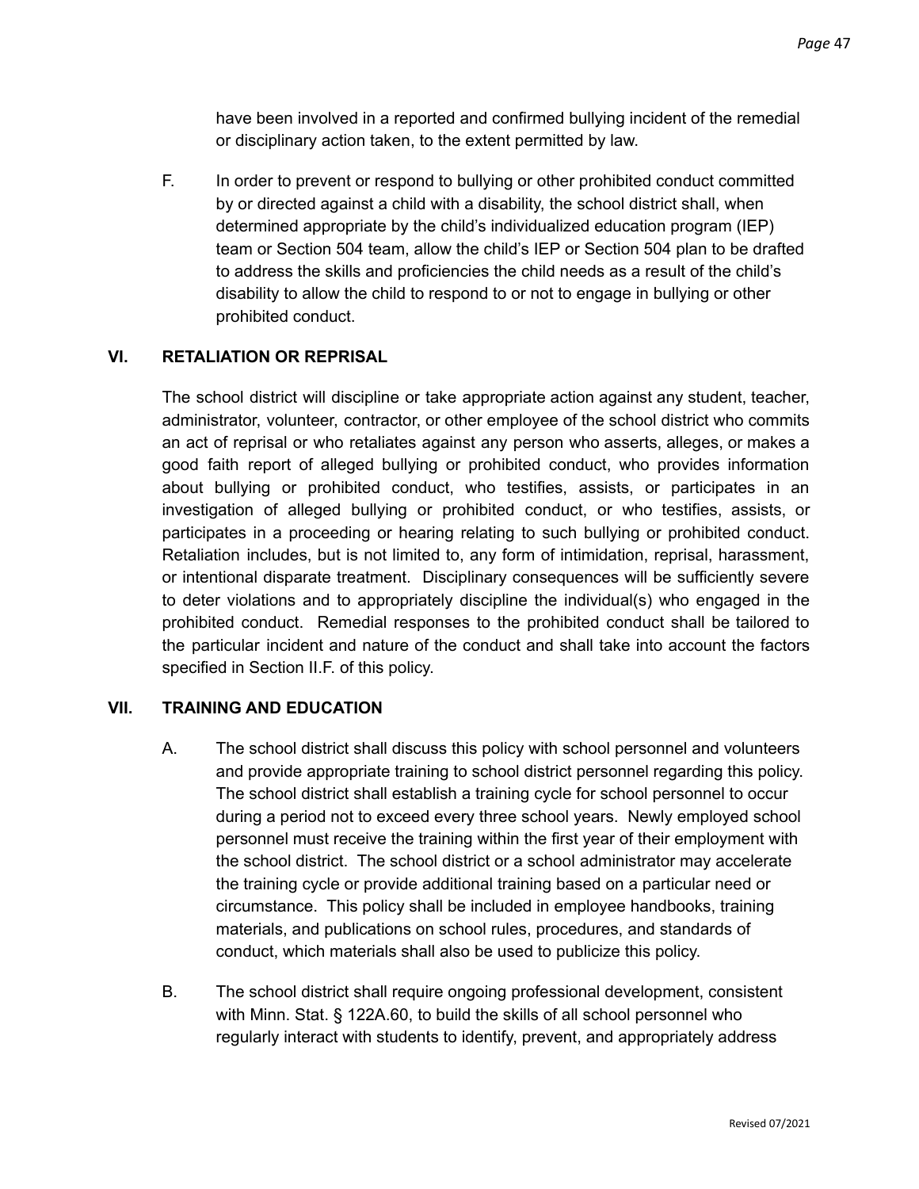have been involved in a reported and confirmed bullying incident of the remedial or disciplinary action taken, to the extent permitted by law.

F. In order to prevent or respond to bullying or other prohibited conduct committed by or directed against a child with a disability, the school district shall, when determined appropriate by the child's individualized education program (IEP) team or Section 504 team, allow the child's IEP or Section 504 plan to be drafted to address the skills and proficiencies the child needs as a result of the child's disability to allow the child to respond to or not to engage in bullying or other prohibited conduct.

## VI. RETALIATION OR REPRISAL

The school district will discipline or take appropriate action against any student, teacher, administrator, volunteer, contractor, or other employee of the school district who commits an act of reprisal or who retaliates against any person who asserts, alleges, or makes a good faith report of alleged bullying or prohibited conduct, who provides information about bullying or prohibited conduct, who testifies, assists, or participates in an investigation of alleged bullying or prohibited conduct, or who testifies, assists, or participates in a proceeding or hearing relating to such bullying or prohibited conduct. Retaliation includes, but is not limited to, any form of intimidation, reprisal, harassment, or intentional disparate treatment. Disciplinary consequences will be sufficiently severe to deter violations and to appropriately discipline the individual(s) who engaged in the prohibited conduct. Remedial responses to the prohibited conduct shall be tailored to the particular incident and nature of the conduct and shall take into account the factors specified in Section II.F. of this policy.

## VII. TRAINING AND EDUCATION

A. The school district shall discuss this policy with school personnel and volunteers and provide appropriate training to school district personnel regarding this policy. The school district shall establish a training cycle for school personnel to occur during a period not to exceed every three school years. Newly employed school personnel must receive the training within the first year of their employment with the school district. The school district or a school administrator may accelerate the training cycle or provide additional training based on a particular need or circumstance. This policy shall be included in employee handbooks, training materials, and publications on school rules, procedures, and standards of conduct, which materials shall also be used to publicize this policy.

B. The school district shall require ongoing professional development, consistent with Minn. Stat. § 122A.60, to build the skills of all school personnel who regularly interact with students to identify, prevent, and appropriately address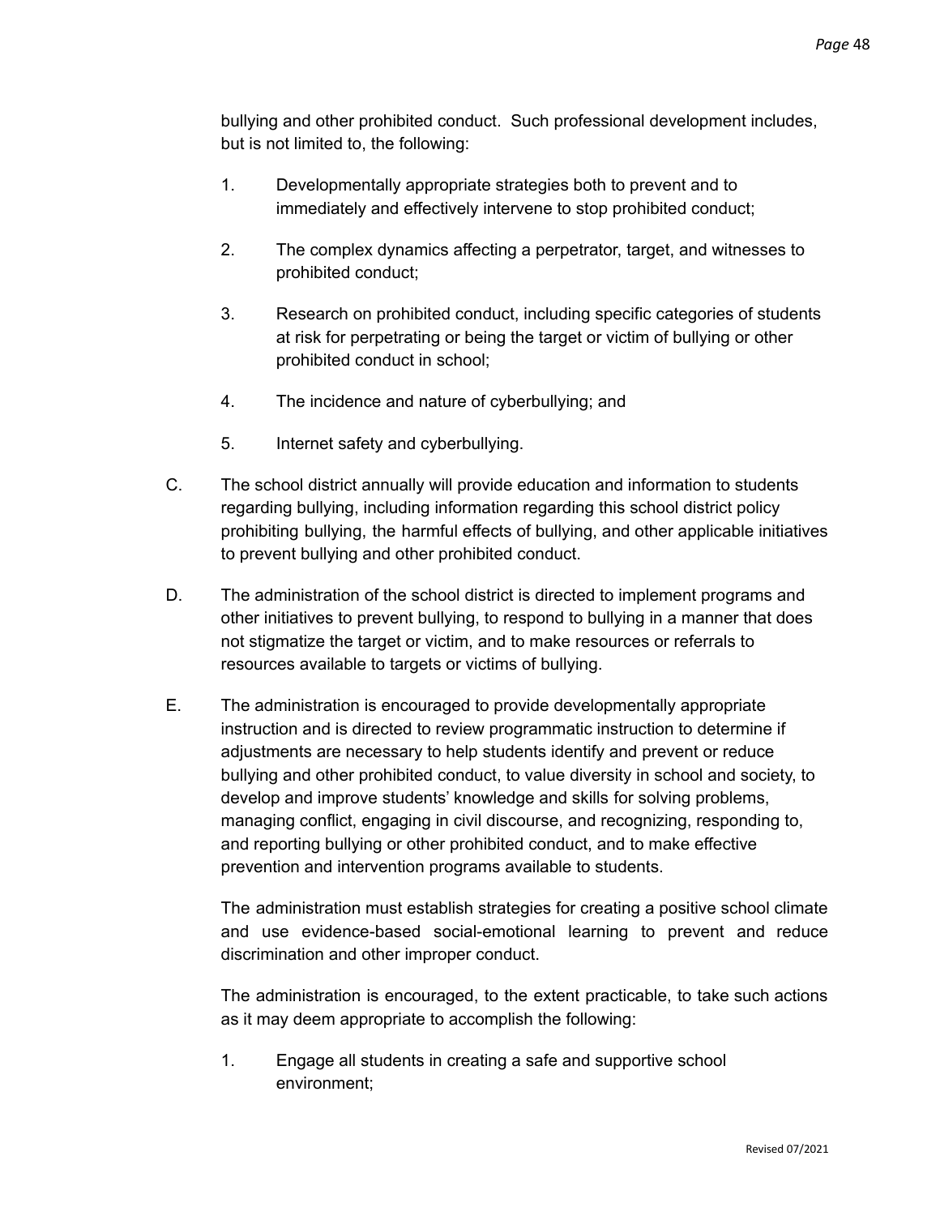bullying and other prohibited conduct. Such professional development includes, but is not limited to, the following:

1. Developmentally appropriate strategies both to prevent and to immediately and effectively intervene to stop prohibited conduct;

2. The complex dynamics affecting a perpetrator, target, and witnesses to prohibited conduct;

3. Research on prohibited conduct, including specific categories of students at risk for perpetrating or being the target or victim of bullying or other prohibited conduct in school;

4. The incidence and nature of cyberbullying; and

5. Internet safety and cyberbullying.

C. The school district annually will provide education and information to students regarding bullying, including information regarding this school district policy prohibiting bullying, the harmful effects of bullying, and other applicable initiatives to prevent bullying and other prohibited conduct.

D. The administration of the school district is directed to implement programs and other initiatives to prevent bullying, to respond to bullying in a manner that does not stigmatize the target or victim, and to make resources or referrals to resources available to targets or victims of bullying.

E. The administration is encouraged to provide developmentally appropriate instruction and is directed to review programmatic instruction to determine if adjustments are necessary to help students identify and prevent or reduce bullying and other prohibited conduct, to value diversity in school and society, to develop and improve students' knowledge and skills for solving problems, managing conflict, engaging in civil discourse, and recognizing, responding to, and reporting bullying or other prohibited conduct, and to make effective prevention and intervention programs available to students.

   The administration must establish strategies for creating a positive school climate and use evidence-based social-emotional learning to prevent and reduce discrimination and other improper conduct.

   The administration is encouraged, to the extent practicable, to take such actions as it may deem appropriate to accomplish the following:

   1. Engage all students in creating a safe and supportive school environment;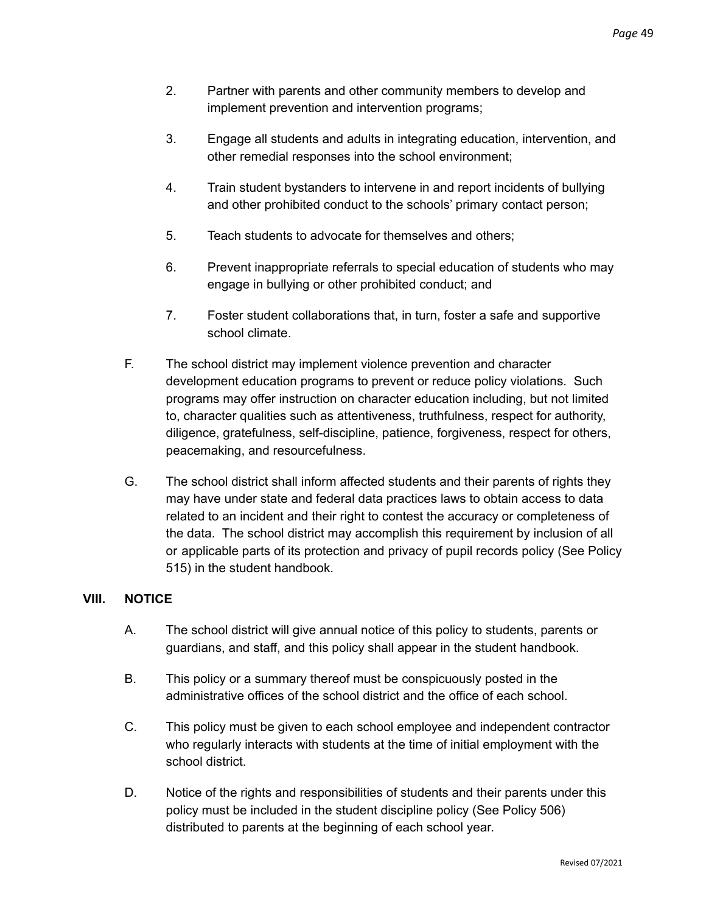2. Partner with parents and other community members to develop and implement prevention and intervention programs;

3. Engage all students and adults in integrating education, intervention, and other remedial responses into the school environment;

4. Train student bystanders to intervene in and report incidents of bullying and other prohibited conduct to the schools' primary contact person;

5. Teach students to advocate for themselves and others;

6. Prevent inappropriate referrals to special education of students who may engage in bullying or other prohibited conduct; and

7. Foster student collaborations that, in turn, foster a safe and supportive school climate.

F. The school district may implement violence prevention and character development education programs to prevent or reduce policy violations. Such programs may offer instruction on character education including, but not limited to, character qualities such as attentiveness, truthfulness, respect for authority, diligence, gratefulness, self-discipline, patience, forgiveness, respect for others, peacemaking, and resourcefulness.

G. The school district shall inform affected students and their parents of rights they may have under state and federal data practices laws to obtain access to data related to an incident and their right to contest the accuracy or completeness of the data. The school district may accomplish this requirement by inclusion of all or applicable parts of its protection and privacy of pupil records policy (See Policy 515) in the student handbook.

## VIII. NOTICE

A. The school district will give annual notice of this policy to students, parents or guardians, and staff, and this policy shall appear in the student handbook.

B. This policy or a summary thereof must be conspicuously posted in the administrative offices of the school district and the office of each school.

C. This policy must be given to each school employee and independent contractor who regularly interacts with students at the time of initial employment with the school district.

D. Notice of the rights and responsibilities of students and their parents under this policy must be included in the student discipline policy (See Policy 506) distributed to parents at the beginning of each school year.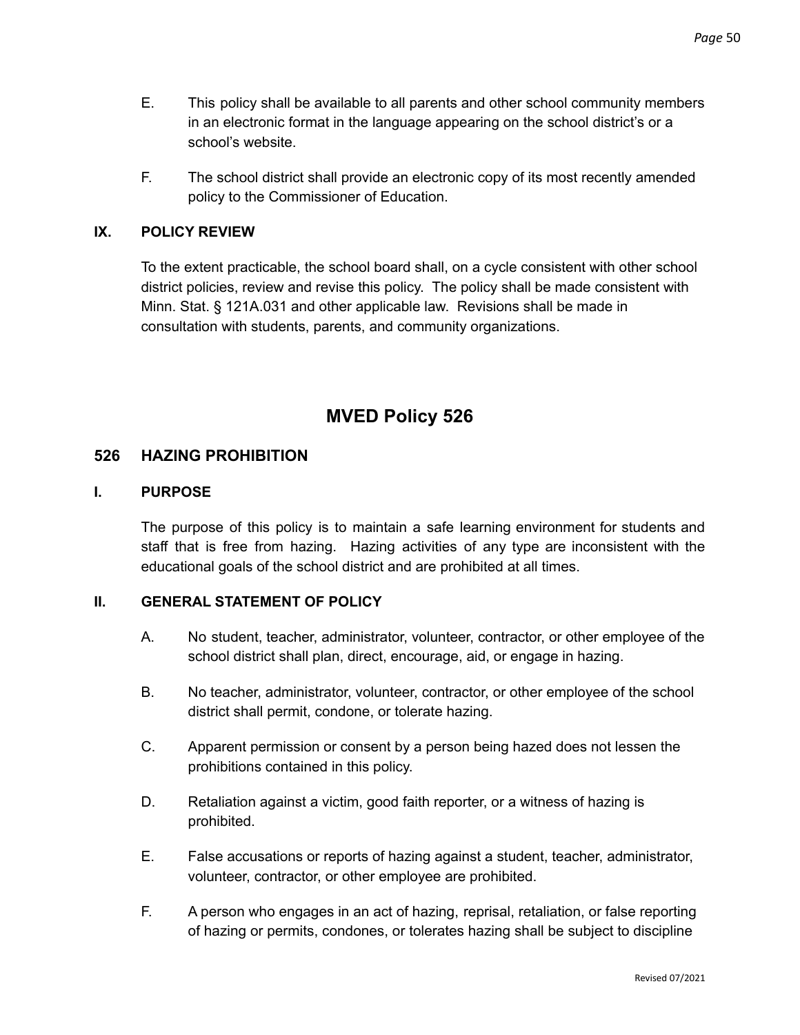E. This policy shall be available to all parents and other school community members in an electronic format in the language appearing on the school district's or a school's website.

F. The school district shall provide an electronic copy of its most recently amended policy to the Commissioner of Education.

## IX. POLICY REVIEW

To the extent practicable, the school board shall, on a cycle consistent with other school district policies, review and revise this policy. The policy shall be made consistent with Minn. Stat. § 121A.031 and other applicable law. Revisions shall be made in consultation with students, parents, and community organizations.

# MVED Policy 526

## 526 HAZING PROHIBITION

### I. PURPOSE

The purpose of this policy is to maintain a safe learning environment for students and staff that is free from hazing. Hazing activities of any type are inconsistent with the educational goals of the school district and are prohibited at all times.

### II. GENERAL STATEMENT OF POLICY

A. No student, teacher, administrator, volunteer, contractor, or other employee of the school district shall plan, direct, encourage, aid, or engage in hazing.

B. No teacher, administrator, volunteer, contractor, or other employee of the school district shall permit, condone, or tolerate hazing.

C. Apparent permission or consent by a person being hazed does not lessen the prohibitions contained in this policy.

D. Retaliation against a victim, good faith reporter, or a witness of hazing is prohibited.

E. False accusations or reports of hazing against a student, teacher, administrator, volunteer, contractor, or other employee are prohibited.

F. A person who engages in an act of hazing, reprisal, retaliation, or false reporting of hazing or permits, condones, or tolerates hazing shall be subject to discipline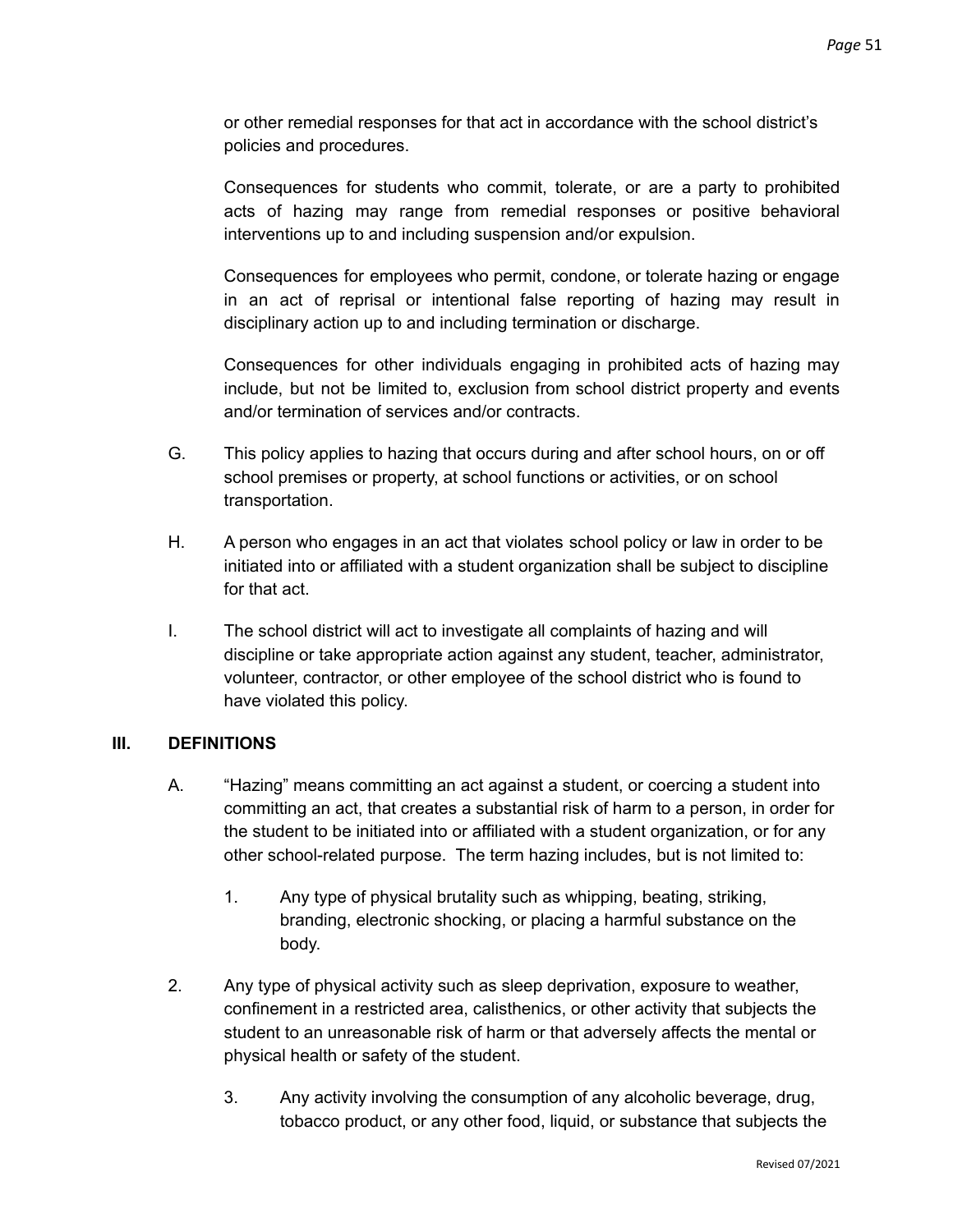or other remedial responses for that act in accordance with the school district's policies and procedures.

Consequences for students who commit, tolerate, or are a party to prohibited acts of hazing may range from remedial responses or positive behavioral interventions up to and including suspension and/or expulsion.

Consequences for employees who permit, condone, or tolerate hazing or engage in an act of reprisal or intentional false reporting of hazing may result in disciplinary action up to and including termination or discharge.

Consequences for other individuals engaging in prohibited acts of hazing may include, but not be limited to, exclusion from school district property and events and/or termination of services and/or contracts.

G. This policy applies to hazing that occurs during and after school hours, on or off school premises or property, at school functions or activities, or on school transportation.

H. A person who engages in an act that violates school policy or law in order to be initiated into or affiliated with a student organization shall be subject to discipline for that act.

I. The school district will act to investigate all complaints of hazing and will discipline or take appropriate action against any student, teacher, administrator, volunteer, contractor, or other employee of the school district who is found to have violated this policy.

## III. DEFINITIONS

A. "Hazing" means committing an act against a student, or coercing a student into committing an act, that creates a substantial risk of harm to a person, in order for the student to be initiated into or affiliated with a student organization, or for any other school-related purpose. The term hazing includes, but is not limited to:

1. Any type of physical brutality such as whipping, beating, striking, branding, electronic shocking, or placing a harmful substance on the body.

2. Any type of physical activity such as sleep deprivation, exposure to weather, confinement in a restricted area, calisthenics, or other activity that subjects the student to an unreasonable risk of harm or that adversely affects the mental or physical health or safety of the student.

3. Any activity involving the consumption of any alcoholic beverage, drug, tobacco product, or any other food, liquid, or substance that subjects the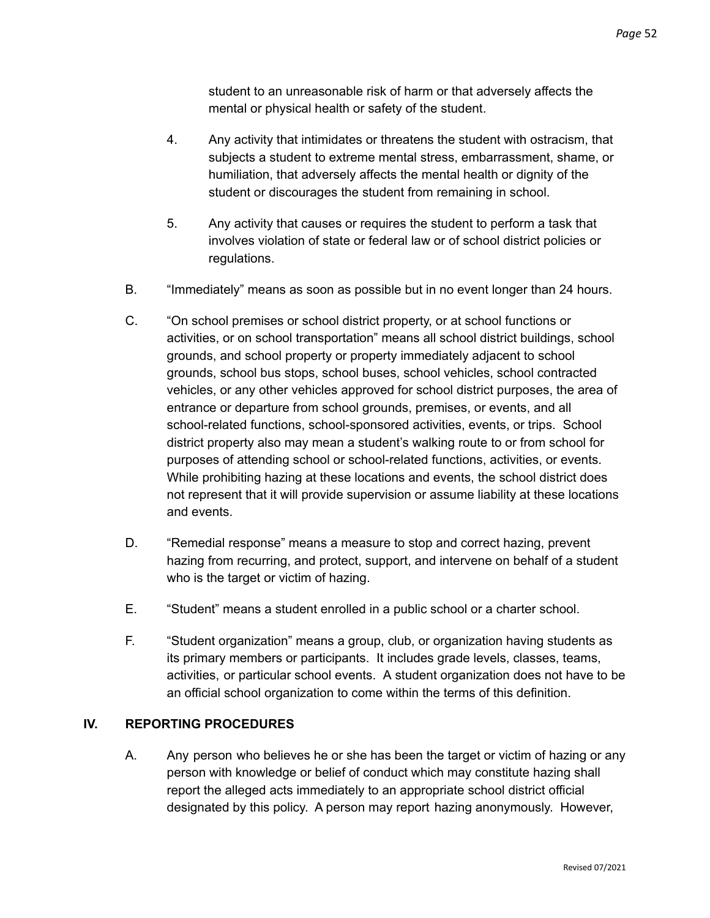student to an unreasonable risk of harm or that adversely affects the mental or physical health or safety of the student.

4. Any activity that intimidates or threatens the student with ostracism, that subjects a student to extreme mental stress, embarrassment, shame, or humiliation, that adversely affects the mental health or dignity of the student or discourages the student from remaining in school.

5. Any activity that causes or requires the student to perform a task that involves violation of state or federal law or of school district policies or regulations.

B. "Immediately" means as soon as possible but in no event longer than 24 hours.

C. "On school premises or school district property, or at school functions or activities, or on school transportation" means all school district buildings, school grounds, and school property or property immediately adjacent to school grounds, school bus stops, school buses, school vehicles, school contracted vehicles, or any other vehicles approved for school district purposes, the area of entrance or departure from school grounds, premises, or events, and all school-related functions, school-sponsored activities, events, or trips. School district property also may mean a student's walking route to or from school for purposes of attending school or school-related functions, activities, or events. While prohibiting hazing at these locations and events, the school district does not represent that it will provide supervision or assume liability at these locations and events.

D. "Remedial response" means a measure to stop and correct hazing, prevent hazing from recurring, and protect, support, and intervene on behalf of a student who is the target or victim of hazing.

E. "Student" means a student enrolled in a public school or a charter school.

F. "Student organization" means a group, club, or organization having students as its primary members or participants. It includes grade levels, classes, teams, activities, or particular school events. A student organization does not have to be an official school organization to come within the terms of this definition.

## IV. REPORTING PROCEDURES

A. Any person who believes he or she has been the target or victim of hazing or any person with knowledge or belief of conduct which may constitute hazing shall report the alleged acts immediately to an appropriate school district official designated by this policy. A person may report hazing anonymously. However,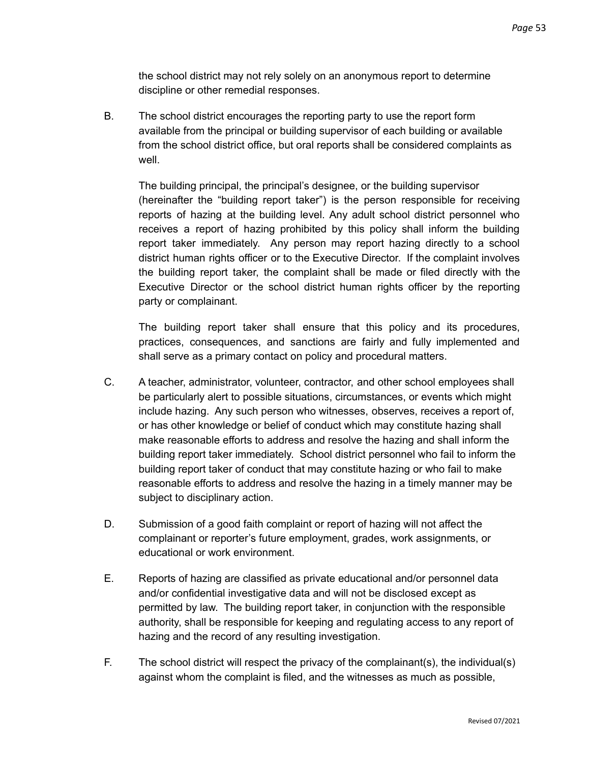the school district may not rely solely on an anonymous report to determine discipline or other remedial responses.

B. The school district encourages the reporting party to use the report form available from the principal or building supervisor of each building or available from the school district office, but oral reports shall be considered complaints as well.

   The building principal, the principal's designee, or the building supervisor (hereinafter the "building report taker") is the person responsible for receiving reports of hazing at the building level. Any adult school district personnel who receives a report of hazing prohibited by this policy shall inform the building report taker immediately. Any person may report hazing directly to a school district human rights officer or to the Executive Director. If the complaint involves the building report taker, the complaint shall be made or filed directly with the Executive Director or the school district human rights officer by the reporting party or complainant.

   The building report taker shall ensure that this policy and its procedures, practices, consequences, and sanctions are fairly and fully implemented and shall serve as a primary contact on policy and procedural matters.

C. A teacher, administrator, volunteer, contractor, and other school employees shall be particularly alert to possible situations, circumstances, or events which might include hazing. Any such person who witnesses, observes, receives a report of, or has other knowledge or belief of conduct which may constitute hazing shall make reasonable efforts to address and resolve the hazing and shall inform the building report taker immediately. School district personnel who fail to inform the building report taker of conduct that may constitute hazing or who fail to make reasonable efforts to address and resolve the hazing in a timely manner may be subject to disciplinary action.

D. Submission of a good faith complaint or report of hazing will not affect the complainant or reporter's future employment, grades, work assignments, or educational or work environment.

E. Reports of hazing are classified as private educational and/or personnel data and/or confidential investigative data and will not be disclosed except as permitted by law. The building report taker, in conjunction with the responsible authority, shall be responsible for keeping and regulating access to any report of hazing and the record of any resulting investigation.

F. The school district will respect the privacy of the complainant(s), the individual(s) against whom the complaint is filed, and the witnesses as much as possible,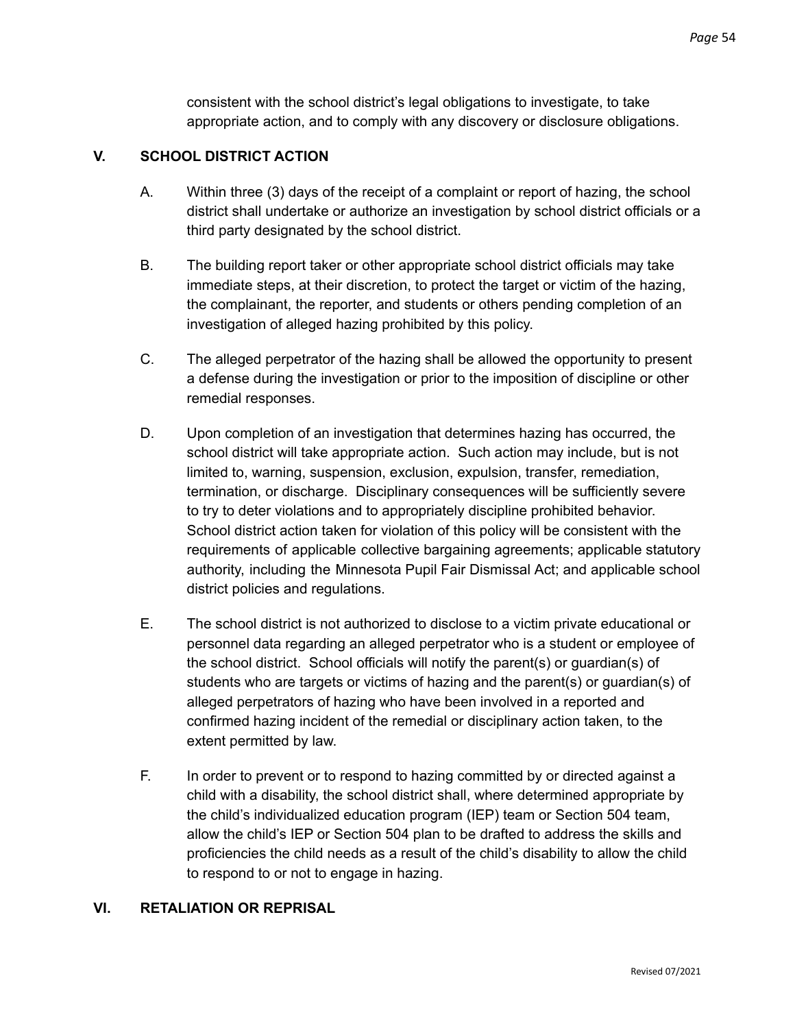consistent with the school district's legal obligations to investigate, to take appropriate action, and to comply with any discovery or disclosure obligations.

## V. SCHOOL DISTRICT ACTION

A. Within three (3) days of the receipt of a complaint or report of hazing, the school district shall undertake or authorize an investigation by school district officials or a third party designated by the school district.

B. The building report taker or other appropriate school district officials may take immediate steps, at their discretion, to protect the target or victim of the hazing, the complainant, the reporter, and students or others pending completion of an investigation of alleged hazing prohibited by this policy.

C. The alleged perpetrator of the hazing shall be allowed the opportunity to present a defense during the investigation or prior to the imposition of discipline or other remedial responses.

D. Upon completion of an investigation that determines hazing has occurred, the school district will take appropriate action. Such action may include, but is not limited to, warning, suspension, exclusion, expulsion, transfer, remediation, termination, or discharge. Disciplinary consequences will be sufficiently severe to try to deter violations and to appropriately discipline prohibited behavior. School district action taken for violation of this policy will be consistent with the requirements of applicable collective bargaining agreements; applicable statutory authority, including the Minnesota Pupil Fair Dismissal Act; and applicable school district policies and regulations.

E. The school district is not authorized to disclose to a victim private educational or personnel data regarding an alleged perpetrator who is a student or employee of the school district. School officials will notify the parent(s) or guardian(s) of students who are targets or victims of hazing and the parent(s) or guardian(s) of alleged perpetrators of hazing who have been involved in a reported and confirmed hazing incident of the remedial or disciplinary action taken, to the extent permitted by law.

F. In order to prevent or to respond to hazing committed by or directed against a child with a disability, the school district shall, where determined appropriate by the child's individualized education program (IEP) team or Section 504 team, allow the child's IEP or Section 504 plan to be drafted to address the skills and proficiencies the child needs as a result of the child's disability to allow the child to respond to or not to engage in hazing.

## VI. RETALIATION OR REPRISAL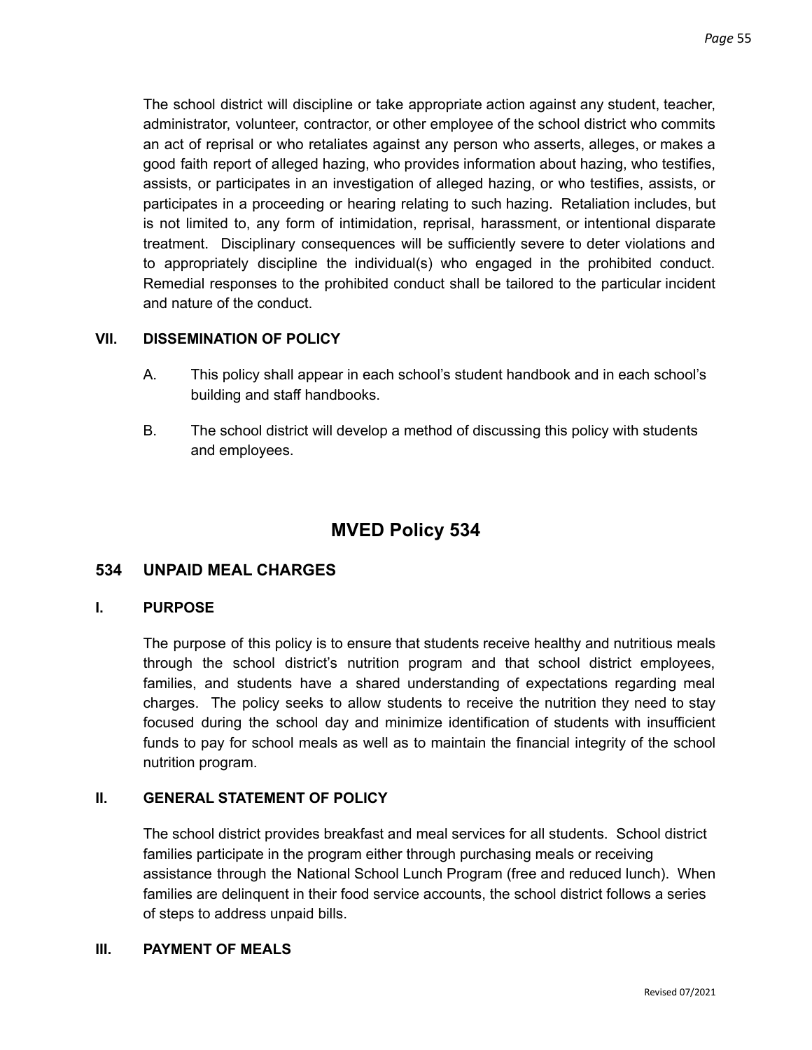The school district will discipline or take appropriate action against any student, teacher, administrator, volunteer, contractor, or other employee of the school district who commits an act of reprisal or who retaliates against any person who asserts, alleges, or makes a good faith report of alleged hazing, who provides information about hazing, who testifies, assists, or participates in an investigation of alleged hazing, or who testifies, assists, or participates in a proceeding or hearing relating to such hazing. Retaliation includes, but is not limited to, any form of intimidation, reprisal, harassment, or intentional disparate treatment. Disciplinary consequences will be sufficiently severe to deter violations and to appropriately discipline the individual(s) who engaged in the prohibited conduct. Remedial responses to the prohibited conduct shall be tailored to the particular incident and nature of the conduct.

**VII. DISSEMINATION OF POLICY**

A. This policy shall appear in each school's student handbook and in each school's building and staff handbooks.

B. The school district will develop a method of discussing this policy with students and employees.

# MVED Policy 534

## 534 UNPAID MEAL CHARGES

**I. PURPOSE**

The purpose of this policy is to ensure that students receive healthy and nutritious meals through the school district's nutrition program and that school district employees, families, and students have a shared understanding of expectations regarding meal charges. The policy seeks to allow students to receive the nutrition they need to stay focused during the school day and minimize identification of students with insufficient funds to pay for school meals as well as to maintain the financial integrity of the school nutrition program.

**II. GENERAL STATEMENT OF POLICY**

The school district provides breakfast and meal services for all students. School district families participate in the program either through purchasing meals or receiving assistance through the National School Lunch Program (free and reduced lunch). When families are delinquent in their food service accounts, the school district follows a series of steps to address unpaid bills.

**III. PAYMENT OF MEALS**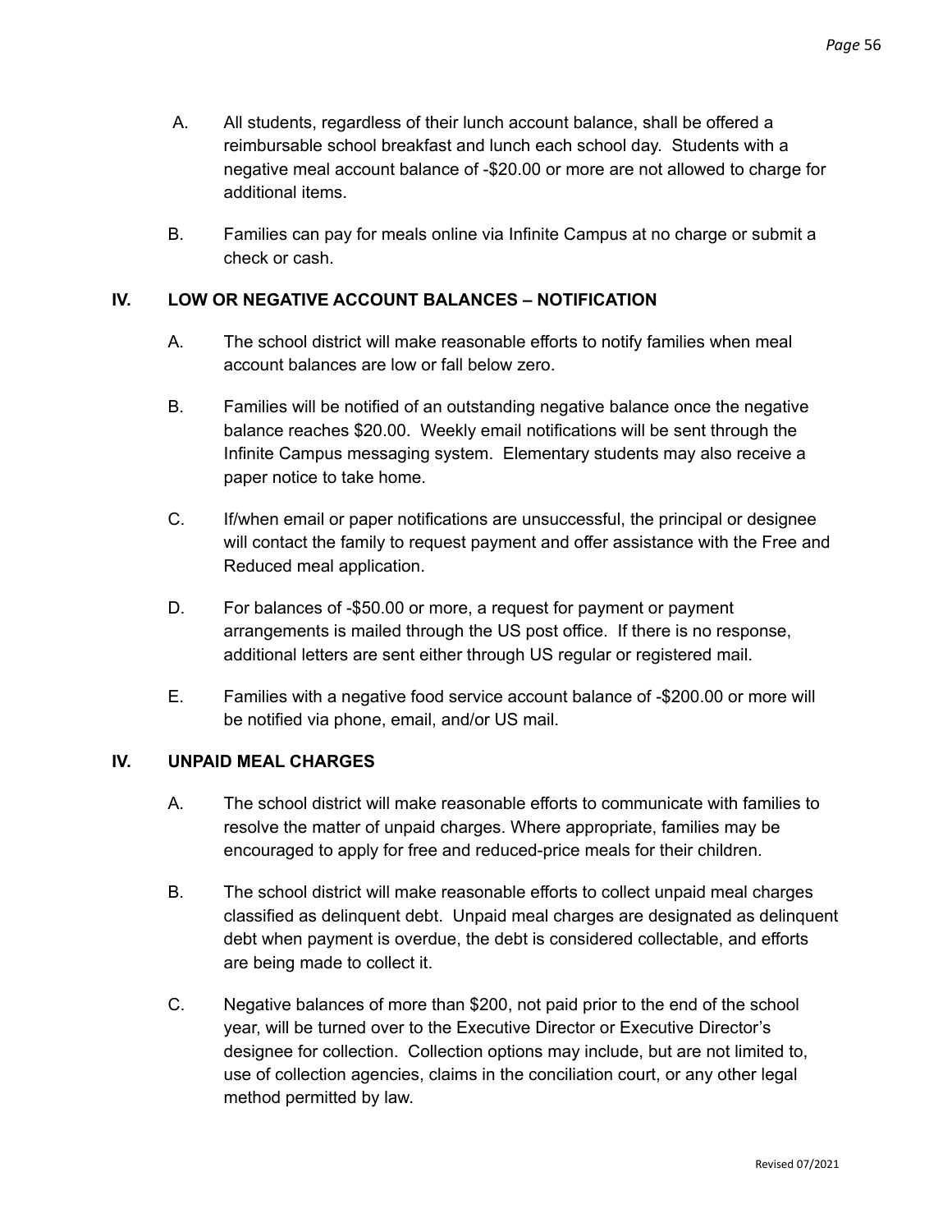A. All students, regardless of their lunch account balance, shall be offered a reimbursable school breakfast and lunch each school day. Students with a negative meal account balance of -$20.00 or more are not allowed to charge for additional items.

B. Families can pay for meals online via Infinite Campus at no charge or submit a check or cash.

**IV. LOW OR NEGATIVE ACCOUNT BALANCES – NOTIFICATION**

A. The school district will make reasonable efforts to notify families when meal account balances are low or fall below zero.

B. Families will be notified of an outstanding negative balance once the negative balance reaches $20.00. Weekly email notifications will be sent through the Infinite Campus messaging system. Elementary students may also receive a paper notice to take home.

C. If/when email or paper notifications are unsuccessful, the principal or designee will contact the family to request payment and offer assistance with the Free and Reduced meal application.

D. For balances of -$50.00 or more, a request for payment or payment arrangements is mailed through the US post office. If there is no response, additional letters are sent either through US regular or registered mail.

E. Families with a negative food service account balance of -$200.00 or more will be notified via phone, email, and/or US mail.

**IV. UNPAID MEAL CHARGES**

A. The school district will make reasonable efforts to communicate with families to resolve the matter of unpaid charges. Where appropriate, families may be encouraged to apply for free and reduced-price meals for their children.

B. The school district will make reasonable efforts to collect unpaid meal charges classified as delinquent debt. Unpaid meal charges are designated as delinquent debt when payment is overdue, the debt is considered collectable, and efforts are being made to collect it.

C. Negative balances of more than $200, not paid prior to the end of the school year, will be turned over to the Executive Director or Executive Director's designee for collection. Collection options may include, but are not limited to, use of collection agencies, claims in the conciliation court, or any other legal method permitted by law.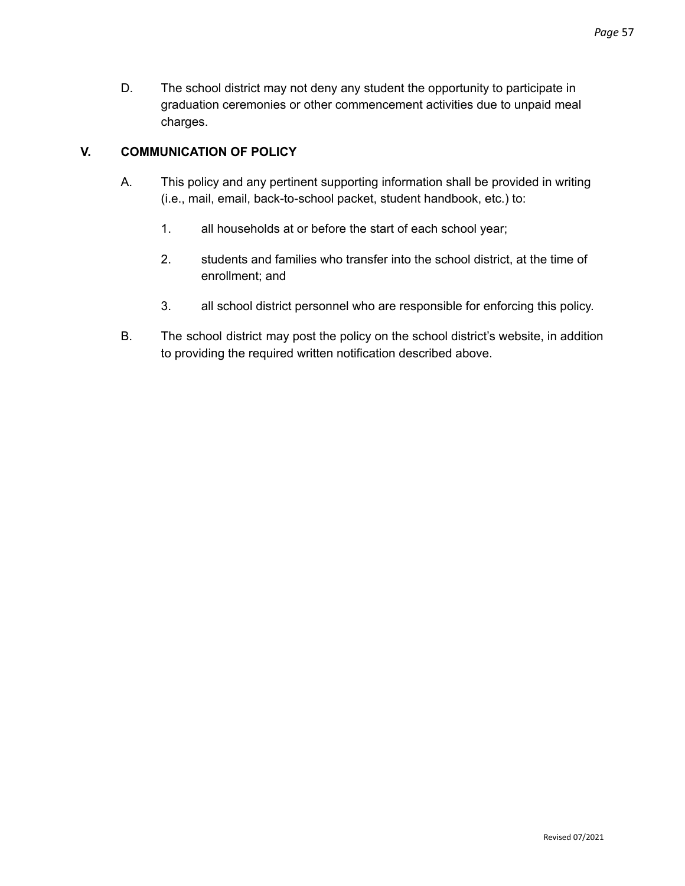D. The school district may not deny any student the opportunity to participate in graduation ceremonies or other commencement activities due to unpaid meal charges.

## V. COMMUNICATION OF POLICY

A. This policy and any pertinent supporting information shall be provided in writing (i.e., mail, email, back-to-school packet, student handbook, etc.) to:

1. all households at or before the start of each school year;

2. students and families who transfer into the school district, at the time of enrollment; and

3. all school district personnel who are responsible for enforcing this policy.

B. The school district may post the policy on the school district's website, in addition to providing the required written notification described above.